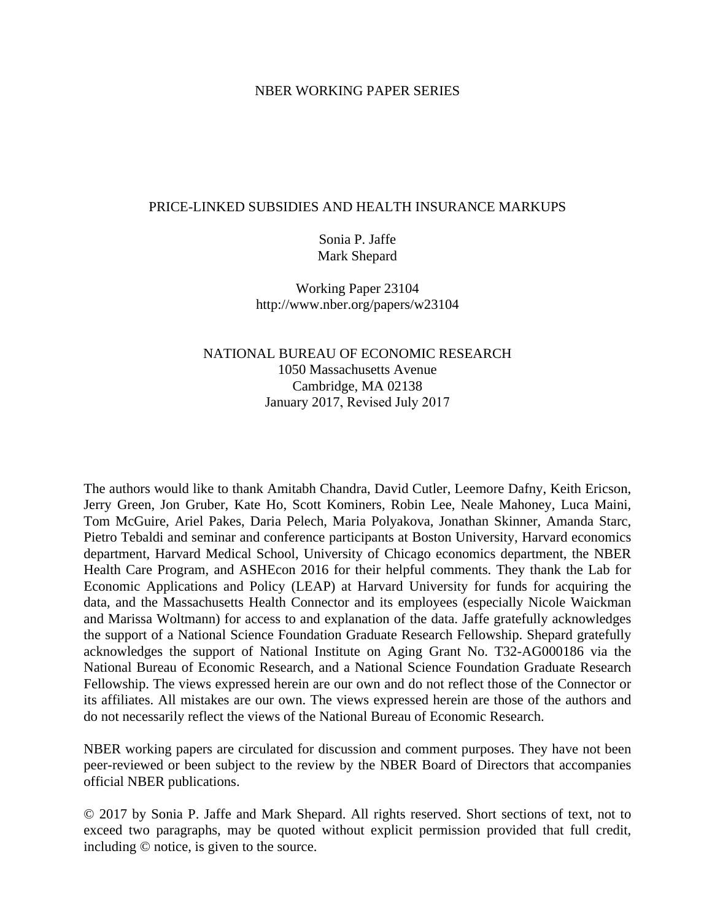NBER WORKING PAPER SERIES

# PRICE-LINKED SUBSIDIES AND HEALTH INSURANCE MARKUPS

Sonia P. Jaffe
Mark Shepard

Working Paper 23104
http://www.nber.org/papers/w23104

NATIONAL BUREAU OF ECONOMIC RESEARCH
1050 Massachusetts Avenue
Cambridge, MA 02138
January 2017, Revised July 2017

The authors would like to thank Amitabh Chandra, David Cutler, Leemore Dafny, Keith Ericson, Jerry Green, Jon Gruber, Kate Ho, Scott Kominers, Robin Lee, Neale Mahoney, Luca Maini, Tom McGuire, Ariel Pakes, Daria Pelech, Maria Polyakova, Jonathan Skinner, Amanda Starc, Pietro Tebaldi and seminar and conference participants at Boston University, Harvard economics department, Harvard Medical School, University of Chicago economics department, the NBER Health Care Program, and ASHEcon 2016 for their helpful comments. They thank the Lab for Economic Applications and Policy (LEAP) at Harvard University for funds for acquiring the data, and the Massachusetts Health Connector and its employees (especially Nicole Waickman and Marissa Woltmann) for access to and explanation of the data. Jaffe gratefully acknowledges the support of a National Science Foundation Graduate Research Fellowship. Shepard gratefully acknowledges the support of National Institute on Aging Grant No. T32-AG000186 via the National Bureau of Economic Research, and a National Science Foundation Graduate Research Fellowship. The views expressed herein are our own and do not reflect those of the Connector or its affiliates. All mistakes are our own. The views expressed herein are those of the authors and do not necessarily reflect the views of the National Bureau of Economic Research.

NBER working papers are circulated for discussion and comment purposes. They have not been peer-reviewed or been subject to the review by the NBER Board of Directors that accompanies official NBER publications.

© 2017 by Sonia P. Jaffe and Mark Shepard. All rights reserved. Short sections of text, not to exceed two paragraphs, may be quoted without explicit permission provided that full credit, including © notice, is given to the source.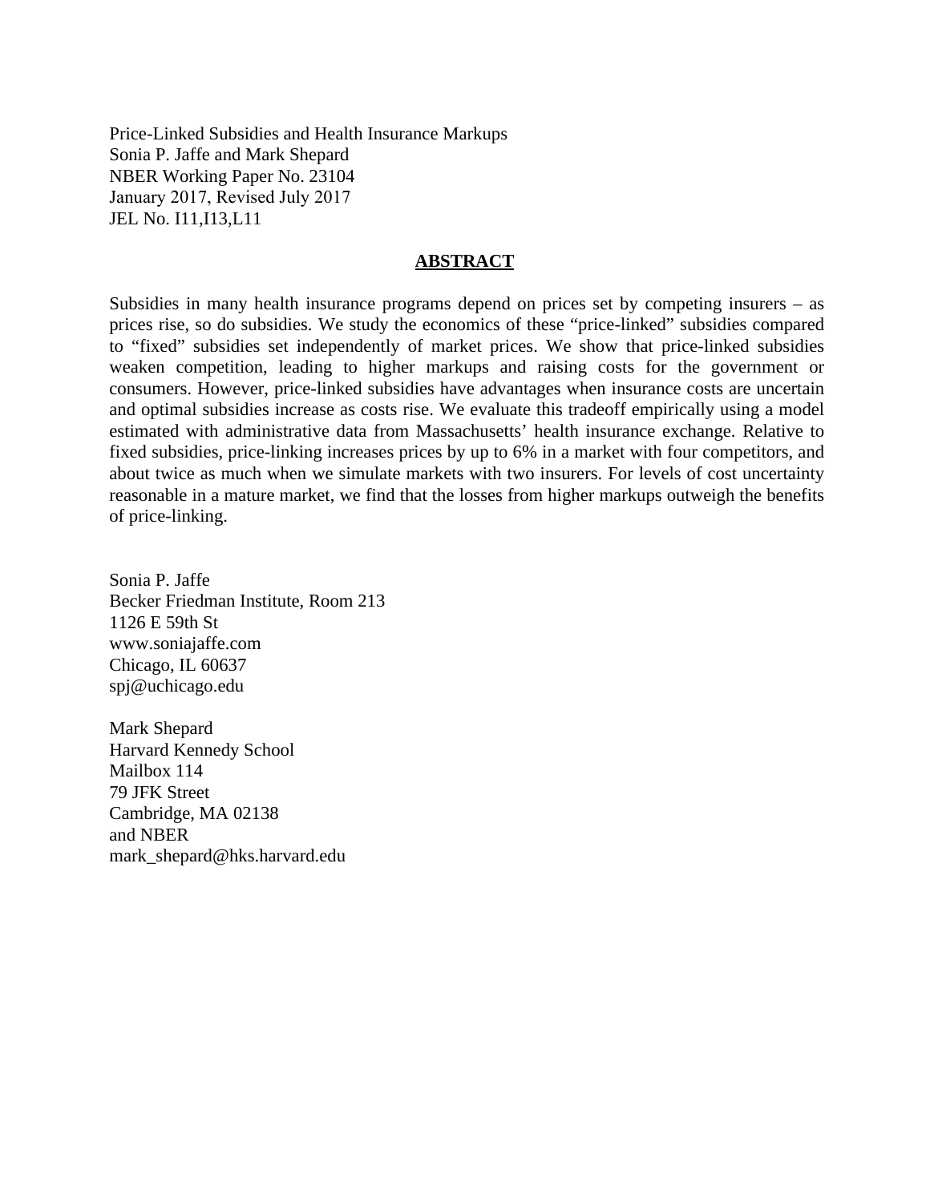Price-Linked Subsidies and Health Insurance Markups
Sonia P. Jaffe and Mark Shepard
NBER Working Paper No. 23104
January 2017, Revised July 2017
JEL No. I11,I13,L11

## ABSTRACT

Subsidies in many health insurance programs depend on prices set by competing insurers – as prices rise, so do subsidies. We study the economics of these "price-linked" subsidies compared to "fixed" subsidies set independently of market prices. We show that price-linked subsidies weaken competition, leading to higher markups and raising costs for the government or consumers. However, price-linked subsidies have advantages when insurance costs are uncertain and optimal subsidies increase as costs rise. We evaluate this tradeoff empirically using a model estimated with administrative data from Massachusetts' health insurance exchange. Relative to fixed subsidies, price-linking increases prices by up to 6% in a market with four competitors, and about twice as much when we simulate markets with two insurers. For levels of cost uncertainty reasonable in a mature market, we find that the losses from higher markups outweigh the benefits of price-linking.

Sonia P. Jaffe
Becker Friedman Institute, Room 213
1126 E 59th St
www.soniajaffe.com
Chicago, IL 60637
spj@uchicago.edu

Mark Shepard
Harvard Kennedy School
Mailbox 114
79 JFK Street
Cambridge, MA 02138
and NBER
mark_shepard@hks.harvard.edu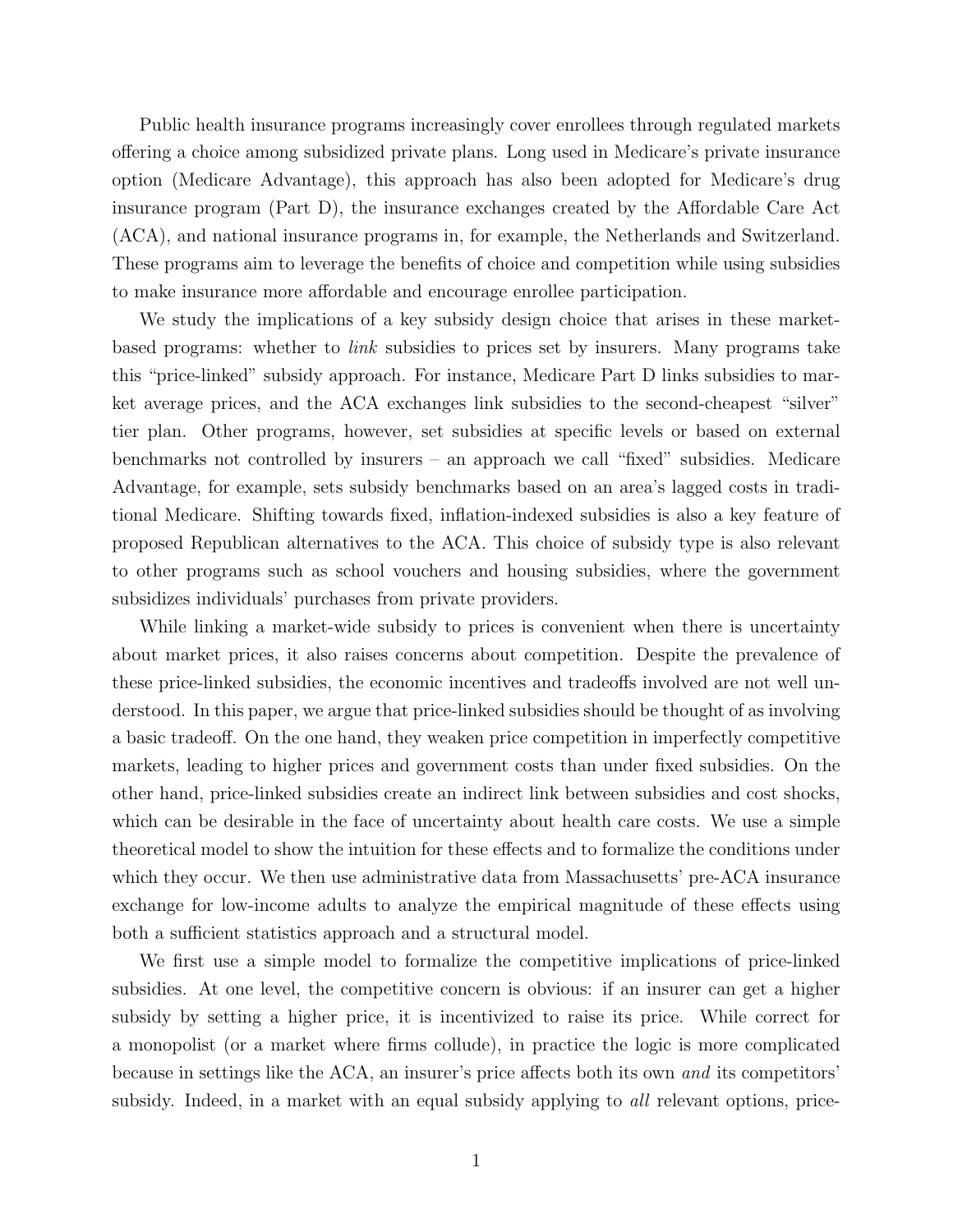Public health insurance programs increasingly cover enrollees through regulated markets offering a choice among subsidized private plans. Long used in Medicare's private insurance option (Medicare Advantage), this approach has also been adopted for Medicare's drug insurance program (Part D), the insurance exchanges created by the Affordable Care Act (ACA), and national insurance programs in, for example, the Netherlands and Switzerland. These programs aim to leverage the benefits of choice and competition while using subsidies to make insurance more affordable and encourage enrollee participation.

We study the implications of a key subsidy design choice that arises in these market-based programs: whether to *link* subsidies to prices set by insurers. Many programs take this "price-linked" subsidy approach. For instance, Medicare Part D links subsidies to market average prices, and the ACA exchanges link subsidies to the second-cheapest "silver" tier plan. Other programs, however, set subsidies at specific levels or based on external benchmarks not controlled by insurers – an approach we call "fixed" subsidies. Medicare Advantage, for example, sets subsidy benchmarks based on an area's lagged costs in traditional Medicare. Shifting towards fixed, inflation-indexed subsidies is also a key feature of proposed Republican alternatives to the ACA. This choice of subsidy type is also relevant to other programs such as school vouchers and housing subsidies, where the government subsidizes individuals' purchases from private providers.

While linking a market-wide subsidy to prices is convenient when there is uncertainty about market prices, it also raises concerns about competition. Despite the prevalence of these price-linked subsidies, the economic incentives and tradeoffs involved are not well understood. In this paper, we argue that price-linked subsidies should be thought of as involving a basic tradeoff. On the one hand, they weaken price competition in imperfectly competitive markets, leading to higher prices and government costs than under fixed subsidies. On the other hand, price-linked subsidies create an indirect link between subsidies and cost shocks, which can be desirable in the face of uncertainty about health care costs. We use a simple theoretical model to show the intuition for these effects and to formalize the conditions under which they occur. We then use administrative data from Massachusetts' pre-ACA insurance exchange for low-income adults to analyze the empirical magnitude of these effects using both a sufficient statistics approach and a structural model.

We first use a simple model to formalize the competitive implications of price-linked subsidies. At one level, the competitive concern is obvious: if an insurer can get a higher subsidy by setting a higher price, it is incentivized to raise its price. While correct for a monopolist (or a market where firms collude), in practice the logic is more complicated because in settings like the ACA, an insurer's price affects both its own *and* its competitors' subsidy. Indeed, in a market with an equal subsidy applying to *all* relevant options, price-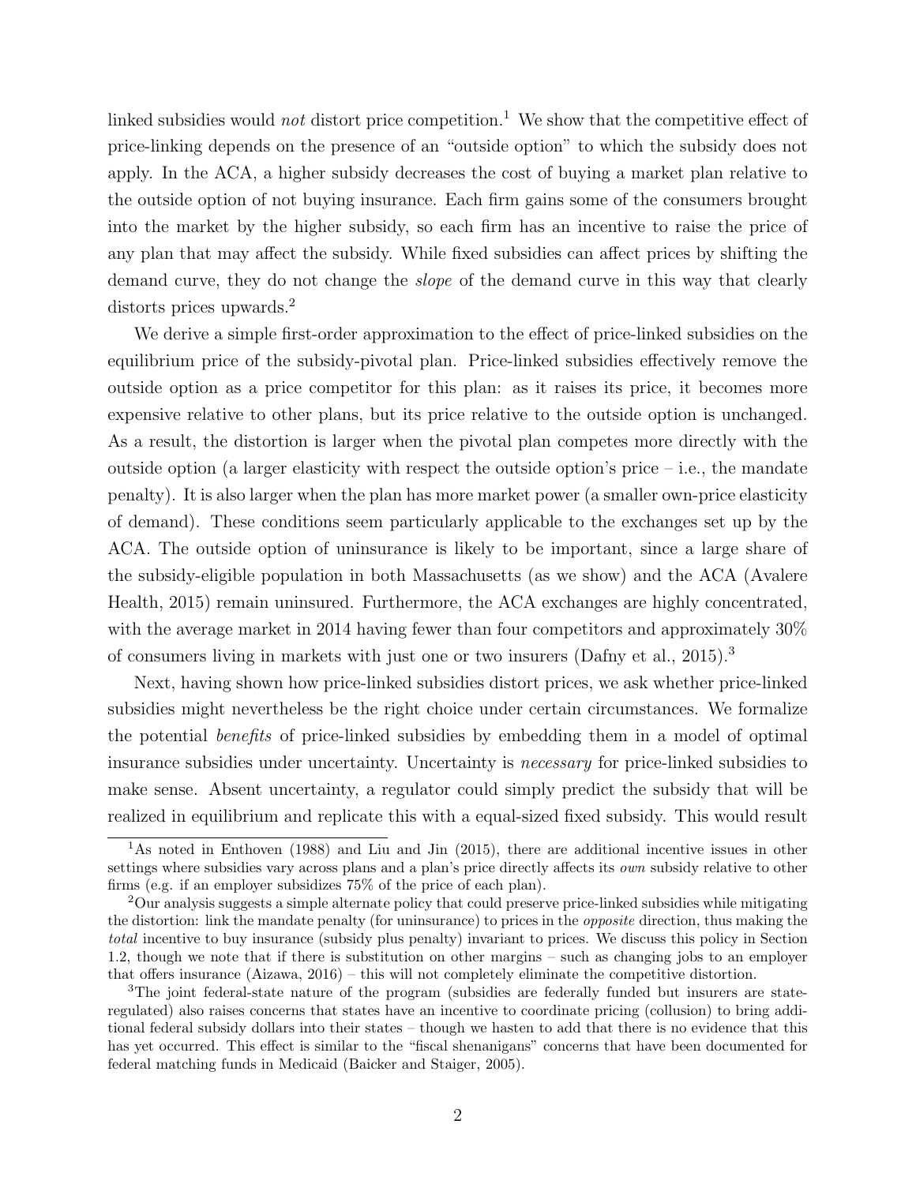linked subsidies would *not* distort price competition.[1] We show that the competitive effect of price-linking depends on the presence of an "outside option" to which the subsidy does not apply. In the ACA, a higher subsidy decreases the cost of buying a market plan relative to the outside option of not buying insurance. Each firm gains some of the consumers brought into the market by the higher subsidy, so each firm has an incentive to raise the price of any plan that may affect the subsidy. While fixed subsidies can affect prices by shifting the demand curve, they do not change the *slope* of the demand curve in this way that clearly distorts prices upwards.[2]

We derive a simple first-order approximation to the effect of price-linked subsidies on the equilibrium price of the subsidy-pivotal plan. Price-linked subsidies effectively remove the outside option as a price competitor for this plan: as it raises its price, it becomes more expensive relative to other plans, but its price relative to the outside option is unchanged. As a result, the distortion is larger when the pivotal plan competes more directly with the outside option (a larger elasticity with respect the outside option's price – i.e., the mandate penalty). It is also larger when the plan has more market power (a smaller own-price elasticity of demand). These conditions seem particularly applicable to the exchanges set up by the ACA. The outside option of uninsurance is likely to be important, since a large share of the subsidy-eligible population in both Massachusetts (as we show) and the ACA (Avalere Health, 2015) remain uninsured. Furthermore, the ACA exchanges are highly concentrated, with the average market in 2014 having fewer than four competitors and approximately 30% of consumers living in markets with just one or two insurers (Dafny et al., 2015).[3]

Next, having shown how price-linked subsidies distort prices, we ask whether price-linked subsidies might nevertheless be the right choice under certain circumstances. We formalize the potential *benefits* of price-linked subsidies by embedding them in a model of optimal insurance subsidies under uncertainty. Uncertainty is *necessary* for price-linked subsidies to make sense. Absent uncertainty, a regulator could simply predict the subsidy that will be realized in equilibrium and replicate this with a equal-sized fixed subsidy. This would result

[1] As noted in Enthoven (1988) and Liu and Jin (2015), there are additional incentive issues in other settings where subsidies vary across plans and a plan's price directly affects its *own* subsidy relative to other firms (e.g. if an employer subsidizes 75% of the price of each plan).

[2] Our analysis suggests a simple alternate policy that could preserve price-linked subsidies while mitigating the distortion: link the mandate penalty (for uninsurance) to prices in the *opposite* direction, thus making the *total* incentive to buy insurance (subsidy plus penalty) invariant to prices. We discuss this policy in Section 1.2, though we note that if there is substitution on other margins – such as changing jobs to an employer that offers insurance (Aizawa, 2016) – this will not completely eliminate the competitive distortion.

[3] The joint federal-state nature of the program (subsidies are federally funded but insurers are state-regulated) also raises concerns that states have an incentive to coordinate pricing (collusion) to bring additional federal subsidy dollars into their states – though we hasten to add that there is no evidence that this has yet occurred. This effect is similar to the "fiscal shenanigans" concerns that have been documented for federal matching funds in Medicaid (Baicker and Staiger, 2005).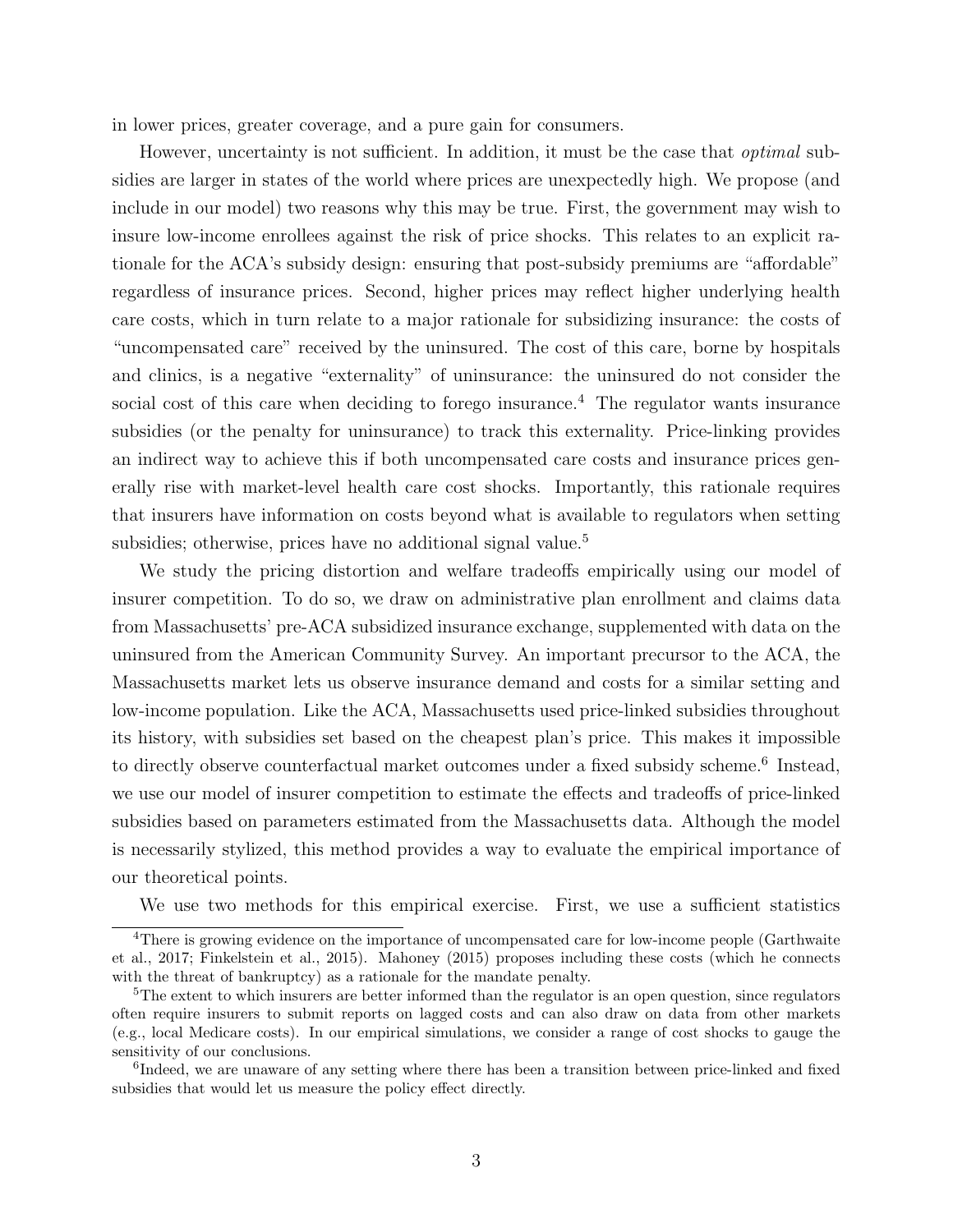in lower prices, greater coverage, and a pure gain for consumers.

However, uncertainty is not sufficient. In addition, it must be the case that *optimal* subsidies are larger in states of the world where prices are unexpectedly high. We propose (and include in our model) two reasons why this may be true. First, the government may wish to insure low-income enrollees against the risk of price shocks. This relates to an explicit rationale for the ACA's subsidy design: ensuring that post-subsidy premiums are "affordable" regardless of insurance prices. Second, higher prices may reflect higher underlying health care costs, which in turn relate to a major rationale for subsidizing insurance: the costs of "uncompensated care" received by the uninsured. The cost of this care, borne by hospitals and clinics, is a negative "externality" of uninsurance: the uninsured do not consider the social cost of this care when deciding to forego insurance.[4] The regulator wants insurance subsidies (or the penalty for uninsurance) to track this externality. Price-linking provides an indirect way to achieve this if both uncompensated care costs and insurance prices generally rise with market-level health care cost shocks. Importantly, this rationale requires that insurers have information on costs beyond what is available to regulators when setting subsidies; otherwise, prices have no additional signal value.[5]

We study the pricing distortion and welfare tradeoffs empirically using our model of insurer competition. To do so, we draw on administrative plan enrollment and claims data from Massachusetts' pre-ACA subsidized insurance exchange, supplemented with data on the uninsured from the American Community Survey. An important precursor to the ACA, the Massachusetts market lets us observe insurance demand and costs for a similar setting and low-income population. Like the ACA, Massachusetts used price-linked subsidies throughout its history, with subsidies set based on the cheapest plan's price. This makes it impossible to directly observe counterfactual market outcomes under a fixed subsidy scheme.[6] Instead, we use our model of insurer competition to estimate the effects and tradeoffs of price-linked subsidies based on parameters estimated from the Massachusetts data. Although the model is necessarily stylized, this method provides a way to evaluate the empirical importance of our theoretical points.

We use two methods for this empirical exercise. First, we use a sufficient statistics

---

[4] There is growing evidence on the importance of uncompensated care for low-income people (Garthwaite et al., 2017; Finkelstein et al., 2015). Mahoney (2015) proposes including these costs (which he connects with the threat of bankruptcy) as a rationale for the mandate penalty.

[5] The extent to which insurers are better informed than the regulator is an open question, since regulators often require insurers to submit reports on lagged costs and can also draw on data from other markets (e.g., local Medicare costs). In our empirical simulations, we consider a range of cost shocks to gauge the sensitivity of our conclusions.

[6] Indeed, we are unaware of any setting where there has been a transition between price-linked and fixed subsidies that would let us measure the policy effect directly.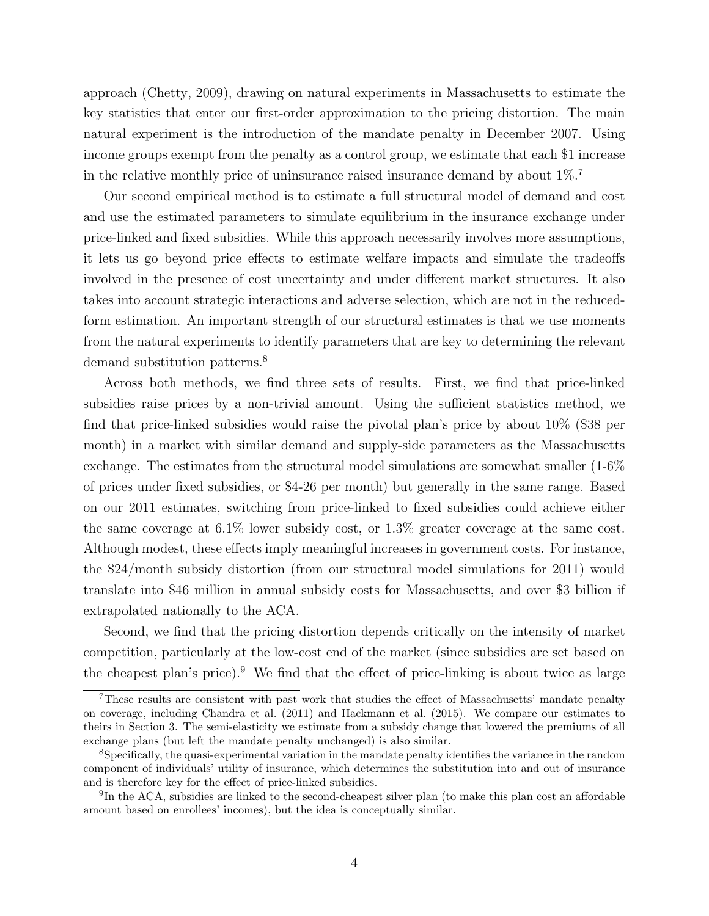approach (Chetty, 2009), drawing on natural experiments in Massachusetts to estimate the key statistics that enter our first-order approximation to the pricing distortion. The main natural experiment is the introduction of the mandate penalty in December 2007. Using income groups exempt from the penalty as a control group, we estimate that each $1 increase in the relative monthly price of uninsurance raised insurance demand by about 1%.[7]

Our second empirical method is to estimate a full structural model of demand and cost and use the estimated parameters to simulate equilibrium in the insurance exchange under price-linked and fixed subsidies. While this approach necessarily involves more assumptions, it lets us go beyond price effects to estimate welfare impacts and simulate the tradeoffs involved in the presence of cost uncertainty and under different market structures. It also takes into account strategic interactions and adverse selection, which are not in the reduced-form estimation. An important strength of our structural estimates is that we use moments from the natural experiments to identify parameters that are key to determining the relevant demand substitution patterns.[8]

Across both methods, we find three sets of results. First, we find that price-linked subsidies raise prices by a non-trivial amount. Using the sufficient statistics method, we find that price-linked subsidies would raise the pivotal plan's price by about 10% ($38 per month) in a market with similar demand and supply-side parameters as the Massachusetts exchange. The estimates from the structural model simulations are somewhat smaller (1-6% of prices under fixed subsidies, or $4-26 per month) but generally in the same range. Based on our 2011 estimates, switching from price-linked to fixed subsidies could achieve either the same coverage at 6.1% lower subsidy cost, or 1.3% greater coverage at the same cost. Although modest, these effects imply meaningful increases in government costs. For instance, the $24/month subsidy distortion (from our structural model simulations for 2011) would translate into $46 million in annual subsidy costs for Massachusetts, and over $3 billion if extrapolated nationally to the ACA.

Second, we find that the pricing distortion depends critically on the intensity of market competition, particularly at the low-cost end of the market (since subsidies are set based on the cheapest plan's price).[9] We find that the effect of price-linking is about twice as large

---

[7] These results are consistent with past work that studies the effect of Massachusetts' mandate penalty on coverage, including Chandra et al. (2011) and Hackmann et al. (2015). We compare our estimates to theirs in Section 3. The semi-elasticity we estimate from a subsidy change that lowered the premiums of all exchange plans (but left the mandate penalty unchanged) is also similar.

[8] Specifically, the quasi-experimental variation in the mandate penalty identifies the variance in the random component of individuals' utility of insurance, which determines the substitution into and out of insurance and is therefore key for the effect of price-linked subsidies.

[9] In the ACA, subsidies are linked to the second-cheapest silver plan (to make this plan cost an affordable amount based on enrollees' incomes), but the idea is conceptually similar.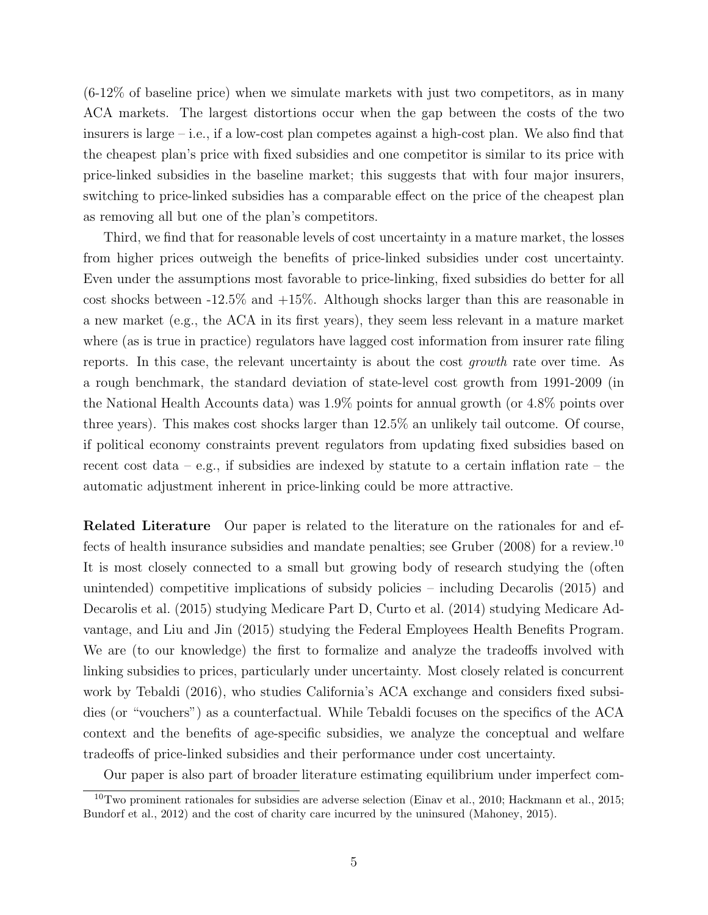(6-12% of baseline price) when we simulate markets with just two competitors, as in many ACA markets. The largest distortions occur when the gap between the costs of the two insurers is large – i.e., if a low-cost plan competes against a high-cost plan. We also find that the cheapest plan's price with fixed subsidies and one competitor is similar to its price with price-linked subsidies in the baseline market; this suggests that with four major insurers, switching to price-linked subsidies has a comparable effect on the price of the cheapest plan as removing all but one of the plan's competitors.

Third, we find that for reasonable levels of cost uncertainty in a mature market, the losses from higher prices outweigh the benefits of price-linked subsidies under cost uncertainty. Even under the assumptions most favorable to price-linking, fixed subsidies do better for all cost shocks between -12.5% and +15%. Although shocks larger than this are reasonable in a new market (e.g., the ACA in its first years), they seem less relevant in a mature market where (as is true in practice) regulators have lagged cost information from insurer rate filing reports. In this case, the relevant uncertainty is about the cost *growth* rate over time. As a rough benchmark, the standard deviation of state-level cost growth from 1991-2009 (in the National Health Accounts data) was 1.9% points for annual growth (or 4.8% points over three years). This makes cost shocks larger than 12.5% an unlikely tail outcome. Of course, if political economy constraints prevent regulators from updating fixed subsidies based on recent cost data – e.g., if subsidies are indexed by statute to a certain inflation rate – the automatic adjustment inherent in price-linking could be more attractive.

**Related Literature** Our paper is related to the literature on the rationales for and effects of health insurance subsidies and mandate penalties; see Gruber (2008) for a review.[10] It is most closely connected to a small but growing body of research studying the (often unintended) competitive implications of subsidy policies – including Decarolis (2015) and Decarolis et al. (2015) studying Medicare Part D, Curto et al. (2014) studying Medicare Advantage, and Liu and Jin (2015) studying the Federal Employees Health Benefits Program. We are (to our knowledge) the first to formalize and analyze the tradeoffs involved with linking subsidies to prices, particularly under uncertainty. Most closely related is concurrent work by Tebaldi (2016), who studies California's ACA exchange and considers fixed subsidies (or "vouchers") as a counterfactual. While Tebaldi focuses on the specifics of the ACA context and the benefits of age-specific subsidies, we analyze the conceptual and welfare tradeoffs of price-linked subsidies and their performance under cost uncertainty.

Our paper is also part of broader literature estimating equilibrium under imperfect com-

[10] Two prominent rationales for subsidies are adverse selection (Einav et al., 2010; Hackmann et al., 2015; Bundorf et al., 2012) and the cost of charity care incurred by the uninsured (Mahoney, 2015).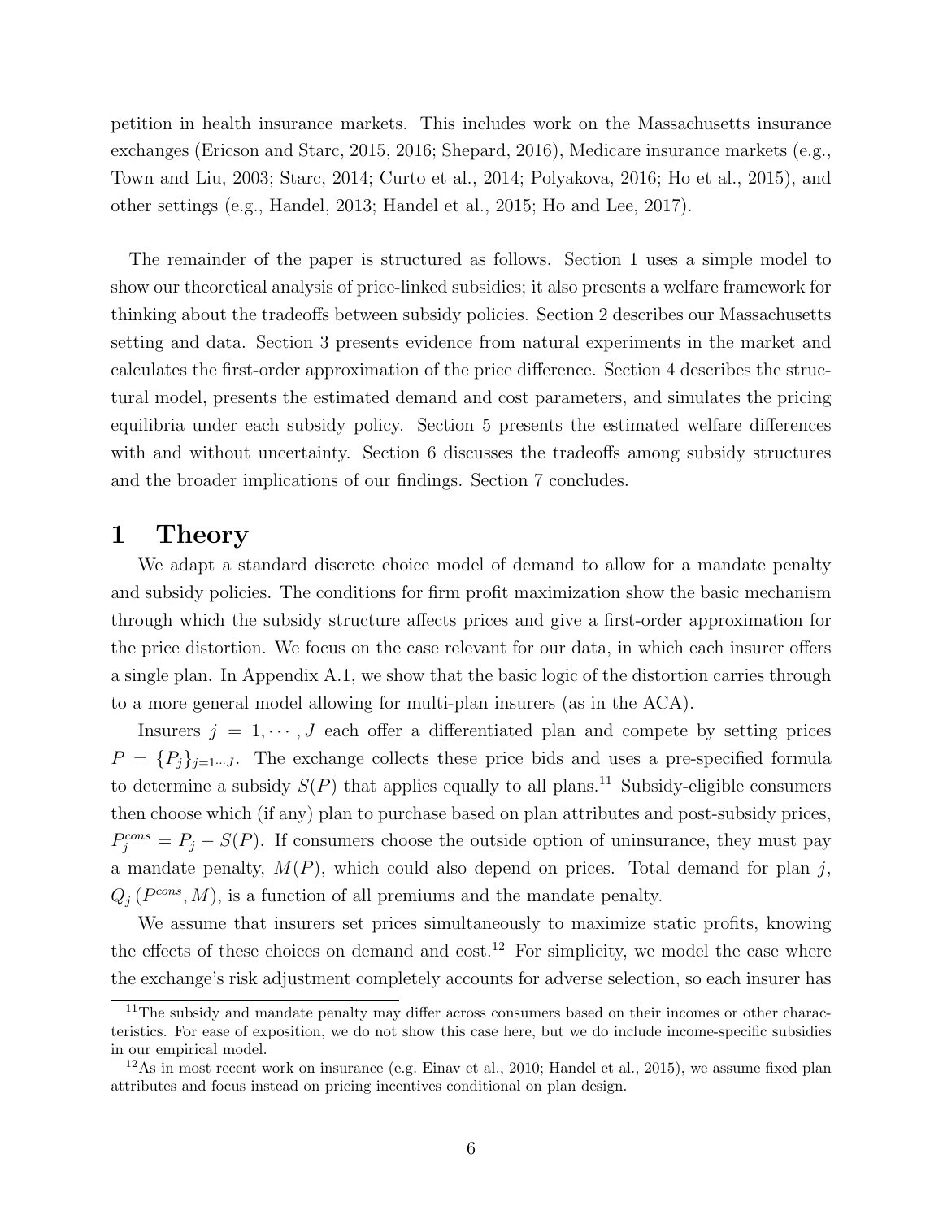petition in health insurance markets. This includes work on the Massachusetts insurance exchanges (Ericson and Starc, 2015, 2016; Shepard, 2016), Medicare insurance markets (e.g., Town and Liu, 2003; Starc, 2014; Curto et al., 2014; Polyakova, 2016; Ho et al., 2015), and other settings (e.g., Handel, 2013; Handel et al., 2015; Ho and Lee, 2017).

The remainder of the paper is structured as follows. Section 1 uses a simple model to show our theoretical analysis of price-linked subsidies; it also presents a welfare framework for thinking about the tradeoffs between subsidy policies. Section 2 describes our Massachusetts setting and data. Section 3 presents evidence from natural experiments in the market and calculates the first-order approximation of the price difference. Section 4 describes the structural model, presents the estimated demand and cost parameters, and simulates the pricing equilibria under each subsidy policy. Section 5 presents the estimated welfare differences with and without uncertainty. Section 6 discusses the tradeoffs among subsidy structures and the broader implications of our findings. Section 7 concludes.

# 1 Theory

We adapt a standard discrete choice model of demand to allow for a mandate penalty and subsidy policies. The conditions for firm profit maximization show the basic mechanism through which the subsidy structure affects prices and give a first-order approximation for the price distortion. We focus on the case relevant for our data, in which each insurer offers a single plan. In Appendix A.1, we show that the basic logic of the distortion carries through to a more general model allowing for multi-plan insurers (as in the ACA).

Insurers $j = 1, \cdots, J$ each offer a differentiated plan and compete by setting prices $P = \{P_j\}_{j=1 \cdots J}$. The exchange collects these price bids and uses a pre-specified formula to determine a subsidy $S(P)$ that applies equally to all plans.[11] Subsidy-eligible consumers then choose which (if any) plan to purchase based on plan attributes and post-subsidy prices, $P_j^{cons} = P_j - S(P)$. If consumers choose the outside option of uninsurance, they must pay a mandate penalty, $M(P)$, which could also depend on prices. Total demand for plan $j$, $Q_j(P^{cons}, M)$, is a function of all premiums and the mandate penalty.

We assume that insurers set prices simultaneously to maximize static profits, knowing the effects of these choices on demand and cost.[12] For simplicity, we model the case where the exchange's risk adjustment completely accounts for adverse selection, so each insurer has

[11] The subsidy and mandate penalty may differ across consumers based on their incomes or other characteristics. For ease of exposition, we do not show this case here, but we do include income-specific subsidies in our empirical model.

[12] As in most recent work on insurance (e.g. Einav et al., 2010; Handel et al., 2015), we assume fixed plan attributes and focus instead on pricing incentives conditional on plan design.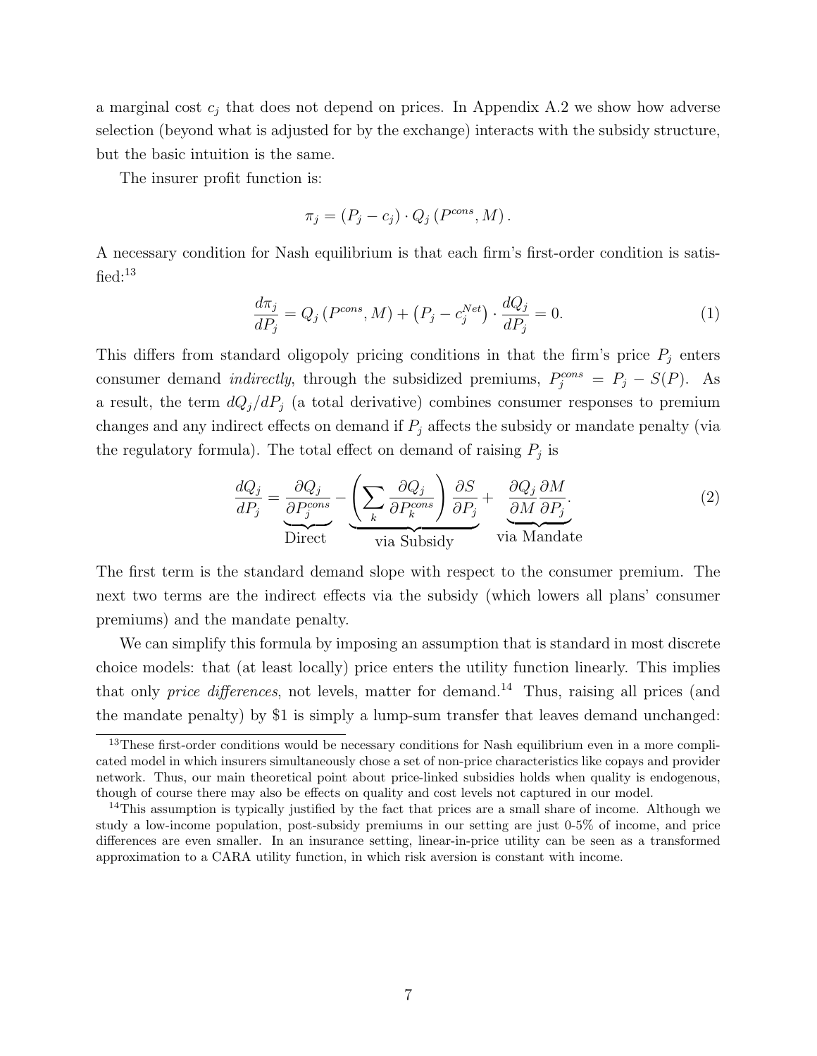a marginal cost $c_j$ that does not depend on prices. In Appendix A.2 we show how adverse selection (beyond what is adjusted for by the exchange) interacts with the subsidy structure, but the basic intuition is the same.

The insurer profit function is:

$$\pi_j = (P_j - c_j) \cdot Q_j \left(P^{cons}, M\right).$$

A necessary condition for Nash equilibrium is that each firm's first-order condition is satisfied:[13]

$$\frac{d\pi_j}{dP_j} = Q_j \left(P^{cons}, M\right) + \left(P_j - c_j^{Net}\right) \cdot \frac{dQ_j}{dP_j} = 0. \tag{1}$$

This differs from standard oligopoly pricing conditions in that the firm's price $P_j$ enters consumer demand *indirectly*, through the subsidized premiums, $P_j^{cons} = P_j - S(P)$. As a result, the term $dQ_j/dP_j$ (a total derivative) combines consumer responses to premium changes and any indirect effects on demand if $P_j$ affects the subsidy or mandate penalty (via the regulatory formula). The total effect on demand of raising $P_j$ is

$$\frac{dQ_j}{dP_j} = \underbrace{\frac{\partial Q_j}{\partial P_j^{cons}}}_{\text{Direct}} - \underbrace{\left(\sum_k \frac{\partial Q_j}{\partial P_k^{cons}}\right) \frac{\partial S}{\partial P_j}}_{\text{via Subsidy}} + \underbrace{\frac{\partial Q_j}{\partial M} \frac{\partial M}{\partial P_j}}_{\text{via Mandate}}. \tag{2}$$

The first term is the standard demand slope with respect to the consumer premium. The next two terms are the indirect effects via the subsidy (which lowers all plans' consumer premiums) and the mandate penalty.

We can simplify this formula by imposing an assumption that is standard in most discrete choice models: that (at least locally) price enters the utility function linearly. This implies that only *price differences*, not levels, matter for demand.[14] Thus, raising all prices (and the mandate penalty) by \$1 is simply a lump-sum transfer that leaves demand unchanged:

[13] These first-order conditions would be necessary conditions for Nash equilibrium even in a more complicated model in which insurers simultaneously chose a set of non-price characteristics like copays and provider network. Thus, our main theoretical point about price-linked subsidies holds when quality is endogenous, though of course there may also be effects on quality and cost levels not captured in our model.

[14] This assumption is typically justified by the fact that prices are a small share of income. Although we study a low-income population, post-subsidy premiums in our setting are just 0-5% of income, and price differences are even smaller. In an insurance setting, linear-in-price utility can be seen as a transformed approximation to a CARA utility function, in which risk aversion is constant with income.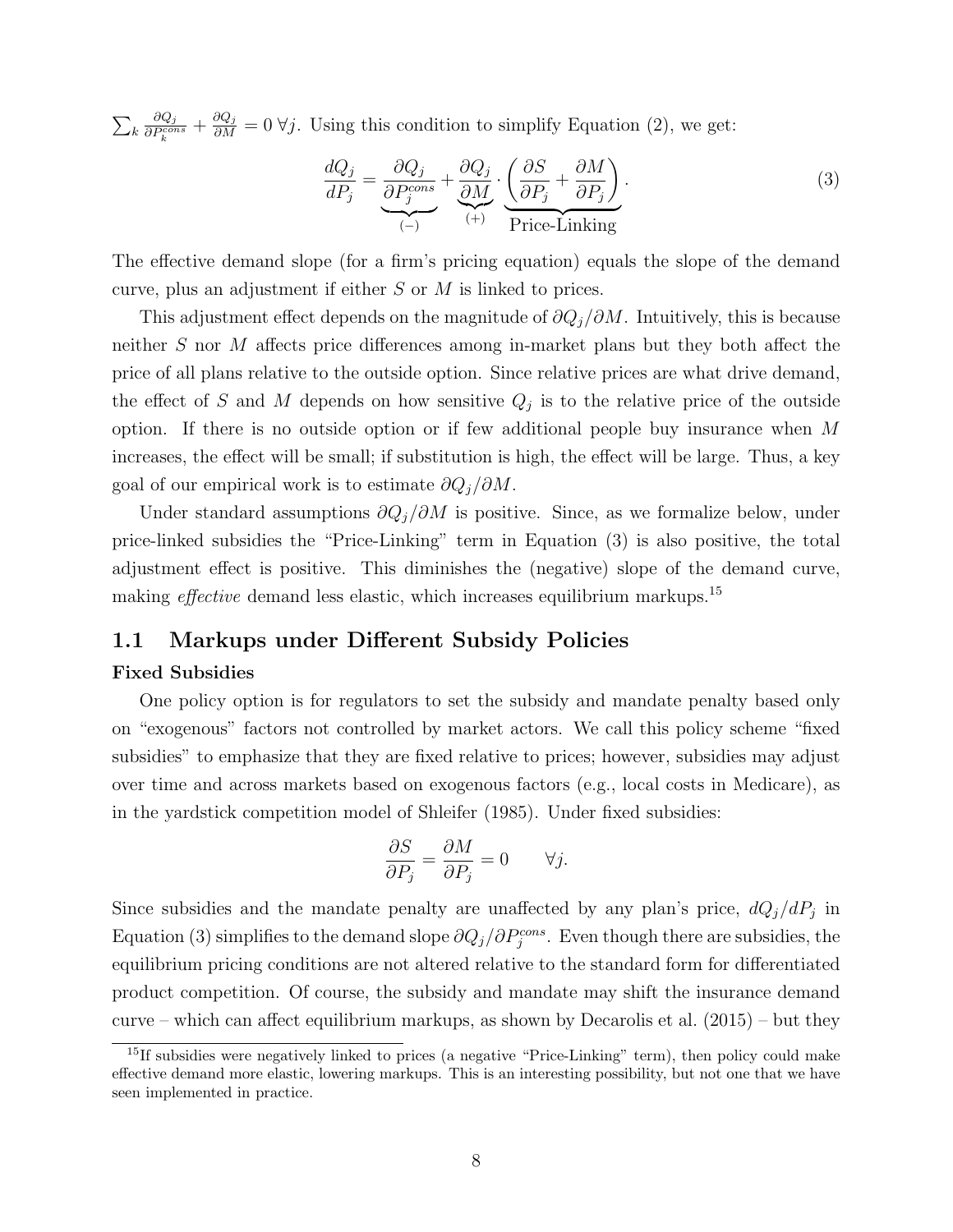$\sum_k \frac{\partial Q_j}{\partial P_k^{cons}} + \frac{\partial Q_j}{\partial M} = 0 \; \forall j$. Using this condition to simplify Equation (2), we get:

$$\frac{dQ_j}{dP_j} = \underbrace{\frac{\partial Q_j}{\partial P_j^{cons}}}_{(-)} + \underbrace{\frac{\partial Q_j}{\partial M}}_{(+)} \cdot \underbrace{\left( \frac{\partial S}{\partial P_j} + \frac{\partial M}{\partial P_j} \right)}_{\text{Price-Linking}}. \tag{3}$$

The effective demand slope (for a firm's pricing equation) equals the slope of the demand curve, plus an adjustment if either $S$ or $M$ is linked to prices.

This adjustment effect depends on the magnitude of $\partial Q_j / \partial M$. Intuitively, this is because neither $S$ nor $M$ affects price differences among in-market plans but they both affect the price of all plans relative to the outside option. Since relative prices are what drive demand, the effect of $S$ and $M$ depends on how sensitive $Q_j$ is to the relative price of the outside option. If there is no outside option or if few additional people buy insurance when $M$ increases, the effect will be small; if substitution is high, the effect will be large. Thus, a key goal of our empirical work is to estimate $\partial Q_j / \partial M$.

Under standard assumptions $\partial Q_j / \partial M$ is positive. Since, as we formalize below, under price-linked subsidies the "Price-Linking" term in Equation (3) is also positive, the total adjustment effect is positive. This diminishes the (negative) slope of the demand curve, making *effective* demand less elastic, which increases equilibrium markups.[15]

## 1.1 Markups under Different Subsidy Policies

**Fixed Subsidies**

One policy option is for regulators to set the subsidy and mandate penalty based only on "exogenous" factors not controlled by market actors. We call this policy scheme "fixed subsidies" to emphasize that they are fixed relative to prices; however, subsidies may adjust over time and across markets based on exogenous factors (e.g., local costs in Medicare), as in the yardstick competition model of Shleifer (1985). Under fixed subsidies:

$$\frac{\partial S}{\partial P_j} = \frac{\partial M}{\partial P_j} = 0 \qquad \forall j.$$

Since subsidies and the mandate penalty are unaffected by any plan's price, $dQ_j/dP_j$ in Equation (3) simplifies to the demand slope $\partial Q_j / \partial P_j^{cons}$. Even though there are subsidies, the equilibrium pricing conditions are not altered relative to the standard form for differentiated product competition. Of course, the subsidy and mandate may shift the insurance demand curve – which can affect equilibrium markups, as shown by Decarolis et al. (2015) – but they

[15] If subsidies were negatively linked to prices (a negative "Price-Linking" term), then policy could make effective demand more elastic, lowering markups. This is an interesting possibility, but not one that we have seen implemented in practice.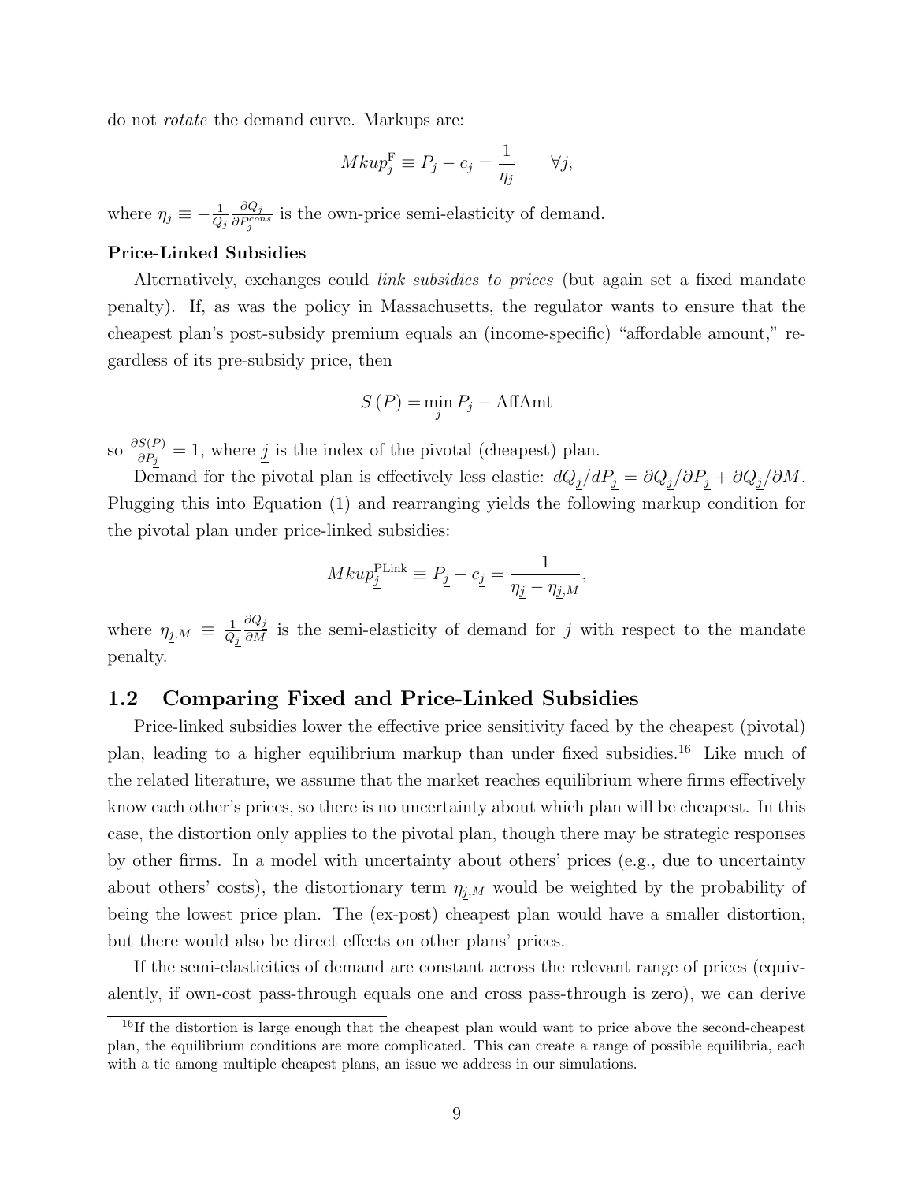do not *rotate* the demand curve. Markups are:

$$Mkup_j^{\text{F}} \equiv P_j - c_j = \frac{1}{\eta_j} \qquad \forall j,$$

where $\eta_j \equiv -\frac{1}{Q_j}\frac{\partial Q_j}{\partial P_j^{cons}}$ is the own-price semi-elasticity of demand.

**Price-Linked Subsidies**

Alternatively, exchanges could *link subsidies to prices* (but again set a fixed mandate penalty). If, as was the policy in Massachusetts, the regulator wants to ensure that the cheapest plan's post-subsidy premium equals an (income-specific) "affordable amount," regardless of its pre-subsidy price, then

$$S(P) = \min_j P_j - \text{AffAmt}$$

so $\frac{\partial S(P)}{\partial P_{\underline{j}}} = 1$, where $\underline{j}$ is the index of the pivotal (cheapest) plan.

Demand for the pivotal plan is effectively less elastic: $dQ_{\underline{j}}/dP_{\underline{j}} = \partial Q_{\underline{j}}/\partial P_{\underline{j}} + \partial Q_{\underline{j}}/\partial M$. Plugging this into Equation (1) and rearranging yields the following markup condition for the pivotal plan under price-linked subsidies:

$$Mkup_{\underline{j}}^{\text{PLink}} \equiv P_{\underline{j}} - c_{\underline{j}} = \frac{1}{\eta_{\underline{j}} - \eta_{\underline{j},M}},$$

where $\eta_{\underline{j},M} \equiv \frac{1}{Q_{\underline{j}}}\frac{\partial Q_{\underline{j}}}{\partial M}$ is the semi-elasticity of demand for $\underline{j}$ with respect to the mandate penalty.

## 1.2 Comparing Fixed and Price-Linked Subsidies

Price-linked subsidies lower the effective price sensitivity faced by the cheapest (pivotal) plan, leading to a higher equilibrium markup than under fixed subsidies.[16] Like much of the related literature, we assume that the market reaches equilibrium where firms effectively know each other's prices, so there is no uncertainty about which plan will be cheapest. In this case, the distortion only applies to the pivotal plan, though there may be strategic responses by other firms. In a model with uncertainty about others' prices (e.g., due to uncertainty about others' costs), the distortionary term $\eta_{\underline{j},M}$ would be weighted by the probability of being the lowest price plan. The (ex-post) cheapest plan would have a smaller distortion, but there would also be direct effects on other plans' prices.

If the semi-elasticities of demand are constant across the relevant range of prices (equivalently, if own-cost pass-through equals one and cross pass-through is zero), we can derive

[16] If the distortion is large enough that the cheapest plan would want to price above the second-cheapest plan, the equilibrium conditions are more complicated. This can create a range of possible equilibria, each with a tie among multiple cheapest plans, an issue we address in our simulations.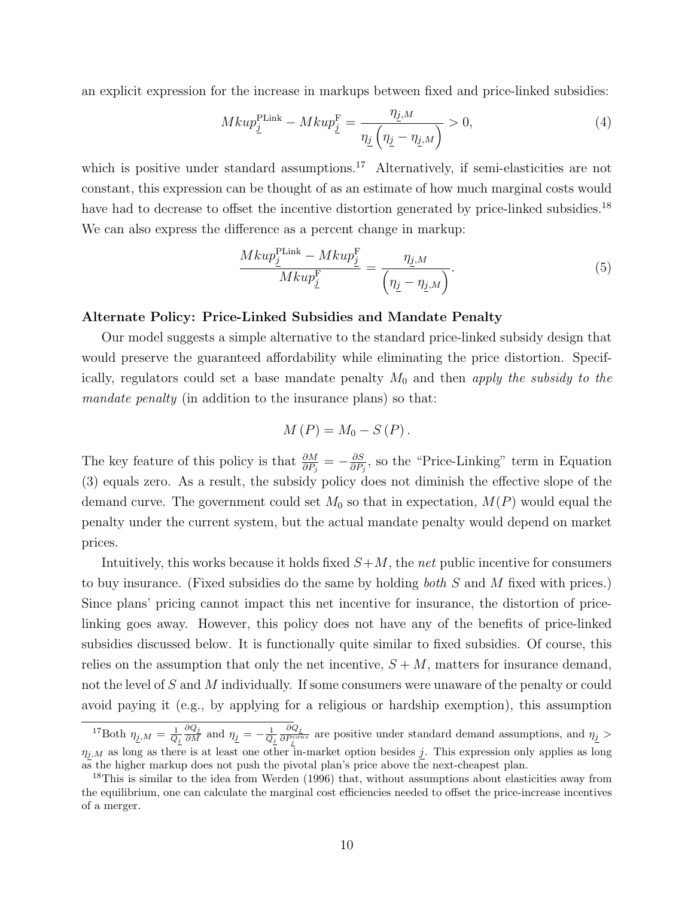an explicit expression for the increase in markups between fixed and price-linked subsidies:

$$Mkup_{\underline{j}}^{\text{PLink}} - Mkup_{\underline{j}}^{\text{F}} = \frac{\eta_{\underline{j},M}}{\eta_{\underline{j}}\left(\eta_{\underline{j}} - \eta_{\underline{j},M}\right)} > 0, \tag{4}$$

which is positive under standard assumptions.[17] Alternatively, if semi-elasticities are not constant, this expression can be thought of as an estimate of how much marginal costs would have had to decrease to offset the incentive distortion generated by price-linked subsidies.[18] We can also express the difference as a percent change in markup:

$$\frac{Mkup_{\underline{j}}^{\text{PLink}} - Mkup_{\underline{j}}^{\text{F}}}{Mkup_{\underline{j}}^{\text{F}}} = \frac{\eta_{\underline{j},M}}{\left(\eta_{\underline{j}} - \eta_{\underline{j},M}\right)}. \tag{5}$$

**Alternate Policy: Price-Linked Subsidies and Mandate Penalty**

Our model suggests a simple alternative to the standard price-linked subsidy design that would preserve the guaranteed affordability while eliminating the price distortion. Specifically, regulators could set a base mandate penalty $M_0$ and then *apply the subsidy to the mandate penalty* (in addition to the insurance plans) so that:

$$M(P) = M_0 - S(P).$$

The key feature of this policy is that $\frac{\partial M}{\partial P_j} = -\frac{\partial S}{\partial P_j}$, so the "Price-Linking" term in Equation (3) equals zero. As a result, the subsidy policy does not diminish the effective slope of the demand curve. The government could set $M_0$ so that in expectation, $M(P)$ would equal the penalty under the current system, but the actual mandate penalty would depend on market prices.

Intuitively, this works because it holds fixed $S+M$, the *net* public incentive for consumers to buy insurance. (Fixed subsidies do the same by holding *both* $S$ and $M$ fixed with prices.) Since plans' pricing cannot impact this net incentive for insurance, the distortion of price-linking goes away. However, this policy does not have any of the benefits of price-linked subsidies discussed below. It is functionally quite similar to fixed subsidies. Of course, this relies on the assumption that only the net incentive, $S+M$, matters for insurance demand, not the level of $S$ and $M$ individually. If some consumers were unaware of the penalty or could avoid paying it (e.g., by applying for a religious or hardship exemption), this assumption

[17] Both $\eta_{\underline{j},M} = \frac{1}{Q_{\underline{j}}}\frac{\partial Q_{\underline{j}}}{\partial M}$ and $\eta_{\underline{j}} = -\frac{1}{Q_{\underline{j}}}\frac{\partial Q_{\underline{j}}}{\partial P_{\underline{j}}^{cons}}$ are positive under standard demand assumptions, and $\eta_{\underline{j}} > \eta_{\underline{j},M}$ as long as there is at least one other in-market option besides $\underline{j}$. This expression only applies as long as the higher markup does not push the pivotal plan's price above the next-cheapest plan.

[18] This is similar to the idea from Werden (1996) that, without assumptions about elasticities away from the equilibrium, one can calculate the marginal cost efficiencies needed to offset the price-increase incentives of a merger.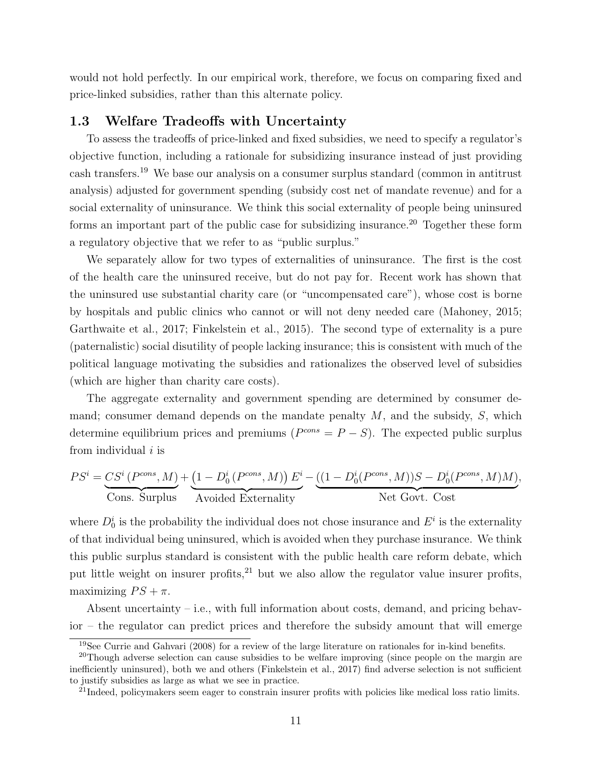would not hold perfectly. In our empirical work, therefore, we focus on comparing fixed and price-linked subsidies, rather than this alternate policy.

### 1.3 Welfare Tradeoffs with Uncertainty

To assess the tradeoffs of price-linked and fixed subsidies, we need to specify a regulator's objective function, including a rationale for subsidizing insurance instead of just providing cash transfers.[19] We base our analysis on a consumer surplus standard (common in antitrust analysis) adjusted for government spending (subsidy cost net of mandate revenue) and for a social externality of uninsurance. We think this social externality of people being uninsured forms an important part of the public case for subsidizing insurance.[20] Together these form a regulatory objective that we refer to as "public surplus."

We separately allow for two types of externalities of uninsurance. The first is the cost of the health care the uninsured receive, but do not pay for. Recent work has shown that the uninsured use substantial charity care (or "uncompensated care"), whose cost is borne by hospitals and public clinics who cannot or will not deny needed care (Mahoney, 2015; Garthwaite et al., 2017; Finkelstein et al., 2015). The second type of externality is a pure (paternalistic) social disutility of people lacking insurance; this is consistent with much of the political language motivating the subsidies and rationalizes the observed level of subsidies (which are higher than charity care costs).

The aggregate externality and government spending are determined by consumer demand; consumer demand depends on the mandate penalty $M$, and the subsidy, $S$, which determine equilibrium prices and premiums ($P^{cons} = P - S$). The expected public surplus from individual $i$ is

$$PS^i = \underbrace{CS^i\left(P^{cons}, M\right)}_{\text{Cons. Surplus}} + \underbrace{\left(1 - D_0^i\left(P^{cons}, M\right)\right) E^i}_{\text{Avoided Externality}} - \underbrace{\left((1 - D_0^i(P^{cons}, M))S - D_0^i(P^{cons}, M)M\right)}_{\text{Net Govt. Cost}},$$

where $D_0^i$ is the probability the individual does not chose insurance and $E^i$ is the externality of that individual being uninsured, which is avoided when they purchase insurance. We think this public surplus standard is consistent with the public health care reform debate, which put little weight on insurer profits,[21] but we also allow the regulator value insurer profits, maximizing $PS + \pi$.

Absent uncertainty – i.e., with full information about costs, demand, and pricing behavior – the regulator can predict prices and therefore the subsidy amount that will emerge

---

[19] See Currie and Gahvari (2008) for a review of the large literature on rationales for in-kind benefits.

[20] Though adverse selection can cause subsidies to be welfare improving (since people on the margin are inefficiently uninsured), both we and others (Finkelstein et al., 2017) find adverse selection is not sufficient to justify subsidies as large as what we see in practice.

[21] Indeed, policymakers seem eager to constrain insurer profits with policies like medical loss ratio limits.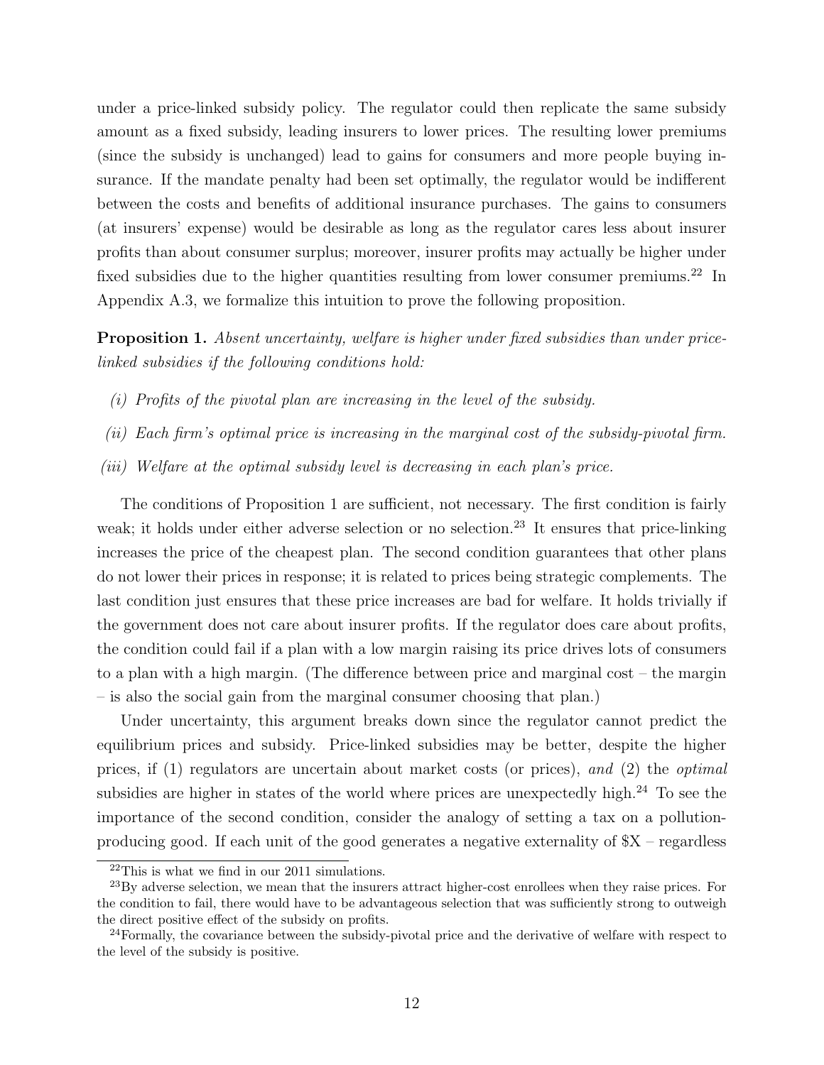under a price-linked subsidy policy. The regulator could then replicate the same subsidy amount as a fixed subsidy, leading insurers to lower prices. The resulting lower premiums (since the subsidy is unchanged) lead to gains for consumers and more people buying insurance. If the mandate penalty had been set optimally, the regulator would be indifferent between the costs and benefits of additional insurance purchases. The gains to consumers (at insurers' expense) would be desirable as long as the regulator cares less about insurer profits than about consumer surplus; moreover, insurer profits may actually be higher under fixed subsidies due to the higher quantities resulting from lower consumer premiums.[22] In Appendix A.3, we formalize this intuition to prove the following proposition.

**Proposition 1.** *Absent uncertainty, welfare is higher under fixed subsidies than under price-linked subsidies if the following conditions hold:*

*(i) Profits of the pivotal plan are increasing in the level of the subsidy.*

*(ii) Each firm's optimal price is increasing in the marginal cost of the subsidy-pivotal firm.*

*(iii) Welfare at the optimal subsidy level is decreasing in each plan's price.*

The conditions of Proposition 1 are sufficient, not necessary. The first condition is fairly weak; it holds under either adverse selection or no selection.[23] It ensures that price-linking increases the price of the cheapest plan. The second condition guarantees that other plans do not lower their prices in response; it is related to prices being strategic complements. The last condition just ensures that these price increases are bad for welfare. It holds trivially if the government does not care about insurer profits. If the regulator does care about profits, the condition could fail if a plan with a low margin raising its price drives lots of consumers to a plan with a high margin. (The difference between price and marginal cost – the margin – is also the social gain from the marginal consumer choosing that plan.)

Under uncertainty, this argument breaks down since the regulator cannot predict the equilibrium prices and subsidy. Price-linked subsidies may be better, despite the higher prices, if (1) regulators are uncertain about market costs (or prices), *and* (2) the *optimal* subsidies are higher in states of the world where prices are unexpectedly high.[24] To see the importance of the second condition, consider the analogy of setting a tax on a pollution-producing good. If each unit of the good generates a negative externality of $X – regardless

[22] This is what we find in our 2011 simulations.

[23] By adverse selection, we mean that the insurers attract higher-cost enrollees when they raise prices. For the condition to fail, there would have to be advantageous selection that was sufficiently strong to outweigh the direct positive effect of the subsidy on profits.

[24] Formally, the covariance between the subsidy-pivotal price and the derivative of welfare with respect to the level of the subsidy is positive.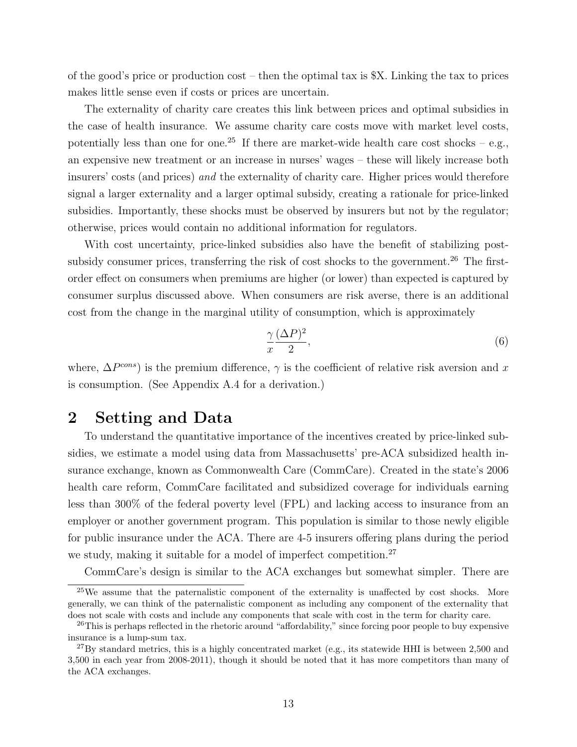of the good's price or production cost – then the optimal tax is \$X. Linking the tax to prices makes little sense even if costs or prices are uncertain.

The externality of charity care creates this link between prices and optimal subsidies in the case of health insurance. We assume charity care costs move with market level costs, potentially less than one for one.[25] If there are market-wide health care cost shocks – e.g., an expensive new treatment or an increase in nurses' wages – these will likely increase both insurers' costs (and prices) *and* the externality of charity care. Higher prices would therefore signal a larger externality and a larger optimal subsidy, creating a rationale for price-linked subsidies. Importantly, these shocks must be observed by insurers but not by the regulator; otherwise, prices would contain no additional information for regulators.

With cost uncertainty, price-linked subsidies also have the benefit of stabilizing post-subsidy consumer prices, transferring the risk of cost shocks to the government.[26] The first-order effect on consumers when premiums are higher (or lower) than expected is captured by consumer surplus discussed above. When consumers are risk averse, there is an additional cost from the change in the marginal utility of consumption, which is approximately

$$\frac{\gamma}{x}\frac{(\Delta P)^2}{2}, \tag{6}$$

where, $\Delta P^{cons}$) is the premium difference, $\gamma$ is the coefficient of relative risk aversion and $x$ is consumption. (See Appendix A.4 for a derivation.)

# 2 Setting and Data

To understand the quantitative importance of the incentives created by price-linked subsidies, we estimate a model using data from Massachusetts' pre-ACA subsidized health insurance exchange, known as Commonwealth Care (CommCare). Created in the state's 2006 health care reform, CommCare facilitated and subsidized coverage for individuals earning less than 300% of the federal poverty level (FPL) and lacking access to insurance from an employer or another government program. This population is similar to those newly eligible for public insurance under the ACA. There are 4-5 insurers offering plans during the period we study, making it suitable for a model of imperfect competition.[27]

CommCare's design is similar to the ACA exchanges but somewhat simpler. There are

[25] We assume that the paternalistic component of the externality is unaffected by cost shocks. More generally, we can think of the paternalistic component as including any component of the externality that does not scale with costs and include any components that scale with cost in the term for charity care.

[26] This is perhaps reflected in the rhetoric around "affordability," since forcing poor people to buy expensive insurance is a lump-sum tax.

[27] By standard metrics, this is a highly concentrated market (e.g., its statewide HHI is between 2,500 and 3,500 in each year from 2008-2011), though it should be noted that it has more competitors than many of the ACA exchanges.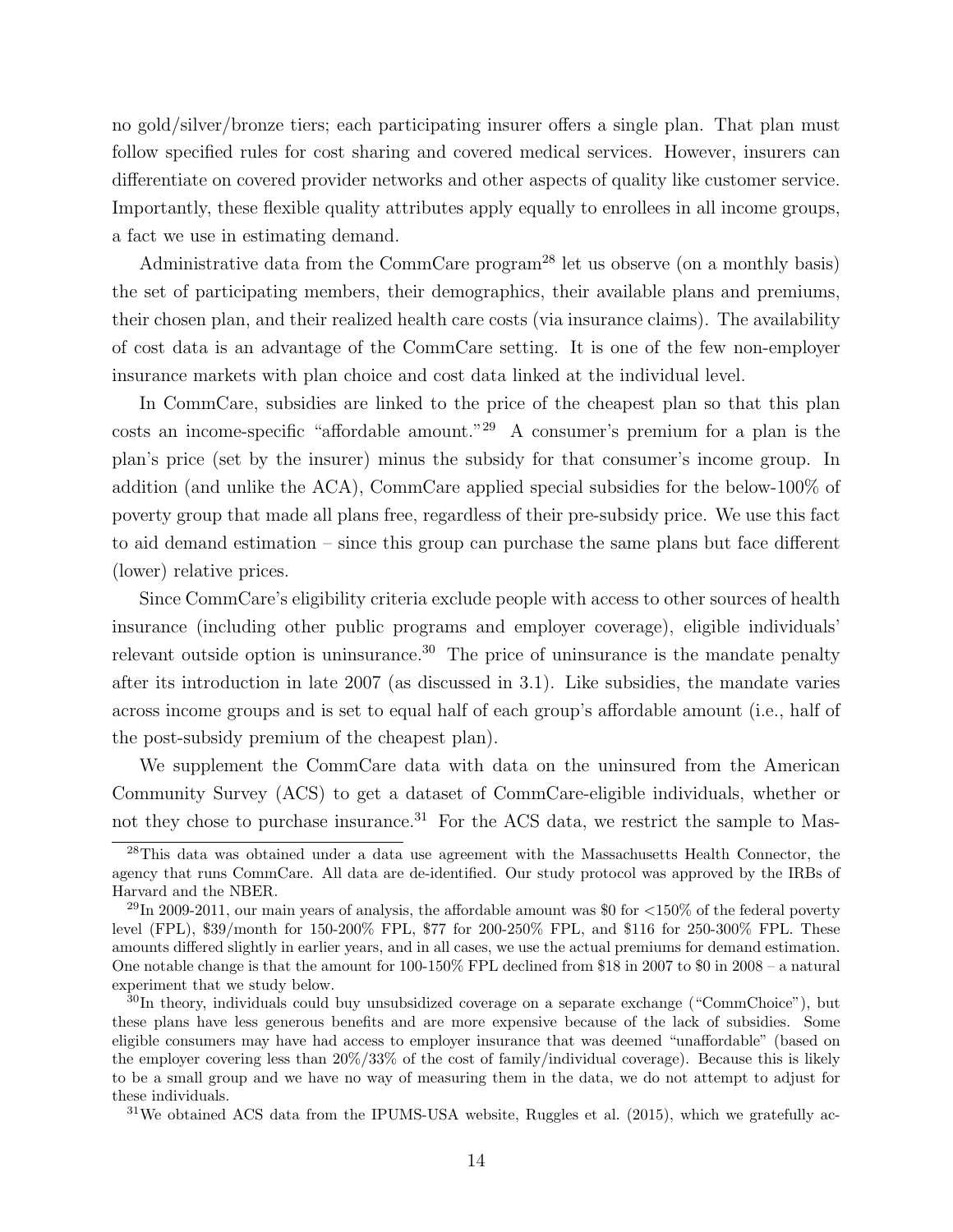no gold/silver/bronze tiers; each participating insurer offers a single plan. That plan must follow specified rules for cost sharing and covered medical services. However, insurers can differentiate on covered provider networks and other aspects of quality like customer service. Importantly, these flexible quality attributes apply equally to enrollees in all income groups, a fact we use in estimating demand.

Administrative data from the CommCare program[28] let us observe (on a monthly basis) the set of participating members, their demographics, their available plans and premiums, their chosen plan, and their realized health care costs (via insurance claims). The availability of cost data is an advantage of the CommCare setting. It is one of the few non-employer insurance markets with plan choice and cost data linked at the individual level.

In CommCare, subsidies are linked to the price of the cheapest plan so that this plan costs an income-specific "affordable amount."[29] A consumer's premium for a plan is the plan's price (set by the insurer) minus the subsidy for that consumer's income group. In addition (and unlike the ACA), CommCare applied special subsidies for the below-100% of poverty group that made all plans free, regardless of their pre-subsidy price. We use this fact to aid demand estimation – since this group can purchase the same plans but face different (lower) relative prices.

Since CommCare's eligibility criteria exclude people with access to other sources of health insurance (including other public programs and employer coverage), eligible individuals' relevant outside option is uninsurance.[30] The price of uninsurance is the mandate penalty after its introduction in late 2007 (as discussed in 3.1). Like subsidies, the mandate varies across income groups and is set to equal half of each group's affordable amount (i.e., half of the post-subsidy premium of the cheapest plan).

We supplement the CommCare data with data on the uninsured from the American Community Survey (ACS) to get a dataset of CommCare-eligible individuals, whether or not they chose to purchase insurance.[31] For the ACS data, we restrict the sample to Mas-

[28] This data was obtained under a data use agreement with the Massachusetts Health Connector, the agency that runs CommCare. All data are de-identified. Our study protocol was approved by the IRBs of Harvard and the NBER.

[29] In 2009-2011, our main years of analysis, the affordable amount was \$0 for <150% of the federal poverty level (FPL), \$39/month for 150-200% FPL, \$77 for 200-250% FPL, and \$116 for 250-300% FPL. These amounts differed slightly in earlier years, and in all cases, we use the actual premiums for demand estimation. One notable change is that the amount for 100-150% FPL declined from \$18 in 2007 to \$0 in 2008 – a natural experiment that we study below.

[30] In theory, individuals could buy unsubsidized coverage on a separate exchange ("CommChoice"), but these plans have less generous benefits and are more expensive because of the lack of subsidies. Some eligible consumers may have had access to employer insurance that was deemed "unaffordable" (based on the employer covering less than 20%/33% of the cost of family/individual coverage). Because this is likely to be a small group and we have no way of measuring them in the data, we do not attempt to adjust for these individuals.

[31] We obtained ACS data from the IPUMS-USA website, Ruggles et al. (2015), which we gratefully ac-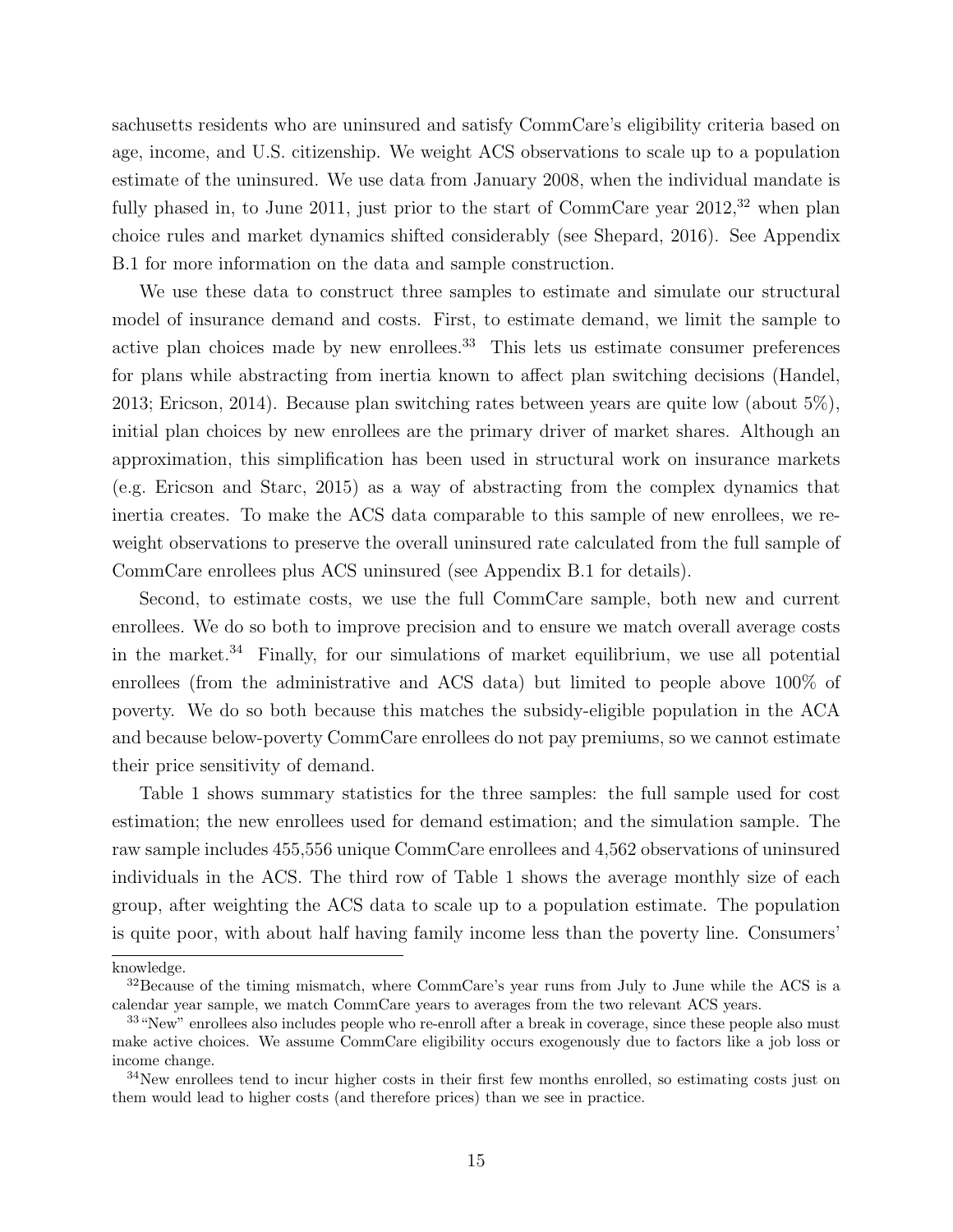sachusetts residents who are uninsured and satisfy CommCare's eligibility criteria based on age, income, and U.S. citizenship. We weight ACS observations to scale up to a population estimate of the uninsured. We use data from January 2008, when the individual mandate is fully phased in, to June 2011, just prior to the start of CommCare year 2012,[32] when plan choice rules and market dynamics shifted considerably (see Shepard, 2016). See Appendix B.1 for more information on the data and sample construction.

We use these data to construct three samples to estimate and simulate our structural model of insurance demand and costs. First, to estimate demand, we limit the sample to active plan choices made by new enrollees.[33] This lets us estimate consumer preferences for plans while abstracting from inertia known to affect plan switching decisions (Handel, 2013; Ericson, 2014). Because plan switching rates between years are quite low (about 5%), initial plan choices by new enrollees are the primary driver of market shares. Although an approximation, this simplification has been used in structural work on insurance markets (e.g. Ericson and Starc, 2015) as a way of abstracting from the complex dynamics that inertia creates. To make the ACS data comparable to this sample of new enrollees, we reweight observations to preserve the overall uninsured rate calculated from the full sample of CommCare enrollees plus ACS uninsured (see Appendix B.1 for details).

Second, to estimate costs, we use the full CommCare sample, both new and current enrollees. We do so both to improve precision and to ensure we match overall average costs in the market.[34] Finally, for our simulations of market equilibrium, we use all potential enrollees (from the administrative and ACS data) but limited to people above 100% of poverty. We do so both because this matches the subsidy-eligible population in the ACA and because below-poverty CommCare enrollees do not pay premiums, so we cannot estimate their price sensitivity of demand.

Table 1 shows summary statistics for the three samples: the full sample used for cost estimation; the new enrollees used for demand estimation; and the simulation sample. The raw sample includes 455,556 unique CommCare enrollees and 4,562 observations of uninsured individuals in the ACS. The third row of Table 1 shows the average monthly size of each group, after weighting the ACS data to scale up to a population estimate. The population is quite poor, with about half having family income less than the poverty line. Consumers'

knowledge.

[32] Because of the timing mismatch, where CommCare's year runs from July to June while the ACS is a calendar year sample, we match CommCare years to averages from the two relevant ACS years.

[33] "New" enrollees also includes people who re-enroll after a break in coverage, since these people also must make active choices. We assume CommCare eligibility occurs exogenously due to factors like a job loss or income change.

[34] New enrollees tend to incur higher costs in their first few months enrolled, so estimating costs just on them would lead to higher costs (and therefore prices) than we see in practice.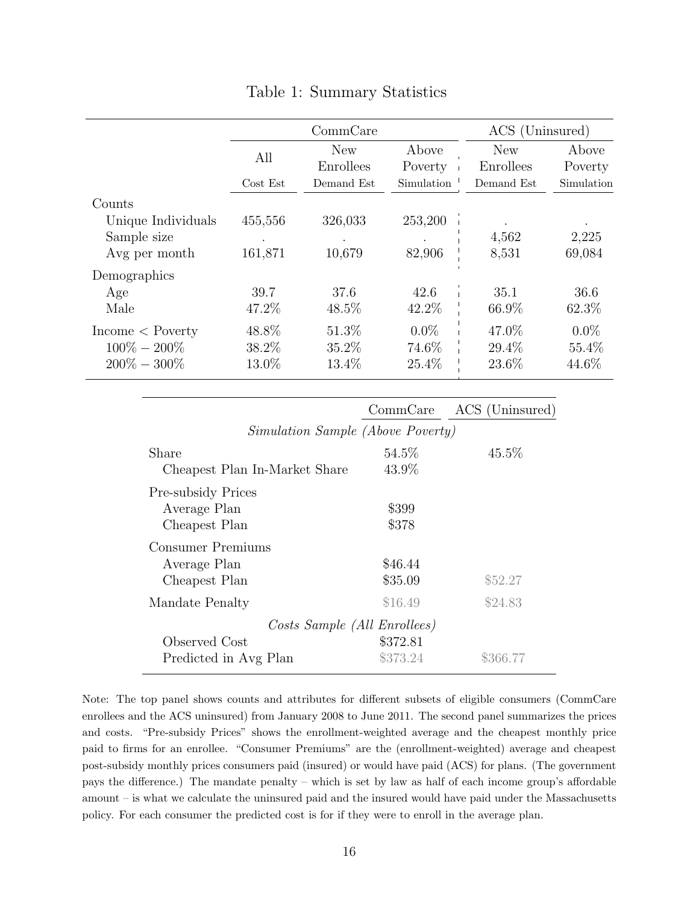# Table 1: Summary Statistics

| | CommCare | | | ACS (Uninsured) | |
|---|---|---|---|---|---|
| | All | New Enrollees | Above Poverty | New Enrollees | Above Poverty |
| | Cost Est | Demand Est | Simulation | Demand Est | Simulation |
| **Counts** | | | | | |
| Unique Individuals | 455,556 | 326,033 | 253,200 | . | . |
| Sample size | . | . | . | 4,562 | 2,225 |
| Avg per month | 161,871 | 10,679 | 82,906 | 8,531 | 69,084 |
| **Demographics** | | | | | |
| Age | 39.7 | 37.6 | 42.6 | 35.1 | 36.6 |
| Male | 47.2% | 48.5% | 42.2% | 66.9% | 62.3% |
| Income < Poverty | 48.8% | 51.3% | 0.0% | 47.0% | 0.0% |
| 100% − 200% | 38.2% | 35.2% | 74.6% | 29.4% | 55.4% |
| 200% − 300% | 13.0% | 13.4% | 25.4% | 23.6% | 44.6% |

| | CommCare | ACS (Uninsured) |
|---|---|---|
| *Simulation Sample (Above Poverty)* | | |
| Share | 54.5% | 45.5% |
| Cheapest Plan In-Market Share | 43.9% | |
| Pre-subsidy Prices | | |
| Average Plan | $399 | |
| Cheapest Plan | $378 | |
| Consumer Premiums | | |
| Average Plan | $46.44 | |
| Cheapest Plan | $35.09 | $52.27 |
| Mandate Penalty | $16.49 | $24.83 |
| *Costs Sample (All Enrollees)* | | |
| Observed Cost | $372.81 | |
| Predicted in Avg Plan | $373.24 | $366.77 |

Note: The top panel shows counts and attributes for different subsets of eligible consumers (CommCare enrollees and the ACS uninsured) from January 2008 to June 2011. The second panel summarizes the prices and costs. "Pre-subsidy Prices" shows the enrollment-weighted average and the cheapest monthly price paid to firms for an enrollee. "Consumer Premiums" are the (enrollment-weighted) average and cheapest post-subsidy monthly prices consumers paid (insured) or would have paid (ACS) for plans. (The government pays the difference.) The mandate penalty – which is set by law as half of each income group's affordable amount – is what we calculate the uninsured paid and the insured would have paid under the Massachusetts policy. For each consumer the predicted cost is for if they were to enroll in the average plan.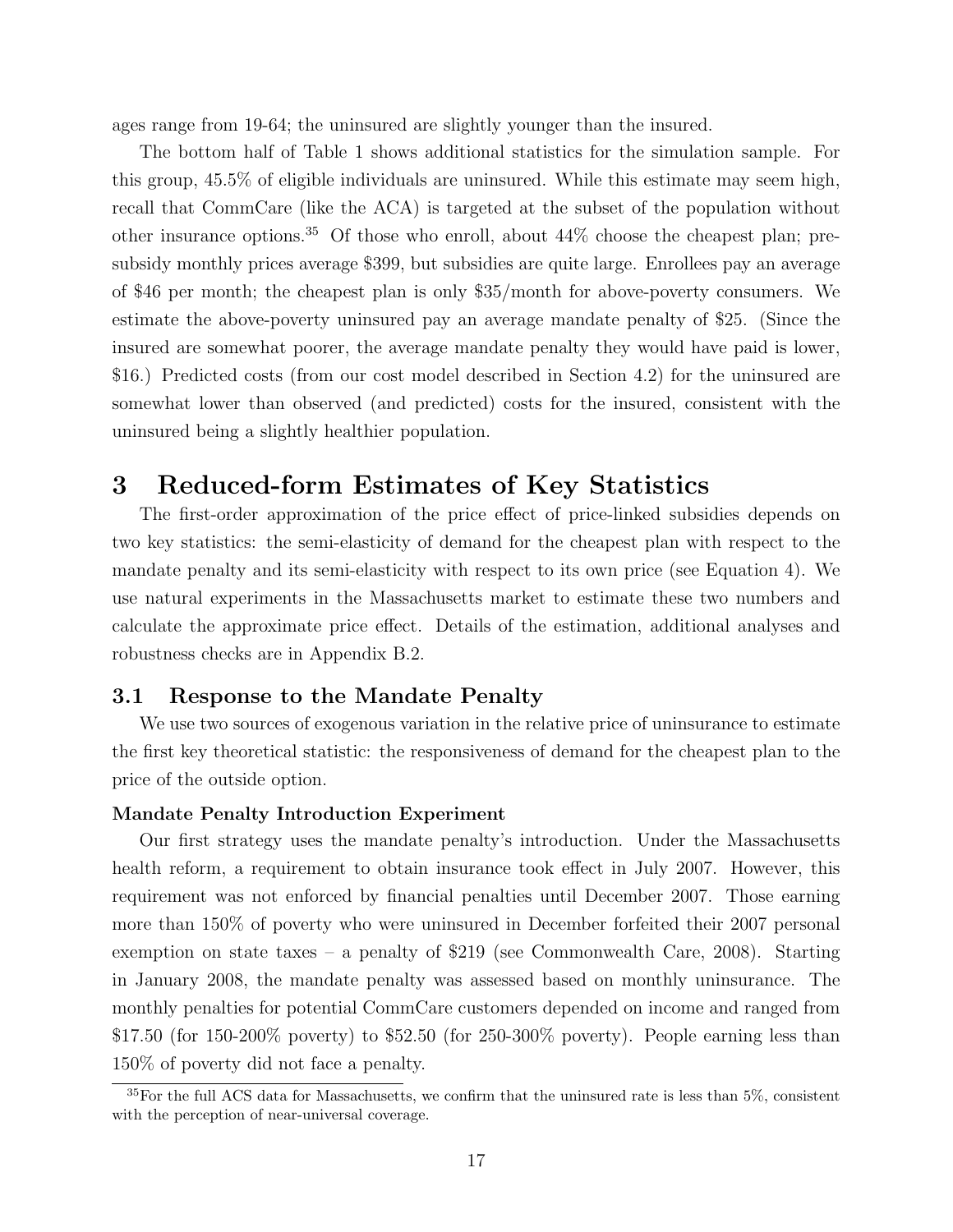ages range from 19-64; the uninsured are slightly younger than the insured.

The bottom half of Table 1 shows additional statistics for the simulation sample. For this group, 45.5% of eligible individuals are uninsured. While this estimate may seem high, recall that CommCare (like the ACA) is targeted at the subset of the population without other insurance options.[35] Of those who enroll, about 44% choose the cheapest plan; pre-subsidy monthly prices average $399, but subsidies are quite large. Enrollees pay an average of $46 per month; the cheapest plan is only $35/month for above-poverty consumers. We estimate the above-poverty uninsured pay an average mandate penalty of $25. (Since the insured are somewhat poorer, the average mandate penalty they would have paid is lower, $16.) Predicted costs (from our cost model described in Section 4.2) for the uninsured are somewhat lower than observed (and predicted) costs for the insured, consistent with the uninsured being a slightly healthier population.

# 3 Reduced-form Estimates of Key Statistics

The first-order approximation of the price effect of price-linked subsidies depends on two key statistics: the semi-elasticity of demand for the cheapest plan with respect to the mandate penalty and its semi-elasticity with respect to its own price (see Equation 4). We use natural experiments in the Massachusetts market to estimate these two numbers and calculate the approximate price effect. Details of the estimation, additional analyses and robustness checks are in Appendix B.2.

## 3.1 Response to the Mandate Penalty

We use two sources of exogenous variation in the relative price of uninsurance to estimate the first key theoretical statistic: the responsiveness of demand for the cheapest plan to the price of the outside option.

**Mandate Penalty Introduction Experiment**

Our first strategy uses the mandate penalty's introduction. Under the Massachusetts health reform, a requirement to obtain insurance took effect in July 2007. However, this requirement was not enforced by financial penalties until December 2007. Those earning more than 150% of poverty who were uninsured in December forfeited their 2007 personal exemption on state taxes – a penalty of $219 (see Commonwealth Care, 2008). Starting in January 2008, the mandate penalty was assessed based on monthly uninsurance. The monthly penalties for potential CommCare customers depended on income and ranged from $17.50 (for 150-200% poverty) to $52.50 (for 250-300% poverty). People earning less than 150% of poverty did not face a penalty.

[35] For the full ACS data for Massachusetts, we confirm that the uninsured rate is less than 5%, consistent with the perception of near-universal coverage.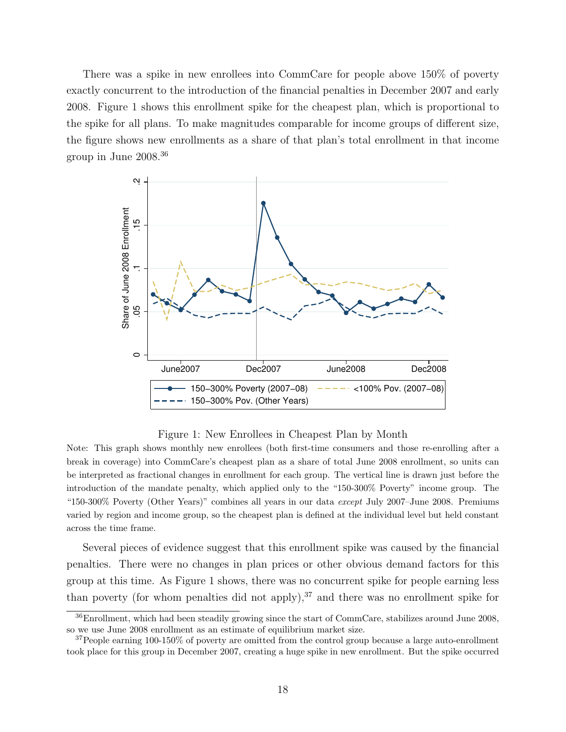There was a spike in new enrollees into CommCare for people above 150% of poverty exactly concurrent to the introduction of the financial penalties in December 2007 and early 2008. Figure 1 shows this enrollment spike for the cheapest plan, which is proportional to the spike for all plans. To make magnitudes comparable for income groups of different size, the figure shows new enrollments as a share of that plan's total enrollment in that income group in June 2008.[36]

Figure 1: New Enrollees in Cheapest Plan by Month

Note: This graph shows monthly new enrollees (both first-time consumers and those re-enrolling after a break in coverage) into CommCare's cheapest plan as a share of total June 2008 enrollment, so units can be interpreted as fractional changes in enrollment for each group. The vertical line is drawn just before the introduction of the mandate penalty, which applied only to the "150-300% Poverty" income group. The "150-300% Poverty (Other Years)" combines all years in our data *except* July 2007–June 2008. Premiums varied by region and income group, so the cheapest plan is defined at the individual level but held constant across the time frame.

Several pieces of evidence suggest that this enrollment spike was caused by the financial penalties. There were no changes in plan prices or other obvious demand factors for this group at this time. As Figure 1 shows, there was no concurrent spike for people earning less than poverty (for whom penalties did not apply),[37] and there was no enrollment spike for

[36] Enrollment, which had been steadily growing since the start of CommCare, stabilizes around June 2008, so we use June 2008 enrollment as an estimate of equilibrium market size.

[37] People earning 100-150% of poverty are omitted from the control group because a large auto-enrollment took place for this group in December 2007, creating a huge spike in new enrollment. But the spike occurred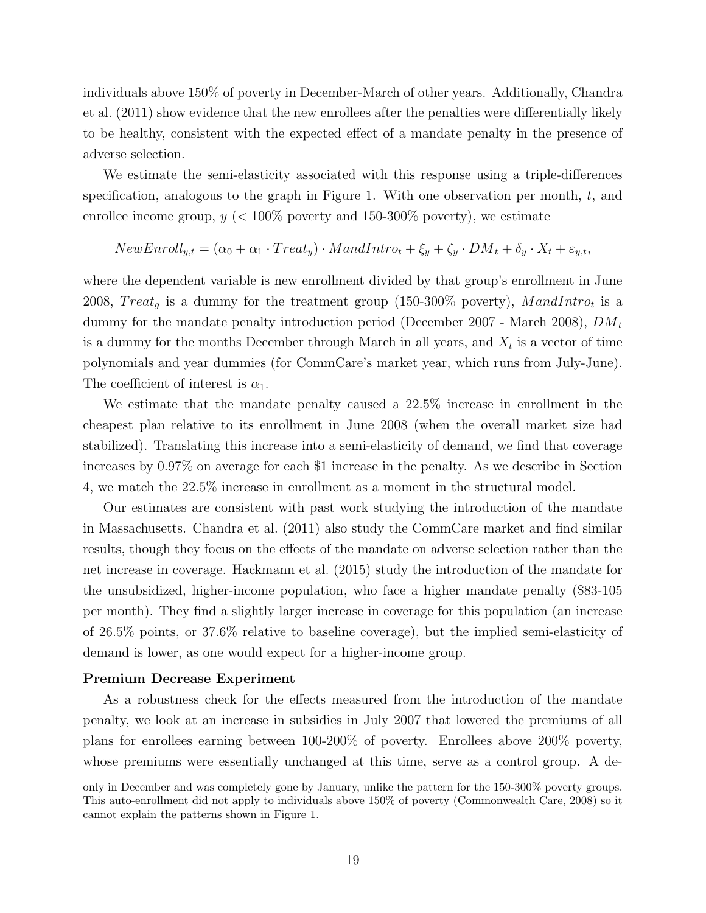individuals above 150% of poverty in December-March of other years. Additionally, Chandra et al. (2011) show evidence that the new enrollees after the penalties were differentially likely to be healthy, consistent with the expected effect of a mandate penalty in the presence of adverse selection.

We estimate the semi-elasticity associated with this response using a triple-differences specification, analogous to the graph in Figure 1. With one observation per month, $t$, and enrollee income group, $y$ (< 100% poverty and 150-300% poverty), we estimate

$$NewEnroll_{y,t} = (\alpha_0 + \alpha_1 \cdot Treat_y) \cdot MandIntro_t + \xi_y + \zeta_y \cdot DM_t + \delta_y \cdot X_t + \varepsilon_{y,t},$$

where the dependent variable is new enrollment divided by that group's enrollment in June 2008, $Treat_g$ is a dummy for the treatment group (150-300% poverty), $MandIntro_t$ is a dummy for the mandate penalty introduction period (December 2007 - March 2008), $DM_t$ is a dummy for the months December through March in all years, and $X_t$ is a vector of time polynomials and year dummies (for CommCare's market year, which runs from July-June). The coefficient of interest is $\alpha_1$.

We estimate that the mandate penalty caused a 22.5% increase in enrollment in the cheapest plan relative to its enrollment in June 2008 (when the overall market size had stabilized). Translating this increase into a semi-elasticity of demand, we find that coverage increases by 0.97% on average for each $1 increase in the penalty. As we describe in Section 4, we match the 22.5% increase in enrollment as a moment in the structural model.

Our estimates are consistent with past work studying the introduction of the mandate in Massachusetts. Chandra et al. (2011) also study the CommCare market and find similar results, though they focus on the effects of the mandate on adverse selection rather than the net increase in coverage. Hackmann et al. (2015) study the introduction of the mandate for the unsubsidized, higher-income population, who face a higher mandate penalty ($83-105 per month). They find a slightly larger increase in coverage for this population (an increase of 26.5% points, or 37.6% relative to baseline coverage), but the implied semi-elasticity of demand is lower, as one would expect for a higher-income group.

**Premium Decrease Experiment**

As a robustness check for the effects measured from the introduction of the mandate penalty, we look at an increase in subsidies in July 2007 that lowered the premiums of all plans for enrollees earning between 100-200% of poverty. Enrollees above 200% poverty, whose premiums were essentially unchanged at this time, serve as a control group. A de-

only in December and was completely gone by January, unlike the pattern for the 150-300% poverty groups. This auto-enrollment did not apply to individuals above 150% of poverty (Commonwealth Care, 2008) so it cannot explain the patterns shown in Figure 1.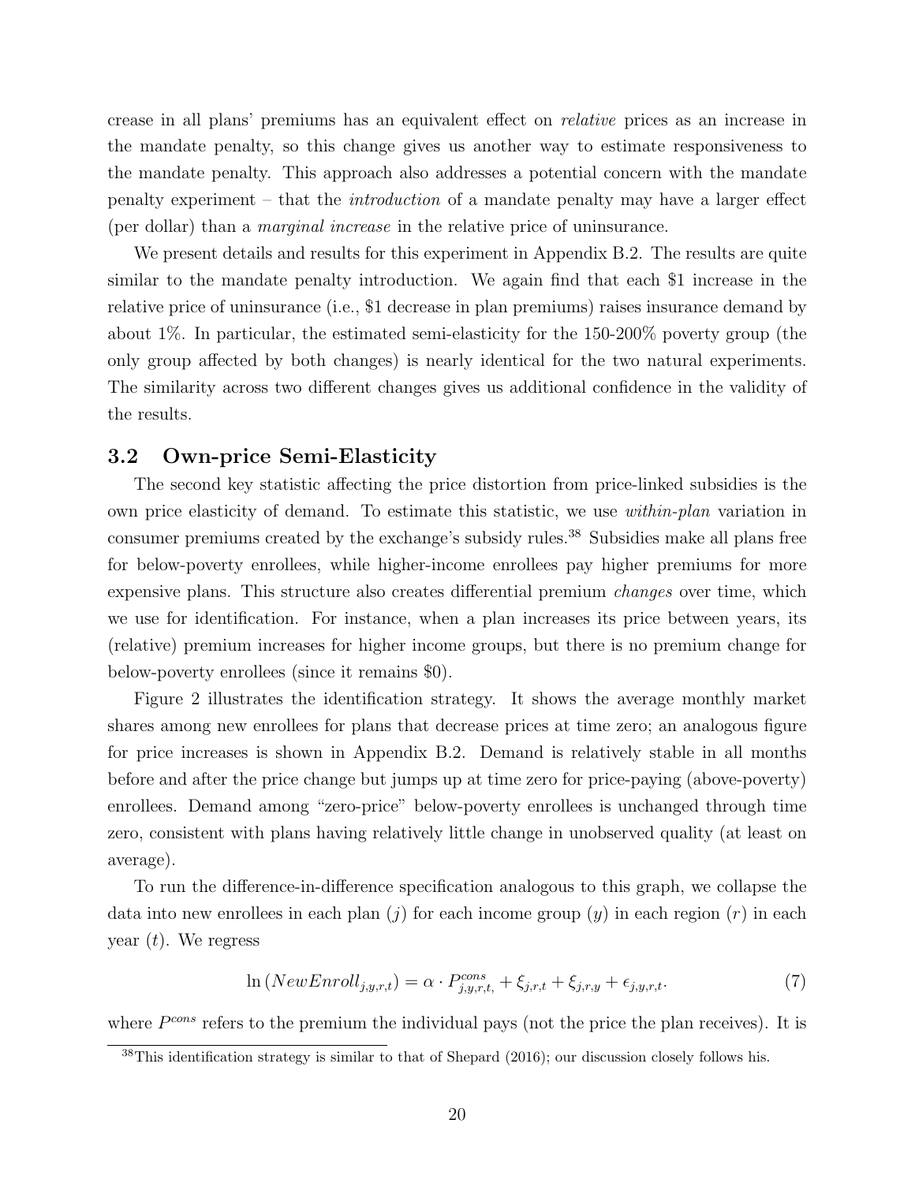crease in all plans' premiums has an equivalent effect on *relative* prices as an increase in the mandate penalty, so this change gives us another way to estimate responsiveness to the mandate penalty. This approach also addresses a potential concern with the mandate penalty experiment – that the *introduction* of a mandate penalty may have a larger effect (per dollar) than a *marginal increase* in the relative price of uninsurance.

We present details and results for this experiment in Appendix B.2. The results are quite similar to the mandate penalty introduction. We again find that each \$1 increase in the relative price of uninsurance (i.e., \$1 decrease in plan premiums) raises insurance demand by about 1%. In particular, the estimated semi-elasticity for the 150-200% poverty group (the only group affected by both changes) is nearly identical for the two natural experiments. The similarity across two different changes gives us additional confidence in the validity of the results.

### 3.2 Own-price Semi-Elasticity

The second key statistic affecting the price distortion from price-linked subsidies is the own price elasticity of demand. To estimate this statistic, we use *within-plan* variation in consumer premiums created by the exchange's subsidy rules.[38] Subsidies make all plans free for below-poverty enrollees, while higher-income enrollees pay higher premiums for more expensive plans. This structure also creates differential premium *changes* over time, which we use for identification. For instance, when a plan increases its price between years, its (relative) premium increases for higher income groups, but there is no premium change for below-poverty enrollees (since it remains \$0).

Figure 2 illustrates the identification strategy. It shows the average monthly market shares among new enrollees for plans that decrease prices at time zero; an analogous figure for price increases is shown in Appendix B.2. Demand is relatively stable in all months before and after the price change but jumps up at time zero for price-paying (above-poverty) enrollees. Demand among "zero-price" below-poverty enrollees is unchanged through time zero, consistent with plans having relatively little change in unobserved quality (at least on average).

To run the difference-in-difference specification analogous to this graph, we collapse the data into new enrollees in each plan ($j$) for each income group ($y$) in each region ($r$) in each year ($t$). We regress

$$\ln\left(NewEnroll_{j,y,r,t}\right) = \alpha \cdot P^{cons}_{j,y,r,t,} + \xi_{j,r,t} + \xi_{j,r,y} + \epsilon_{j,y,r,t}. \tag{7}$$

where $P^{cons}$ refers to the premium the individual pays (not the price the plan receives). It is

[38] This identification strategy is similar to that of Shepard (2016); our discussion closely follows his.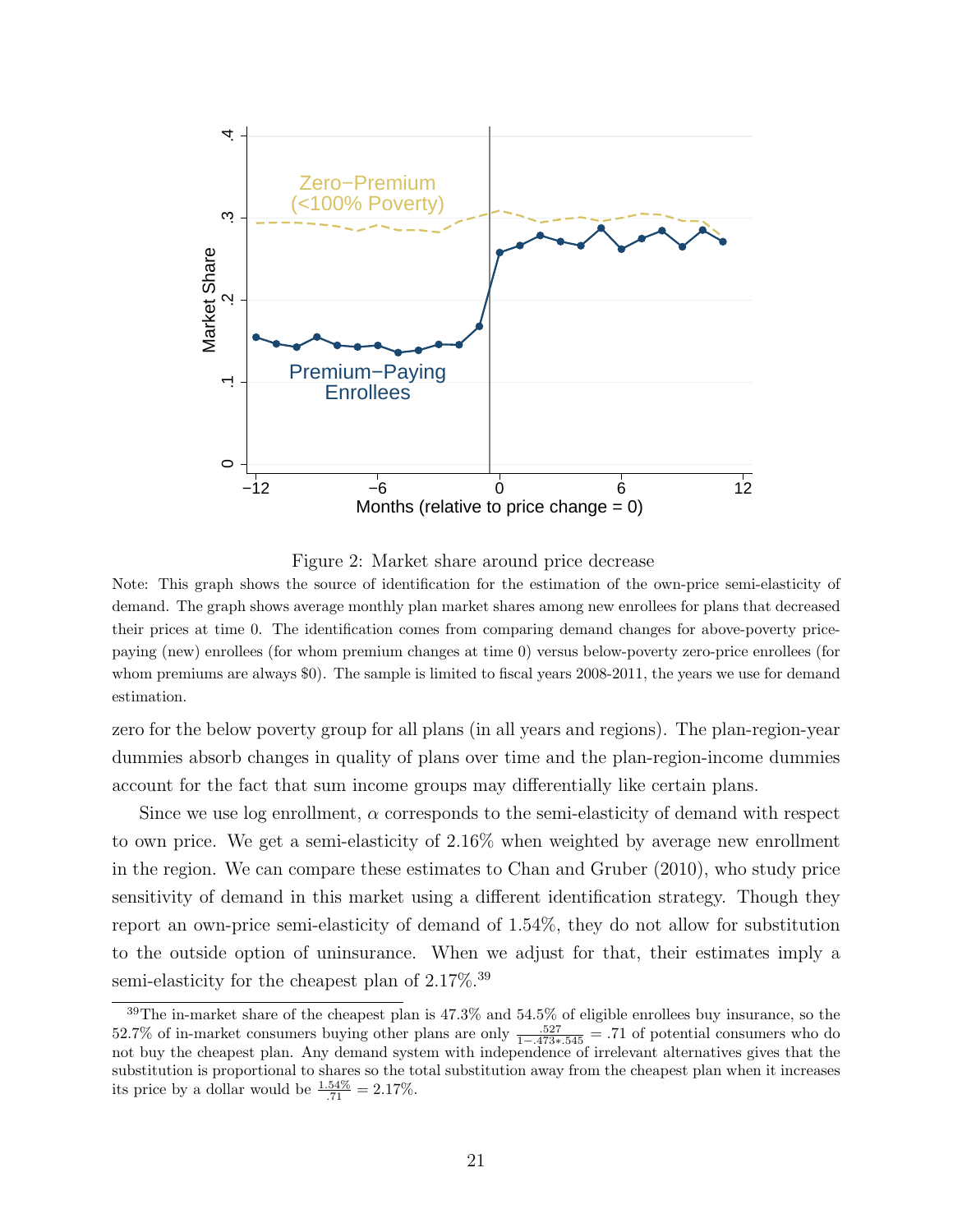Figure 2: Market share around price decrease

Note: This graph shows the source of identification for the estimation of the own-price semi-elasticity of demand. The graph shows average monthly plan market shares among new enrollees for plans that decreased their prices at time 0. The identification comes from comparing demand changes for above-poverty price-paying (new) enrollees (for whom premium changes at time 0) versus below-poverty zero-price enrollees (for whom premiums are always \$0). The sample is limited to fiscal years 2008-2011, the years we use for demand estimation.

zero for the below poverty group for all plans (in all years and regions). The plan-region-year dummies absorb changes in quality of plans over time and the plan-region-income dummies account for the fact that sum income groups may differentially like certain plans.

Since we use log enrollment, $\alpha$ corresponds to the semi-elasticity of demand with respect to own price. We get a semi-elasticity of 2.16% when weighted by average new enrollment in the region. We can compare these estimates to Chan and Gruber (2010), who study price sensitivity of demand in this market using a different identification strategy. Though they report an own-price semi-elasticity of demand of 1.54%, they do not allow for substitution to the outside option of uninsurance. When we adjust for that, their estimates imply a semi-elasticity for the cheapest plan of 2.17%.[39]

[39] The in-market share of the cheapest plan is 47.3% and 54.5% of eligible enrollees buy insurance, so the 52.7% of in-market consumers buying other plans are only $\frac{.527}{1-.473*.545} = .71$ of potential consumers who do not buy the cheapest plan. Any demand system with independence of irrelevant alternatives gives that the substitution is proportional to shares so the total substitution away from the cheapest plan when it increases its price by a dollar would be $\frac{1.54\%}{.71} = 2.17\%$.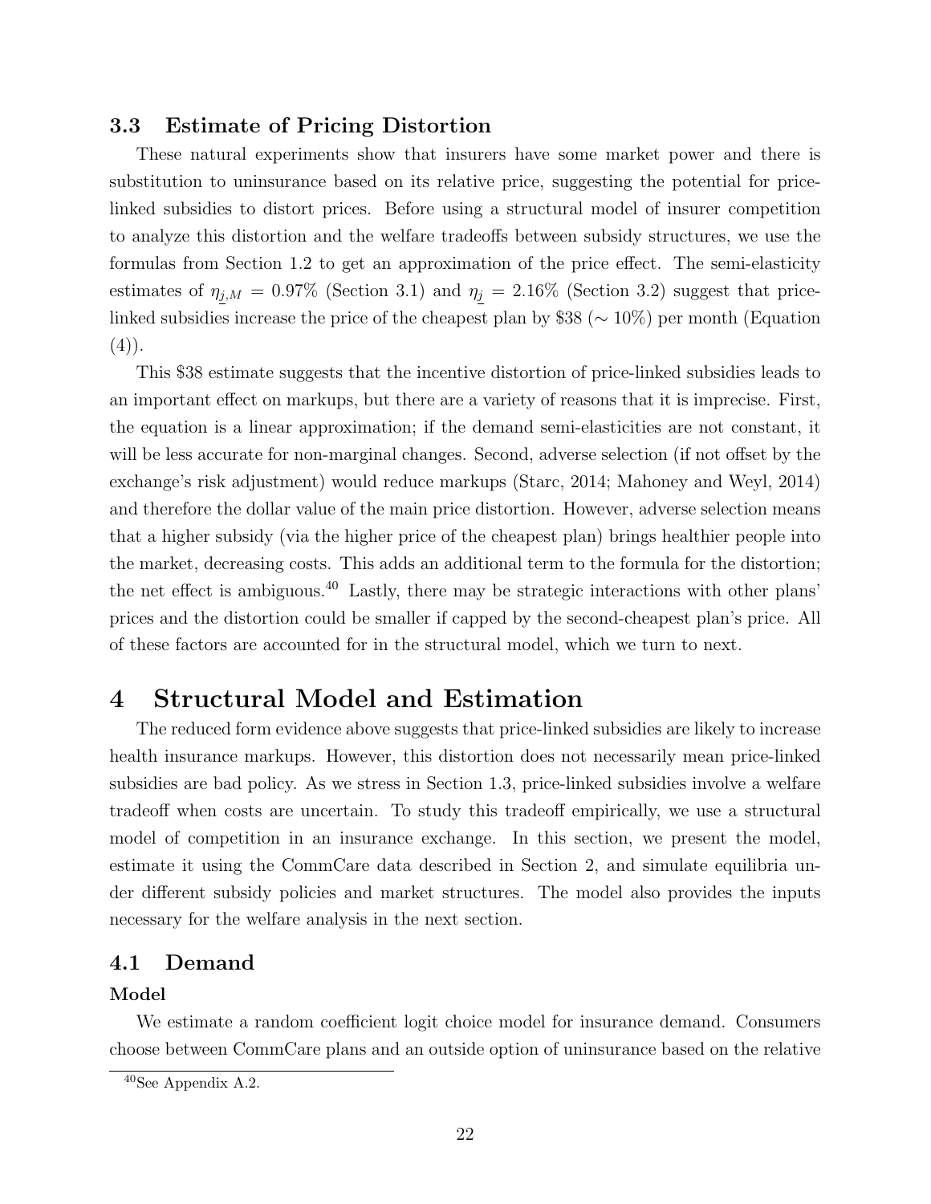### 3.3 Estimate of Pricing Distortion

These natural experiments show that insurers have some market power and there is substitution to uninsurance based on its relative price, suggesting the potential for price-linked subsidies to distort prices. Before using a structural model of insurer competition to analyze this distortion and the welfare tradeoffs between subsidy structures, we use the formulas from Section 1.2 to get an approximation of the price effect. The semi-elasticity estimates of $\eta_{\underline{j},M} = 0.97\%$ (Section 3.1) and $\eta_{\underline{j}} = 2.16\%$ (Section 3.2) suggest that price-linked subsidies increase the price of the cheapest plan by \$38 ($\sim 10\%$) per month (Equation (4)).

This \$38 estimate suggests that the incentive distortion of price-linked subsidies leads to an important effect on markups, but there are a variety of reasons that it is imprecise. First, the equation is a linear approximation; if the demand semi-elasticities are not constant, it will be less accurate for non-marginal changes. Second, adverse selection (if not offset by the exchange's risk adjustment) would reduce markups (Starc, 2014; Mahoney and Weyl, 2014) and therefore the dollar value of the main price distortion. However, adverse selection means that a higher subsidy (via the higher price of the cheapest plan) brings healthier people into the market, decreasing costs. This adds an additional term to the formula for the distortion; the net effect is ambiguous.[40] Lastly, there may be strategic interactions with other plans' prices and the distortion could be smaller if capped by the second-cheapest plan's price. All of these factors are accounted for in the structural model, which we turn to next.

# 4 Structural Model and Estimation

The reduced form evidence above suggests that price-linked subsidies are likely to increase health insurance markups. However, this distortion does not necessarily mean price-linked subsidies are bad policy. As we stress in Section 1.3, price-linked subsidies involve a welfare tradeoff when costs are uncertain. To study this tradeoff empirically, we use a structural model of competition in an insurance exchange. In this section, we present the model, estimate it using the CommCare data described in Section 2, and simulate equilibria under different subsidy policies and market structures. The model also provides the inputs necessary for the welfare analysis in the next section.

## 4.1 Demand

**Model**

We estimate a random coefficient logit choice model for insurance demand. Consumers choose between CommCare plans and an outside option of uninsurance based on the relative

[40] See Appendix A.2.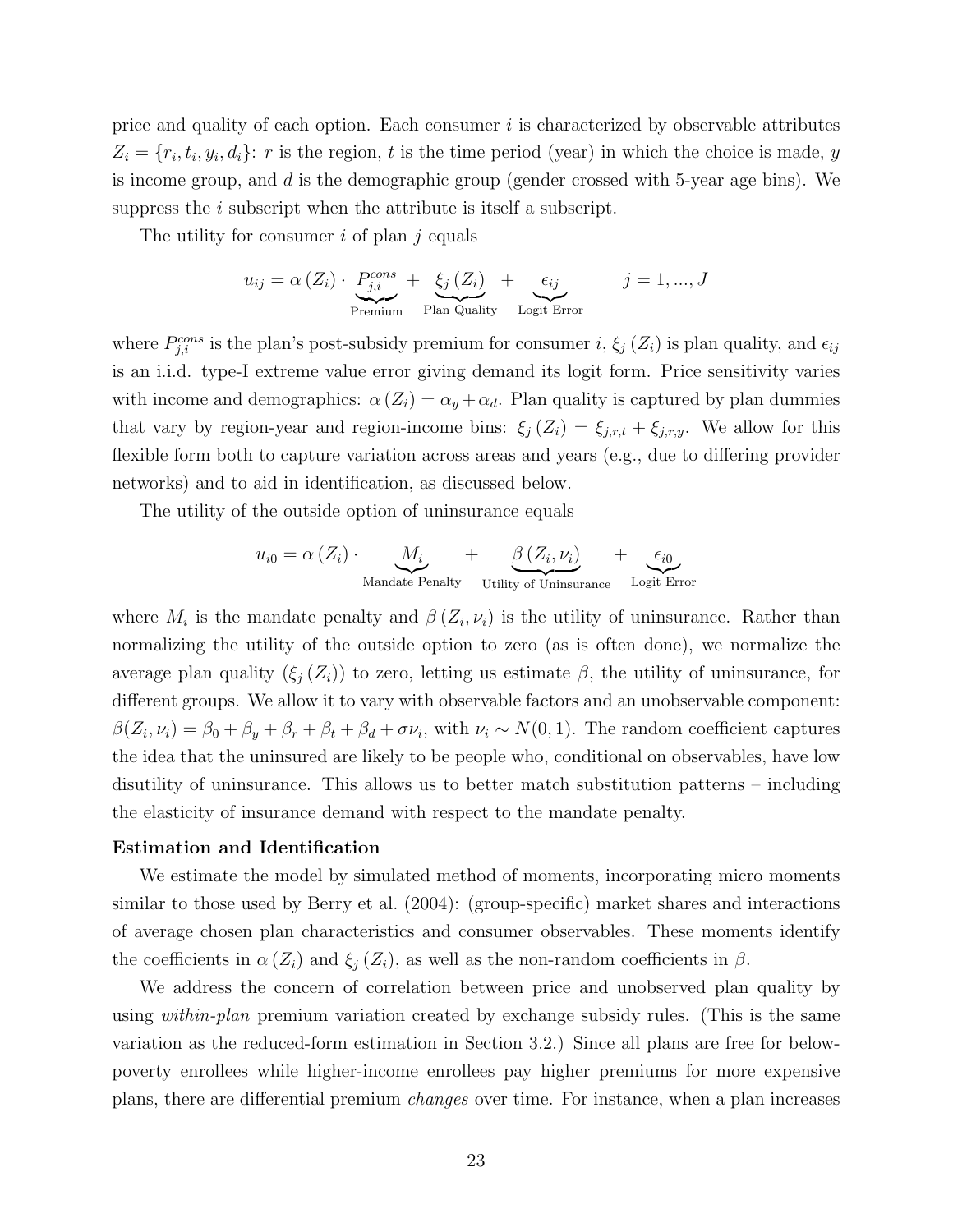price and quality of each option. Each consumer $i$ is characterized by observable attributes $Z_i = \{r_i, t_i, y_i, d_i\}$: $r$ is the region, $t$ is the time period (year) in which the choice is made, $y$ is income group, and $d$ is the demographic group (gender crossed with 5-year age bins). We suppress the $i$ subscript when the attribute is itself a subscript.

The utility for consumer $i$ of plan $j$ equals

$$u_{ij} = \alpha(Z_i) \cdot \underbrace{P_{j,i}^{cons}}_{\text{Premium}} + \underbrace{\xi_j(Z_i)}_{\text{Plan Quality}} + \underbrace{\epsilon_{ij}}_{\text{Logit Error}} \qquad j = 1, ..., J$$

where $P_{j,i}^{cons}$ is the plan's post-subsidy premium for consumer $i$, $\xi_j(Z_i)$ is plan quality, and $\epsilon_{ij}$ is an i.i.d. type-I extreme value error giving demand its logit form. Price sensitivity varies with income and demographics: $\alpha(Z_i) = \alpha_y + \alpha_d$. Plan quality is captured by plan dummies that vary by region-year and region-income bins: $\xi_j(Z_i) = \xi_{j,r,t} + \xi_{j,r,y}$. We allow for this flexible form both to capture variation across areas and years (e.g., due to differing provider networks) and to aid in identification, as discussed below.

The utility of the outside option of uninsurance equals

$$u_{i0} = \alpha(Z_i) \cdot \underbrace{M_i}_{\text{Mandate Penalty}} + \underbrace{\beta(Z_i, \nu_i)}_{\text{Utility of Uninsurance}} + \underbrace{\epsilon_{i0}}_{\text{Logit Error}}$$

where $M_i$ is the mandate penalty and $\beta(Z_i, \nu_i)$ is the utility of uninsurance. Rather than normalizing the utility of the outside option to zero (as is often done), we normalize the average plan quality ($\xi_j(Z_i)$) to zero, letting us estimate $\beta$, the utility of uninsurance, for different groups. We allow it to vary with observable factors and an unobservable component: $\beta(Z_i, \nu_i) = \beta_0 + \beta_y + \beta_r + \beta_t + \beta_d + \sigma\nu_i$, with $\nu_i \sim N(0, 1)$. The random coefficient captures the idea that the uninsured are likely to be people who, conditional on observables, have low disutility of uninsurance. This allows us to better match substitution patterns – including the elasticity of insurance demand with respect to the mandate penalty.

**Estimation and Identification**

We estimate the model by simulated method of moments, incorporating micro moments similar to those used by Berry et al. (2004): (group-specific) market shares and interactions of average chosen plan characteristics and consumer observables. These moments identify the coefficients in $\alpha(Z_i)$ and $\xi_j(Z_i)$, as well as the non-random coefficients in $\beta$.

We address the concern of correlation between price and unobserved plan quality by using *within-plan* premium variation created by exchange subsidy rules. (This is the same variation as the reduced-form estimation in Section 3.2.) Since all plans are free for below-poverty enrollees while higher-income enrollees pay higher premiums for more expensive plans, there are differential premium *changes* over time. For instance, when a plan increases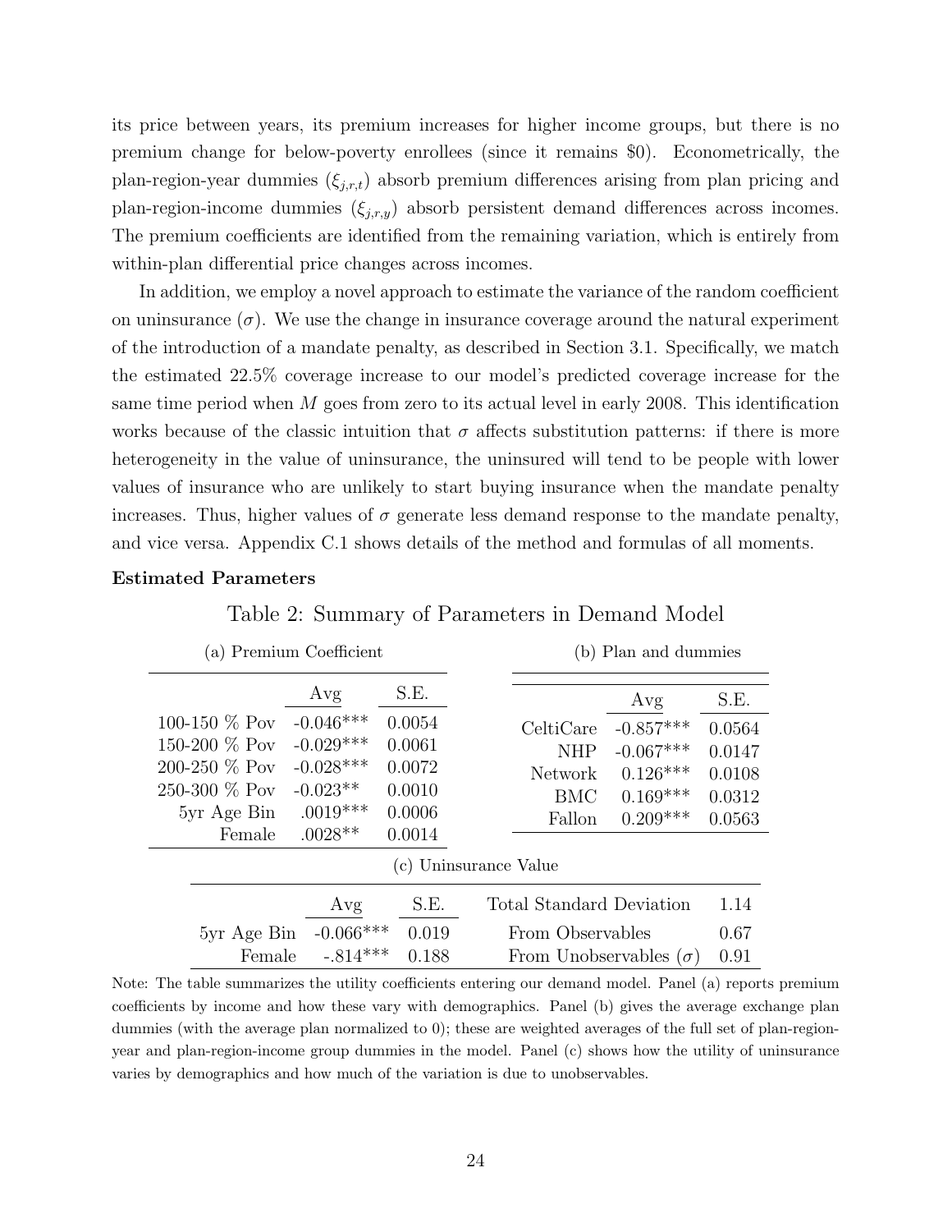its price between years, its premium increases for higher income groups, but there is no premium change for below-poverty enrollees (since it remains \$0). Econometrically, the plan-region-year dummies ($\xi_{j,r,t}$) absorb premium differences arising from plan pricing and plan-region-income dummies ($\xi_{j,r,y}$) absorb persistent demand differences across incomes. The premium coefficients are identified from the remaining variation, which is entirely from within-plan differential price changes across incomes.

In addition, we employ a novel approach to estimate the variance of the random coefficient on uninsurance ($\sigma$). We use the change in insurance coverage around the natural experiment of the introduction of a mandate penalty, as described in Section 3.1. Specifically, we match the estimated 22.5% coverage increase to our model's predicted coverage increase for the same time period when $M$ goes from zero to its actual level in early 2008. This identification works because of the classic intuition that $\sigma$ affects substitution patterns: if there is more heterogeneity in the value of uninsurance, the uninsured will tend to be people with lower values of insurance who are unlikely to start buying insurance when the mandate penalty increases. Thus, higher values of $\sigma$ generate less demand response to the mandate penalty, and vice versa. Appendix C.1 shows details of the method and formulas of all moments.

**Estimated Parameters**

Table 2: Summary of Parameters in Demand Model

(a) Premium Coefficient

| | Avg | S.E. |
|---|---|---|
| 100-150 % Pov | -0.046*** | 0.0054 |
| 150-200 % Pov | -0.029*** | 0.0061 |
| 200-250 % Pov | -0.028*** | 0.0072 |
| 250-300 % Pov | -0.023** | 0.0010 |
| 5yr Age Bin | .0019*** | 0.0006 |
| Female | .0028** | 0.0014 |

(b) Plan and dummies

| | Avg | S.E. |
|---|---|---|
| CeltiCare | -0.857*** | 0.0564 |
| NHP | -0.067*** | 0.0147 |
| Network | 0.126*** | 0.0108 |
| BMC | 0.169*** | 0.0312 |
| Fallon | 0.209*** | 0.0563 |

(c) Uninsurance Value

| | Avg | S.E. | | |
|---|---|---|---|---|
| | | | Total Standard Deviation | 1.14 |
| 5yr Age Bin | -0.066*** | 0.019 | From Observables | 0.67 |
| Female | -.814*** | 0.188 | From Unobservables ($\sigma$) | 0.91 |

Note: The table summarizes the utility coefficients entering our demand model. Panel (a) reports premium coefficients by income and how these vary with demographics. Panel (b) gives the average exchange plan dummies (with the average plan normalized to 0); these are weighted averages of the full set of plan-region-year and plan-region-income group dummies in the model. Panel (c) shows how the utility of uninsurance varies by demographics and how much of the variation is due to unobservables.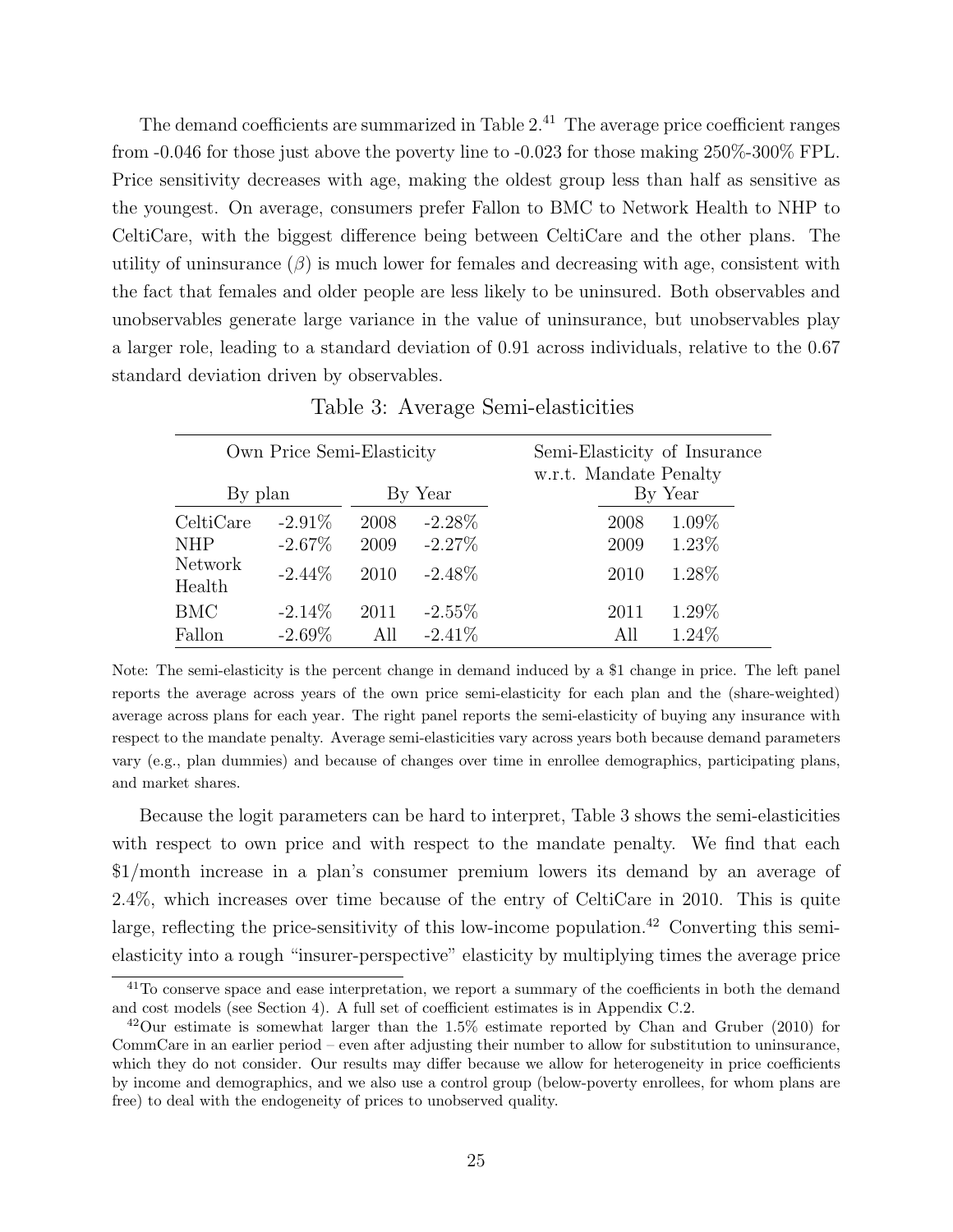The demand coefficients are summarized in Table 2.[41] The average price coefficient ranges from -0.046 for those just above the poverty line to -0.023 for those making 250%-300% FPL. Price sensitivity decreases with age, making the oldest group less than half as sensitive as the youngest. On average, consumers prefer Fallon to BMC to Network Health to NHP to CeltiCare, with the biggest difference being between CeltiCare and the other plans. The utility of uninsurance ($\beta$) is much lower for females and decreasing with age, consistent with the fact that females and older people are less likely to be uninsured. Both observables and unobservables generate large variance in the value of uninsurance, but unobservables play a larger role, leading to a standard deviation of 0.91 across individuals, relative to the 0.67 standard deviation driven by observables.

Table 3: Average Semi-elasticities

| Own Price Semi-Elasticity | | | | Semi-Elasticity of Insurance w.r.t. Mandate Penalty | |
|---|---|---|---|---|---|
| By plan | | By Year | | By Year | |
| CeltiCare | -2.91% | 2008 | -2.28% | 2008 | 1.09% |
| NHP | -2.67% | 2009 | -2.27% | 2009 | 1.23% |
| Network Health | -2.44% | 2010 | -2.48% | 2010 | 1.28% |
| BMC | -2.14% | 2011 | -2.55% | 2011 | 1.29% |
| Fallon | -2.69% | All | -2.41% | All | 1.24% |

Note: The semi-elasticity is the percent change in demand induced by a $1 change in price. The left panel reports the average across years of the own price semi-elasticity for each plan and the (share-weighted) average across plans for each year. The right panel reports the semi-elasticity of buying any insurance with respect to the mandate penalty. Average semi-elasticities vary across years both because demand parameters vary (e.g., plan dummies) and because of changes over time in enrollee demographics, participating plans, and market shares.

Because the logit parameters can be hard to interpret, Table 3 shows the semi-elasticities with respect to own price and with respect to the mandate penalty. We find that each $1/month increase in a plan's consumer premium lowers its demand by an average of 2.4%, which increases over time because of the entry of CeltiCare in 2010. This is quite large, reflecting the price-sensitivity of this low-income population.[42] Converting this semi-elasticity into a rough "insurer-perspective" elasticity by multiplying times the average price

[41] To conserve space and ease interpretation, we report a summary of the coefficients in both the demand and cost models (see Section 4). A full set of coefficient estimates is in Appendix C.2.

[42] Our estimate is somewhat larger than the 1.5% estimate reported by Chan and Gruber (2010) for CommCare in an earlier period – even after adjusting their number to allow for substitution to uninsurance, which they do not consider. Our results may differ because we allow for heterogeneity in price coefficients by income and demographics, and we also use a control group (below-poverty enrollees, for whom plans are free) to deal with the endogeneity of prices to unobserved quality.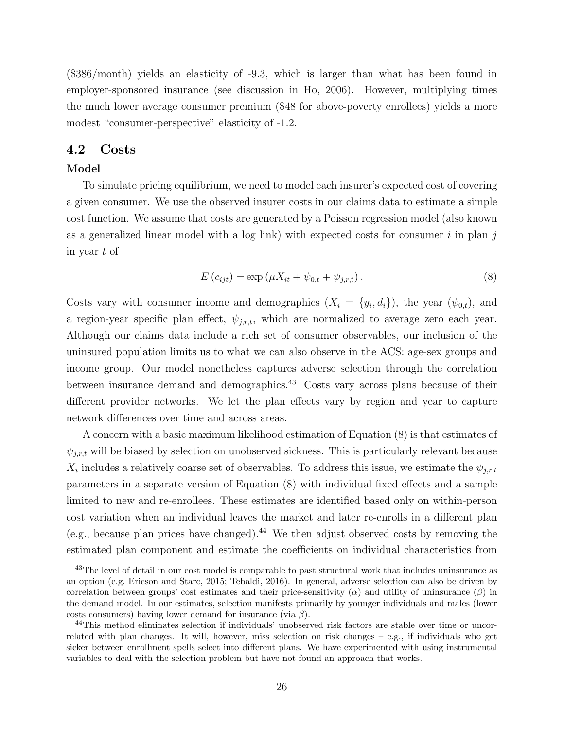($386/month) yields an elasticity of -9.3, which is larger than what has been found in employer-sponsored insurance (see discussion in Ho, 2006). However, multiplying times the much lower average consumer premium ($48 for above-poverty enrollees) yields a more modest "consumer-perspective" elasticity of -1.2.

## 4.2 Costs

**Model**

To simulate pricing equilibrium, we need to model each insurer's expected cost of covering a given consumer. We use the observed insurer costs in our claims data to estimate a simple cost function. We assume that costs are generated by a Poisson regression model (also known as a generalized linear model with a log link) with expected costs for consumer $i$ in plan $j$ in year $t$ of

$$E\left(c_{ijt}\right) = \exp\left(\mu X_{it} + \psi_{0,t} + \psi_{j,r,t}\right). \tag{8}$$

Costs vary with consumer income and demographics ($X_i = \{y_i, d_i\}$), the year ($\psi_{0,t}$), and a region-year specific plan effect, $\psi_{j,r,t}$, which are normalized to average zero each year. Although our claims data include a rich set of consumer observables, our inclusion of the uninsured population limits us to what we can also observe in the ACS: age-sex groups and income group. Our model nonetheless captures adverse selection through the correlation between insurance demand and demographics.[43] Costs vary across plans because of their different provider networks. We let the plan effects vary by region and year to capture network differences over time and across areas.

A concern with a basic maximum likelihood estimation of Equation (8) is that estimates of $\psi_{j,r,t}$ will be biased by selection on unobserved sickness. This is particularly relevant because $X_i$ includes a relatively coarse set of observables. To address this issue, we estimate the $\psi_{j,r,t}$ parameters in a separate version of Equation (8) with individual fixed effects and a sample limited to new and re-enrollees. These estimates are identified based only on within-person cost variation when an individual leaves the market and later re-enrolls in a different plan (e.g., because plan prices have changed).[44] We then adjust observed costs by removing the estimated plan component and estimate the coefficients on individual characteristics from

[43] The level of detail in our cost model is comparable to past structural work that includes uninsurance as an option (e.g. Ericson and Starc, 2015; Tebaldi, 2016). In general, adverse selection can also be driven by correlation between groups' cost estimates and their price-sensitivity ($\alpha$) and utility of uninsurance ($\beta$) in the demand model. In our estimates, selection manifests primarily by younger individuals and males (lower costs consumers) having lower demand for insurance (via $\beta$).

[44] This method eliminates selection if individuals' unobserved risk factors are stable over time or uncorrelated with plan changes. It will, however, miss selection on risk changes – e.g., if individuals who get sicker between enrollment spells select into different plans. We have experimented with using instrumental variables to deal with the selection problem but have not found an approach that works.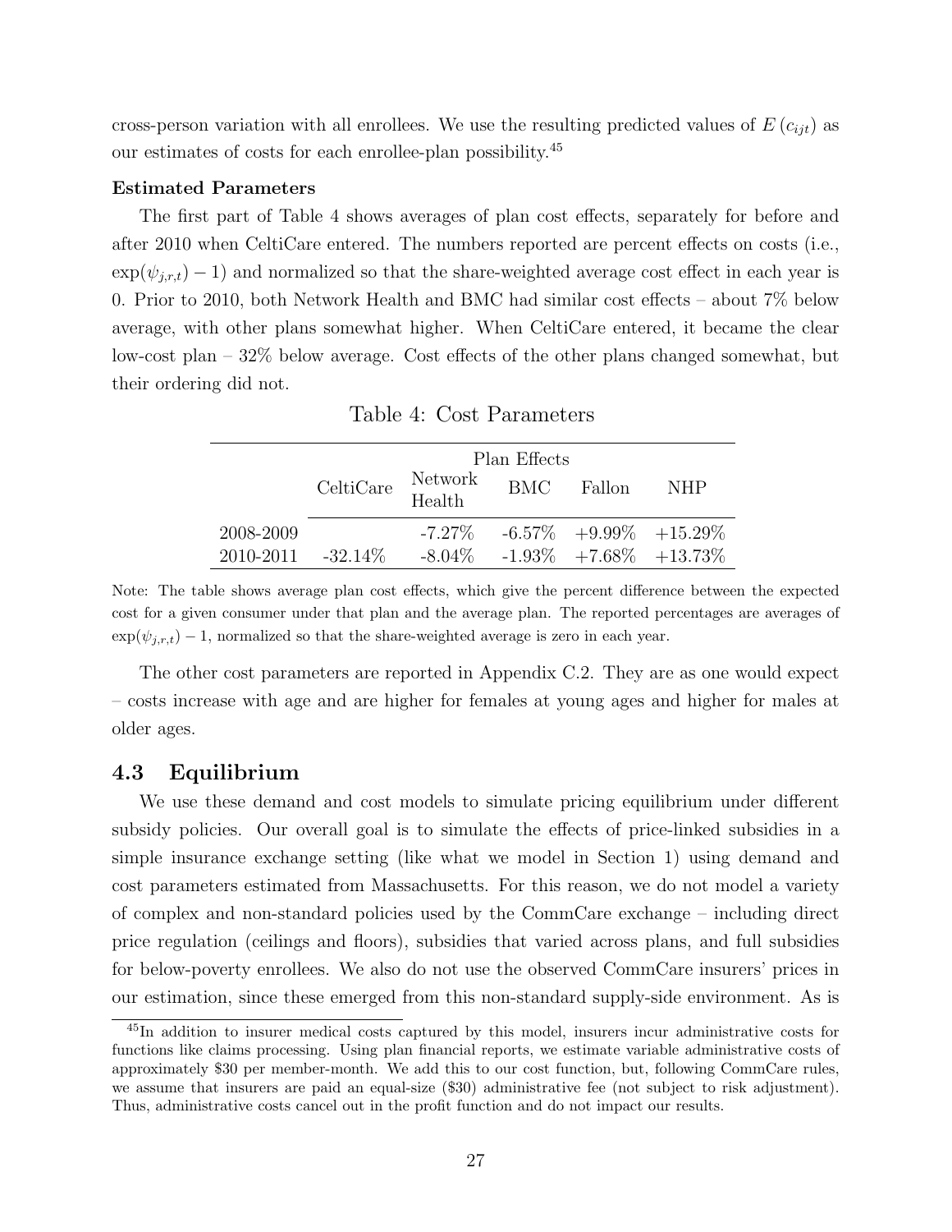cross-person variation with all enrollees. We use the resulting predicted values of $E(c_{ijt})$ as our estimates of costs for each enrollee-plan possibility.[45]

**Estimated Parameters**

The first part of Table 4 shows averages of plan cost effects, separately for before and after 2010 when CeltiCare entered. The numbers reported are percent effects on costs (i.e., $\exp(\psi_{j,r,t}) - 1$) and normalized so that the share-weighted average cost effect in each year is 0. Prior to 2010, both Network Health and BMC had similar cost effects – about 7% below average, with other plans somewhat higher. When CeltiCare entered, it became the clear low-cost plan – 32% below average. Cost effects of the other plans changed somewhat, but their ordering did not.

Table 4: Cost Parameters

| | Plan Effects | | | | |
|---|---|---|---|---|---|
| | CeltiCare | Network Health | BMC | Fallon | NHP |
| 2008-2009 | | -7.27% | -6.57% | +9.99% | +15.29% |
| 2010-2011 | -32.14% | -8.04% | -1.93% | +7.68% | +13.73% |

Note: The table shows average plan cost effects, which give the percent difference between the expected cost for a given consumer under that plan and the average plan. The reported percentages are averages of $\exp(\psi_{j,r,t}) - 1$, normalized so that the share-weighted average is zero in each year.

The other cost parameters are reported in Appendix C.2. They are as one would expect – costs increase with age and are higher for females at young ages and higher for males at older ages.

## 4.3 Equilibrium

We use these demand and cost models to simulate pricing equilibrium under different subsidy policies. Our overall goal is to simulate the effects of price-linked subsidies in a simple insurance exchange setting (like what we model in Section 1) using demand and cost parameters estimated from Massachusetts. For this reason, we do not model a variety of complex and non-standard policies used by the CommCare exchange – including direct price regulation (ceilings and floors), subsidies that varied across plans, and full subsidies for below-poverty enrollees. We also do not use the observed CommCare insurers' prices in our estimation, since these emerged from this non-standard supply-side environment. As is

[45] In addition to insurer medical costs captured by this model, insurers incur administrative costs for functions like claims processing. Using plan financial reports, we estimate variable administrative costs of approximately $30 per member-month. We add this to our cost function, but, following CommCare rules, we assume that insurers are paid an equal-size ($30) administrative fee (not subject to risk adjustment). Thus, administrative costs cancel out in the profit function and do not impact our results.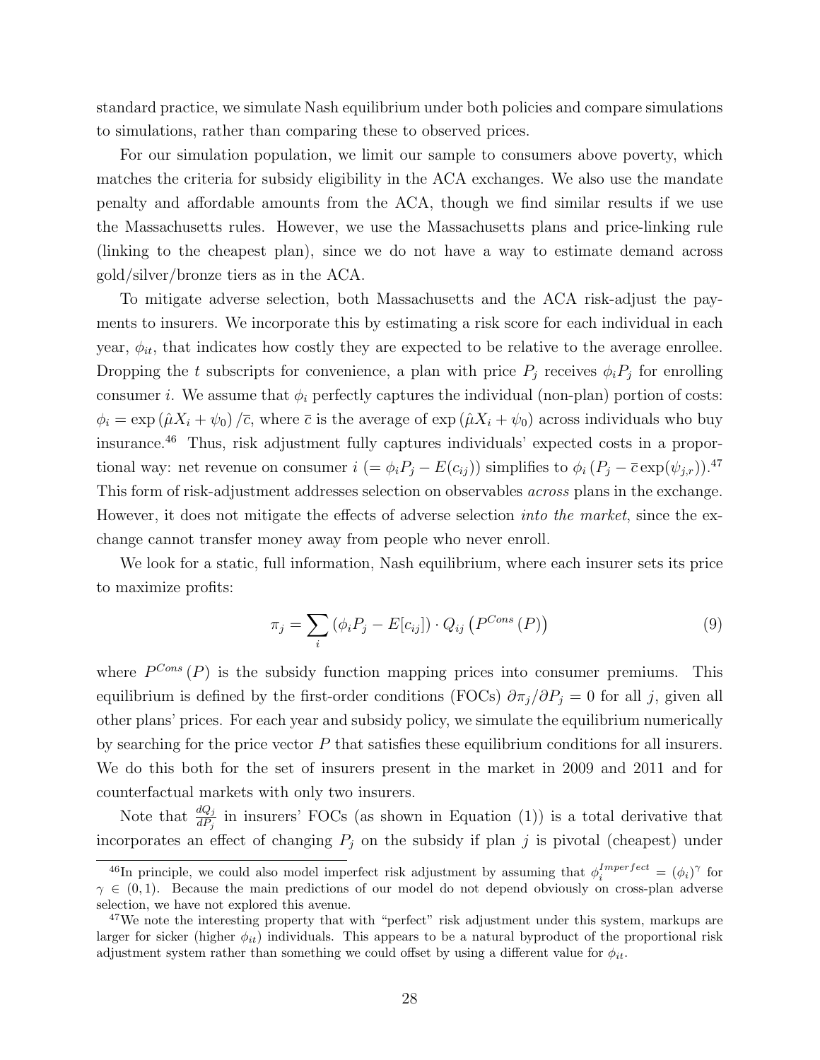standard practice, we simulate Nash equilibrium under both policies and compare simulations to simulations, rather than comparing these to observed prices.

For our simulation population, we limit our sample to consumers above poverty, which matches the criteria for subsidy eligibility in the ACA exchanges. We also use the mandate penalty and affordable amounts from the ACA, though we find similar results if we use the Massachusetts rules. However, we use the Massachusetts plans and price-linking rule (linking to the cheapest plan), since we do not have a way to estimate demand across gold/silver/bronze tiers as in the ACA.

To mitigate adverse selection, both Massachusetts and the ACA risk-adjust the payments to insurers. We incorporate this by estimating a risk score for each individual in each year, $\phi_{it}$, that indicates how costly they are expected to be relative to the average enrollee. Dropping the $t$ subscripts for convenience, a plan with price $P_j$ receives $\phi_i P_j$ for enrolling consumer $i$. We assume that $\phi_i$ perfectly captures the individual (non-plan) portion of costs: $\phi_i = \exp\left(\hat{\mu} X_i + \psi_0\right)/\bar{c}$, where $\bar{c}$ is the average of $\exp\left(\hat{\mu} X_i + \psi_0\right)$ across individuals who buy insurance.[46] Thus, risk adjustment fully captures individuals' expected costs in a proportional way: net revenue on consumer $i$ $(= \phi_i P_j - E(c_{ij}))$ simplifies to $\phi_i \left(P_j - \bar{c}\exp(\psi_{j,r})\right)$.[47] This form of risk-adjustment addresses selection on observables *across* plans in the exchange. However, it does not mitigate the effects of adverse selection *into the market*, since the exchange cannot transfer money away from people who never enroll.

We look for a static, full information, Nash equilibrium, where each insurer sets its price to maximize profits:

$$\pi_j = \sum_i \left(\phi_i P_j - E[c_{ij}]\right) \cdot Q_{ij}\left(P^{Cons}\left(P\right)\right) \tag{9}$$

where $P^{Cons}\left(P\right)$ is the subsidy function mapping prices into consumer premiums. This equilibrium is defined by the first-order conditions (FOCs) $\partial \pi_j / \partial P_j = 0$ for all $j$, given all other plans' prices. For each year and subsidy policy, we simulate the equilibrium numerically by searching for the price vector $P$ that satisfies these equilibrium conditions for all insurers. We do this both for the set of insurers present in the market in 2009 and 2011 and for counterfactual markets with only two insurers.

Note that $\frac{dQ_j}{dP_j}$ in insurers' FOCs (as shown in Equation (1)) is a total derivative that incorporates an effect of changing $P_j$ on the subsidy if plan $j$ is pivotal (cheapest) under

---

[46] In principle, we could also model imperfect risk adjustment by assuming that $\phi_i^{Imperfect} = (\phi_i)^{\gamma}$ for $\gamma \in (0,1)$. Because the main predictions of our model do not depend obviously on cross-plan adverse selection, we have not explored this avenue.

[47] We note the interesting property that with "perfect" risk adjustment under this system, markups are larger for sicker (higher $\phi_{it}$) individuals. This appears to be a natural byproduct of the proportional risk adjustment system rather than something we could offset by using a different value for $\phi_{it}$.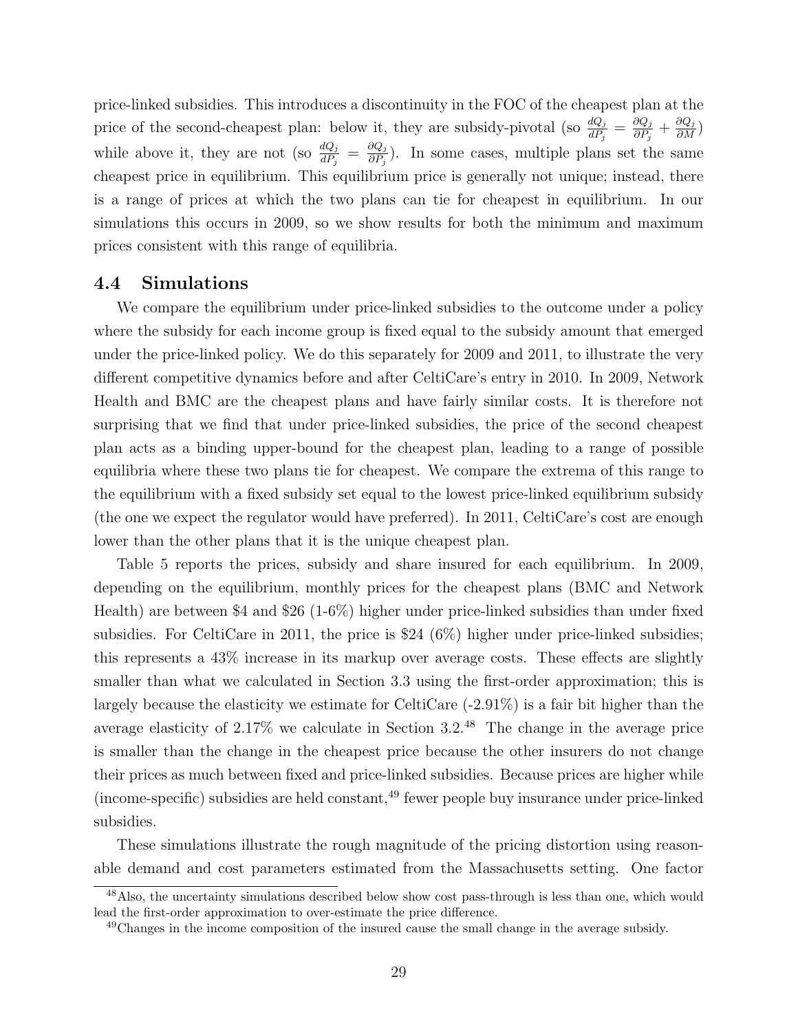price-linked subsidies. This introduces a discontinuity in the FOC of the cheapest plan at the price of the second-cheapest plan: below it, they are subsidy-pivotal (so $\frac{dQ_j}{dP_j} = \frac{\partial Q_j}{\partial P_j} + \frac{\partial Q_j}{\partial M}$) while above it, they are not (so $\frac{dQ_j}{dP_j} = \frac{\partial Q_j}{\partial P_j}$). In some cases, multiple plans set the same cheapest price in equilibrium. This equilibrium price is generally not unique; instead, there is a range of prices at which the two plans can tie for cheapest in equilibrium. In our simulations this occurs in 2009, so we show results for both the minimum and maximum prices consistent with this range of equilibria.

### 4.4 Simulations

We compare the equilibrium under price-linked subsidies to the outcome under a policy where the subsidy for each income group is fixed equal to the subsidy amount that emerged under the price-linked policy. We do this separately for 2009 and 2011, to illustrate the very different competitive dynamics before and after CeltiCare's entry in 2010. In 2009, Network Health and BMC are the cheapest plans and have fairly similar costs. It is therefore not surprising that we find that under price-linked subsidies, the price of the second cheapest plan acts as a binding upper-bound for the cheapest plan, leading to a range of possible equilibria where these two plans tie for cheapest. We compare the extrema of this range to the equilibrium with a fixed subsidy set equal to the lowest price-linked equilibrium subsidy (the one we expect the regulator would have preferred). In 2011, CeltiCare's cost are enough lower than the other plans that it is the unique cheapest plan.

Table 5 reports the prices, subsidy and share insured for each equilibrium. In 2009, depending on the equilibrium, monthly prices for the cheapest plans (BMC and Network Health) are between \$4 and \$26 (1-6%) higher under price-linked subsidies than under fixed subsidies. For CeltiCare in 2011, the price is \$24 (6%) higher under price-linked subsidies; this represents a 43% increase in its markup over average costs. These effects are slightly smaller than what we calculated in Section 3.3 using the first-order approximation; this is largely because the elasticity we estimate for CeltiCare (-2.91%) is a fair bit higher than the average elasticity of 2.17% we calculate in Section 3.2.[48] The change in the average price is smaller than the change in the cheapest price because the other insurers do not change their prices as much between fixed and price-linked subsidies. Because prices are higher while (income-specific) subsidies are held constant,[49] fewer people buy insurance under price-linked subsidies.

These simulations illustrate the rough magnitude of the pricing distortion using reasonable demand and cost parameters estimated from the Massachusetts setting. One factor

[48]Also, the uncertainty simulations described below show cost pass-through is less than one, which would lead the first-order approximation to over-estimate the price difference.

[49]Changes in the income composition of the insured cause the small change in the average subsidy.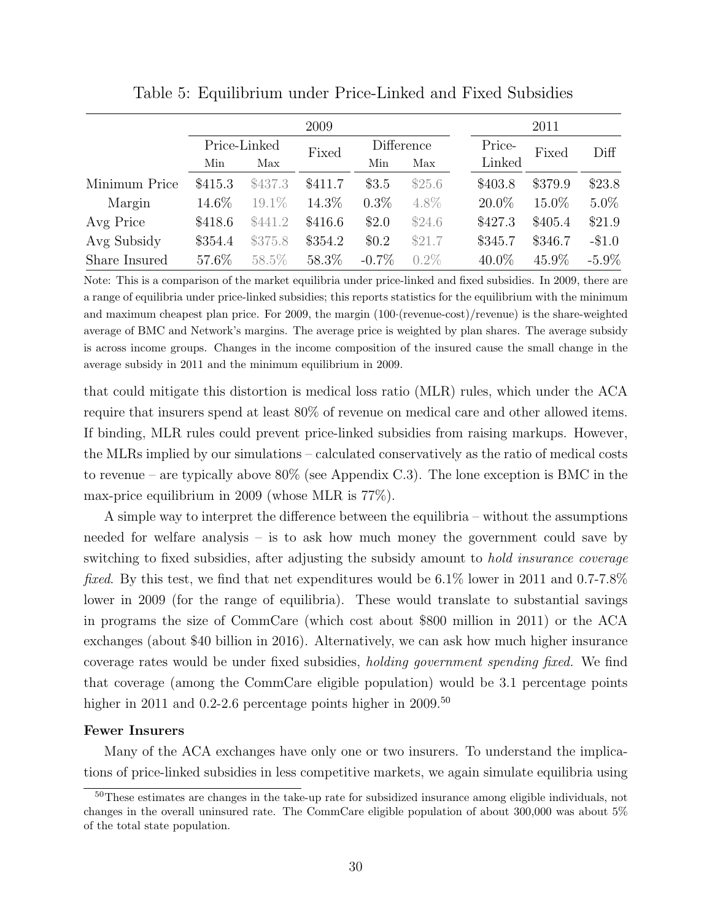Table 5: Equilibrium under Price-Linked and Fixed Subsidies

| | 2009 | | | | | 2011 | | |
|---|---|---|---|---|---|---|---|---|
| | Price-Linked | | Fixed | Difference | | Price-Linked | Fixed | Diff |
| | Min | Max | | Min | Max | | | |
| Minimum Price | \$415.3 | \$437.3 | \$411.7 | \$3.5 | \$25.6 | \$403.8 | \$379.9 | \$23.8 |
| Margin | 14.6% | 19.1% | 14.3% | 0.3% | 4.8% | 20.0% | 15.0% | 5.0% |
| Avg Price | \$418.6 | \$441.2 | \$416.6 | \$2.0 | \$24.6 | \$427.3 | \$405.4 | \$21.9 |
| Avg Subsidy | \$354.4 | \$375.8 | \$354.2 | \$0.2 | \$21.7 | \$345.7 | \$346.7 | -\$1.0 |
| Share Insured | 57.6% | 58.5% | 58.3% | -0.7% | 0.2% | 40.0% | 45.9% | -5.9% |

Note: This is a comparison of the market equilibria under price-linked and fixed subsidies. In 2009, there are a range of equilibria under price-linked subsidies; this reports statistics for the equilibrium with the minimum and maximum cheapest plan price. For 2009, the margin (100·(revenue-cost)/revenue) is the share-weighted average of BMC and Network's margins. The average price is weighted by plan shares. The average subsidy is across income groups. Changes in the income composition of the insured cause the small change in the average subsidy in 2011 and the minimum equilibrium in 2009.

that could mitigate this distortion is medical loss ratio (MLR) rules, which under the ACA require that insurers spend at least 80% of revenue on medical care and other allowed items. If binding, MLR rules could prevent price-linked subsidies from raising markups. However, the MLRs implied by our simulations – calculated conservatively as the ratio of medical costs to revenue – are typically above 80% (see Appendix C.3). The lone exception is BMC in the max-price equilibrium in 2009 (whose MLR is 77%).

A simple way to interpret the difference between the equilibria – without the assumptions needed for welfare analysis – is to ask how much money the government could save by switching to fixed subsidies, after adjusting the subsidy amount to *hold insurance coverage fixed*. By this test, we find that net expenditures would be 6.1% lower in 2011 and 0.7-7.8% lower in 2009 (for the range of equilibria). These would translate to substantial savings in programs the size of CommCare (which cost about \$800 million in 2011) or the ACA exchanges (about \$40 billion in 2016). Alternatively, we can ask how much higher insurance coverage rates would be under fixed subsidies, *holding government spending fixed.* We find that coverage (among the CommCare eligible population) would be 3.1 percentage points higher in 2011 and 0.2-2.6 percentage points higher in 2009.[50]

**Fewer Insurers**

Many of the ACA exchanges have only one or two insurers. To understand the implications of price-linked subsidies in less competitive markets, we again simulate equilibria using

[50]These estimates are changes in the take-up rate for subsidized insurance among eligible individuals, not changes in the overall uninsured rate. The CommCare eligible population of about 300,000 was about 5% of the total state population.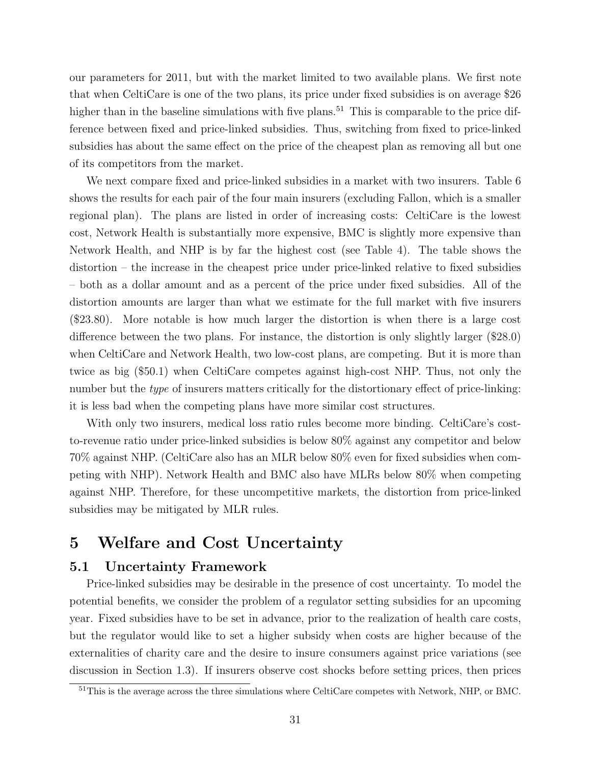our parameters for 2011, but with the market limited to two available plans. We first note that when CeltiCare is one of the two plans, its price under fixed subsidies is on average \$26 higher than in the baseline simulations with five plans.[51] This is comparable to the price difference between fixed and price-linked subsidies. Thus, switching from fixed to price-linked subsidies has about the same effect on the price of the cheapest plan as removing all but one of its competitors from the market.

We next compare fixed and price-linked subsidies in a market with two insurers. Table 6 shows the results for each pair of the four main insurers (excluding Fallon, which is a smaller regional plan). The plans are listed in order of increasing costs: CeltiCare is the lowest cost, Network Health is substantially more expensive, BMC is slightly more expensive than Network Health, and NHP is by far the highest cost (see Table 4). The table shows the distortion – the increase in the cheapest price under price-linked relative to fixed subsidies – both as a dollar amount and as a percent of the price under fixed subsidies. All of the distortion amounts are larger than what we estimate for the full market with five insurers (\$23.80). More notable is how much larger the distortion is when there is a large cost difference between the two plans. For instance, the distortion is only slightly larger (\$28.0) when CeltiCare and Network Health, two low-cost plans, are competing. But it is more than twice as big (\$50.1) when CeltiCare competes against high-cost NHP. Thus, not only the number but the *type* of insurers matters critically for the distortionary effect of price-linking: it is less bad when the competing plans have more similar cost structures.

With only two insurers, medical loss ratio rules become more binding. CeltiCare's cost-to-revenue ratio under price-linked subsidies is below 80% against any competitor and below 70% against NHP. (CeltiCare also has an MLR below 80% even for fixed subsidies when competing with NHP). Network Health and BMC also have MLRs below 80% when competing against NHP. Therefore, for these uncompetitive markets, the distortion from price-linked subsidies may be mitigated by MLR rules.

# 5 Welfare and Cost Uncertainty

## 5.1 Uncertainty Framework

Price-linked subsidies may be desirable in the presence of cost uncertainty. To model the potential benefits, we consider the problem of a regulator setting subsidies for an upcoming year. Fixed subsidies have to be set in advance, prior to the realization of health care costs, but the regulator would like to set a higher subsidy when costs are higher because of the externalities of charity care and the desire to insure consumers against price variations (see discussion in Section 1.3). If insurers observe cost shocks before setting prices, then prices

[51] This is the average across the three simulations where CeltiCare competes with Network, NHP, or BMC.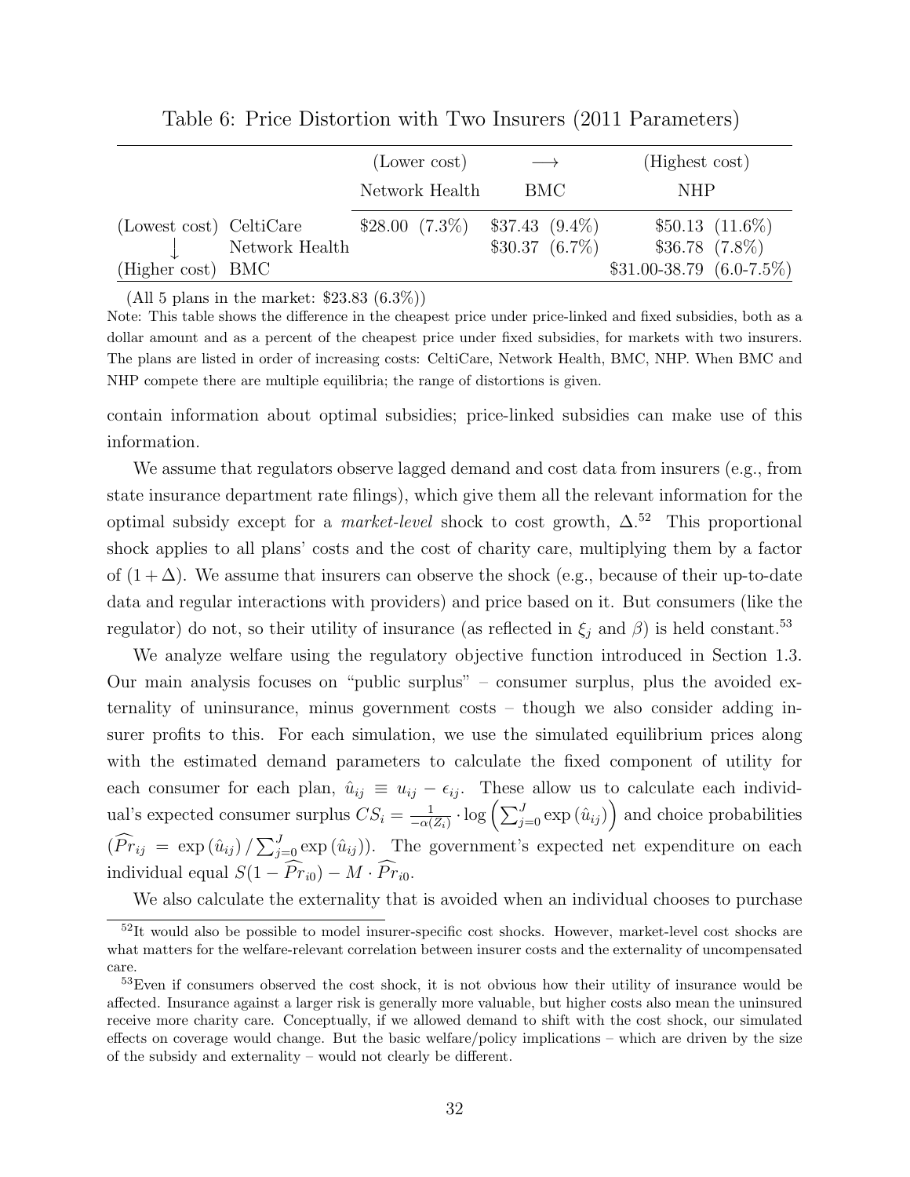Table 6: Price Distortion with Two Insurers (2011 Parameters)

| | | (Lower cost) | $\longrightarrow$ | (Highest cost) |
|---|---|---|---|---|
| | | Network Health | BMC | NHP |
| (Lowest cost) | CeltiCare | \$28.00 (7.3%) | \$37.43 (9.4%) | \$50.13 (11.6%) |
| $\downarrow$ | Network Health | | \$30.37 (6.7%) | \$36.78 (7.8%) |
| (Higher cost) | BMC | | | \$31.00-38.79 (6.0-7.5%) |

(All 5 plans in the market: \$23.83 (6.3%))

Note: This table shows the difference in the cheapest price under price-linked and fixed subsidies, both as a dollar amount and as a percent of the cheapest price under fixed subsidies, for markets with two insurers. The plans are listed in order of increasing costs: CeltiCare, Network Health, BMC, NHP. When BMC and NHP compete there are multiple equilibria; the range of distortions is given.

contain information about optimal subsidies; price-linked subsidies can make use of this information.

We assume that regulators observe lagged demand and cost data from insurers (e.g., from state insurance department rate filings), which give them all the relevant information for the optimal subsidy except for a *market-level* shock to cost growth, $\Delta$.[52] This proportional shock applies to all plans' costs and the cost of charity care, multiplying them by a factor of $(1+\Delta)$. We assume that insurers can observe the shock (e.g., because of their up-to-date data and regular interactions with providers) and price based on it. But consumers (like the regulator) do not, so their utility of insurance (as reflected in $\xi_j$ and $\beta$) is held constant.[53]

We analyze welfare using the regulatory objective function introduced in Section 1.3. Our main analysis focuses on "public surplus" – consumer surplus, plus the avoided externality of uninsurance, minus government costs – though we also consider adding insurer profits to this. For each simulation, we use the simulated equilibrium prices along with the estimated demand parameters to calculate the fixed component of utility for each consumer for each plan, $\hat{u}_{ij} \equiv u_{ij} - \epsilon_{ij}$. These allow us to calculate each individual's expected consumer surplus $CS_i = \frac{1}{-\alpha(Z_i)} \cdot \log\left(\sum_{j=0}^{J} \exp\left(\hat{u}_{ij}\right)\right)$ and choice probabilities ($\widehat{Pr}_{ij} = \exp\left(\hat{u}_{ij}\right) / \sum_{j=0}^{J} \exp\left(\hat{u}_{ij}\right)$). The government's expected net expenditure on each individual equal $S(1 - \widehat{Pr}_{i0}) - M \cdot \widehat{Pr}_{i0}$.

We also calculate the externality that is avoided when an individual chooses to purchase

[52] It would also be possible to model insurer-specific cost shocks. However, market-level cost shocks are what matters for the welfare-relevant correlation between insurer costs and the externality of uncompensated care.

[53] Even if consumers observed the cost shock, it is not obvious how their utility of insurance would be affected. Insurance against a larger risk is generally more valuable, but higher costs also mean the uninsured receive more charity care. Conceptually, if we allowed demand to shift with the cost shock, our simulated effects on coverage would change. But the basic welfare/policy implications – which are driven by the size of the subsidy and externality – would not clearly be different.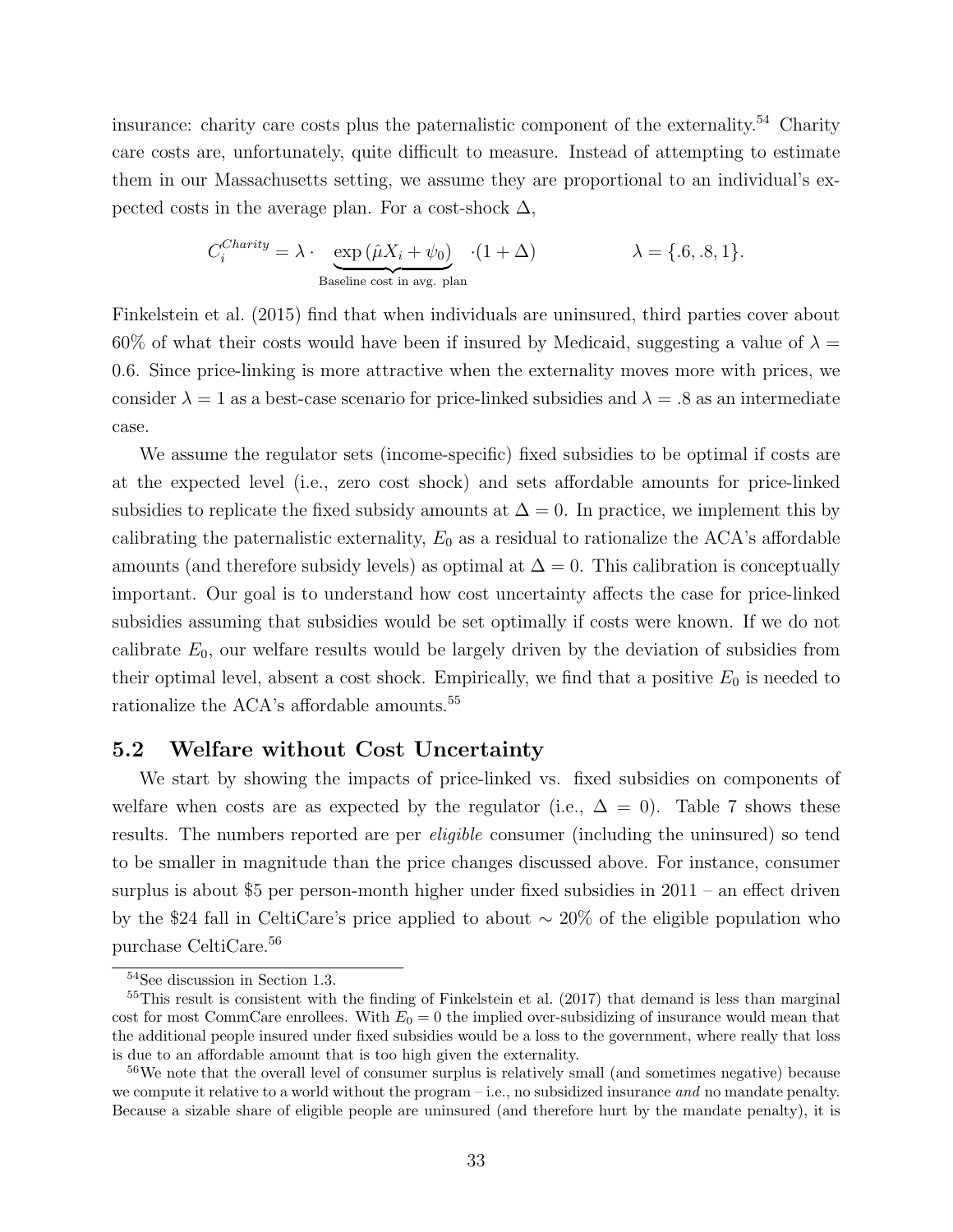insurance: charity care costs plus the paternalistic component of the externality.[54] Charity care costs are, unfortunately, quite difficult to measure. Instead of attempting to estimate them in our Massachusetts setting, we assume they are proportional to an individual's expected costs in the average plan. For a cost-shock $\Delta$,

$$C_i^{Charity} = \lambda \cdot \underbrace{\exp\left(\hat{\mu} X_i + \psi_0\right)}_{\text{Baseline cost in avg. plan}} \cdot (1 + \Delta) \qquad\qquad \lambda = \{.6, .8, 1\}.$$

Finkelstein et al. (2015) find that when individuals are uninsured, third parties cover about 60% of what their costs would have been if insured by Medicaid, suggesting a value of $\lambda = 0.6$. Since price-linking is more attractive when the externality moves more with prices, we consider $\lambda = 1$ as a best-case scenario for price-linked subsidies and $\lambda = .8$ as an intermediate case.

We assume the regulator sets (income-specific) fixed subsidies to be optimal if costs are at the expected level (i.e., zero cost shock) and sets affordable amounts for price-linked subsidies to replicate the fixed subsidy amounts at $\Delta = 0$. In practice, we implement this by calibrating the paternalistic externality, $E_0$ as a residual to rationalize the ACA's affordable amounts (and therefore subsidy levels) as optimal at $\Delta = 0$. This calibration is conceptually important. Our goal is to understand how cost uncertainty affects the case for price-linked subsidies assuming that subsidies would be set optimally if costs were known. If we do not calibrate $E_0$, our welfare results would be largely driven by the deviation of subsidies from their optimal level, absent a cost shock. Empirically, we find that a positive $E_0$ is needed to rationalize the ACA's affordable amounts.[55]

## 5.2 Welfare without Cost Uncertainty

We start by showing the impacts of price-linked vs. fixed subsidies on components of welfare when costs are as expected by the regulator (i.e., $\Delta = 0$). Table 7 shows these results. The numbers reported are per *eligible* consumer (including the uninsured) so tend to be smaller in magnitude than the price changes discussed above. For instance, consumer surplus is about \$5 per person-month higher under fixed subsidies in 2011 – an effect driven by the \$24 fall in CeltiCare's price applied to about $\sim 20\%$ of the eligible population who purchase CeltiCare.[56]

[54] See discussion in Section 1.3.

[55] This result is consistent with the finding of Finkelstein et al. (2017) that demand is less than marginal cost for most CommCare enrollees. With $E_0 = 0$ the implied over-subsidizing of insurance would mean that the additional people insured under fixed subsidies would be a loss to the government, where really that loss is due to an affordable amount that is too high given the externality.

[56] We note that the overall level of consumer surplus is relatively small (and sometimes negative) because we compute it relative to a world without the program – i.e., no subsidized insurance *and* no mandate penalty. Because a sizable share of eligible people are uninsured (and therefore hurt by the mandate penalty), it is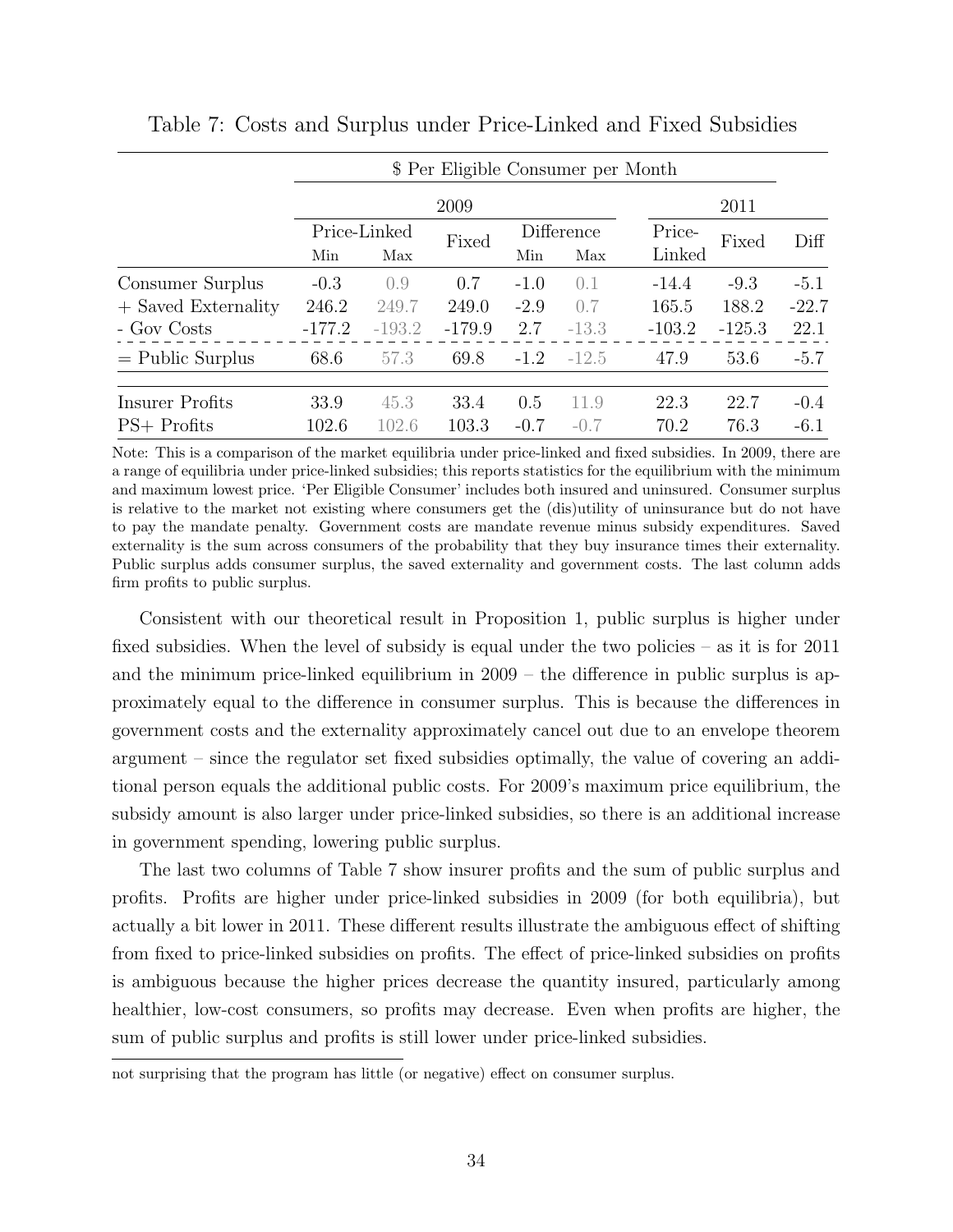Table 7: Costs and Surplus under Price-Linked and Fixed Subsidies

| | $ Per Eligible Consumer per Month | | | | | | | |
|---|---|---|---|---|---|---|---|---|
| | 2009 | | | | | 2011 | | |
| | Price-Linked | | Fixed | Difference | | Price-Linked | Fixed | Diff |
| | Min | Max | | Min | Max | | | |
| Consumer Surplus | -0.3 | 0.9 | 0.7 | -1.0 | 0.1 | -14.4 | -9.3 | -5.1 |
| + Saved Externality | 246.2 | 249.7 | 249.0 | -2.9 | 0.7 | 165.5 | 188.2 | -22.7 |
| - Gov Costs | -177.2 | -193.2 | -179.9 | 2.7 | -13.3 | -103.2 | -125.3 | 22.1 |
| = Public Surplus | 68.6 | 57.3 | 69.8 | -1.2 | -12.5 | 47.9 | 53.6 | -5.7 |
| Insurer Profits | 33.9 | 45.3 | 33.4 | 0.5 | 11.9 | 22.3 | 22.7 | -0.4 |
| PS+ Profits | 102.6 | 102.6 | 103.3 | -0.7 | -0.7 | 70.2 | 76.3 | -6.1 |

Note: This is a comparison of the market equilibria under price-linked and fixed subsidies. In 2009, there are a range of equilibria under price-linked subsidies; this reports statistics for the equilibrium with the minimum and maximum lowest price. 'Per Eligible Consumer' includes both insured and uninsured. Consumer surplus is relative to the market not existing where consumers get the (dis)utility of uninsurance but do not have to pay the mandate penalty. Government costs are mandate revenue minus subsidy expenditures. Saved externality is the sum across consumers of the probability that they buy insurance times their externality. Public surplus adds consumer surplus, the saved externality and government costs. The last column adds firm profits to public surplus.

Consistent with our theoretical result in Proposition 1, public surplus is higher under fixed subsidies. When the level of subsidy is equal under the two policies – as it is for 2011 and the minimum price-linked equilibrium in 2009 – the difference in public surplus is approximately equal to the difference in consumer surplus. This is because the differences in government costs and the externality approximately cancel out due to an envelope theorem argument – since the regulator set fixed subsidies optimally, the value of covering an additional person equals the additional public costs. For 2009's maximum price equilibrium, the subsidy amount is also larger under price-linked subsidies, so there is an additional increase in government spending, lowering public surplus.

The last two columns of Table 7 show insurer profits and the sum of public surplus and profits. Profits are higher under price-linked subsidies in 2009 (for both equilibria), but actually a bit lower in 2011. These different results illustrate the ambiguous effect of shifting from fixed to price-linked subsidies on profits. The effect of price-linked subsidies on profits is ambiguous because the higher prices decrease the quantity insured, particularly among healthier, low-cost consumers, so profits may decrease. Even when profits are higher, the sum of public surplus and profits is still lower under price-linked subsidies.

not surprising that the program has little (or negative) effect on consumer surplus.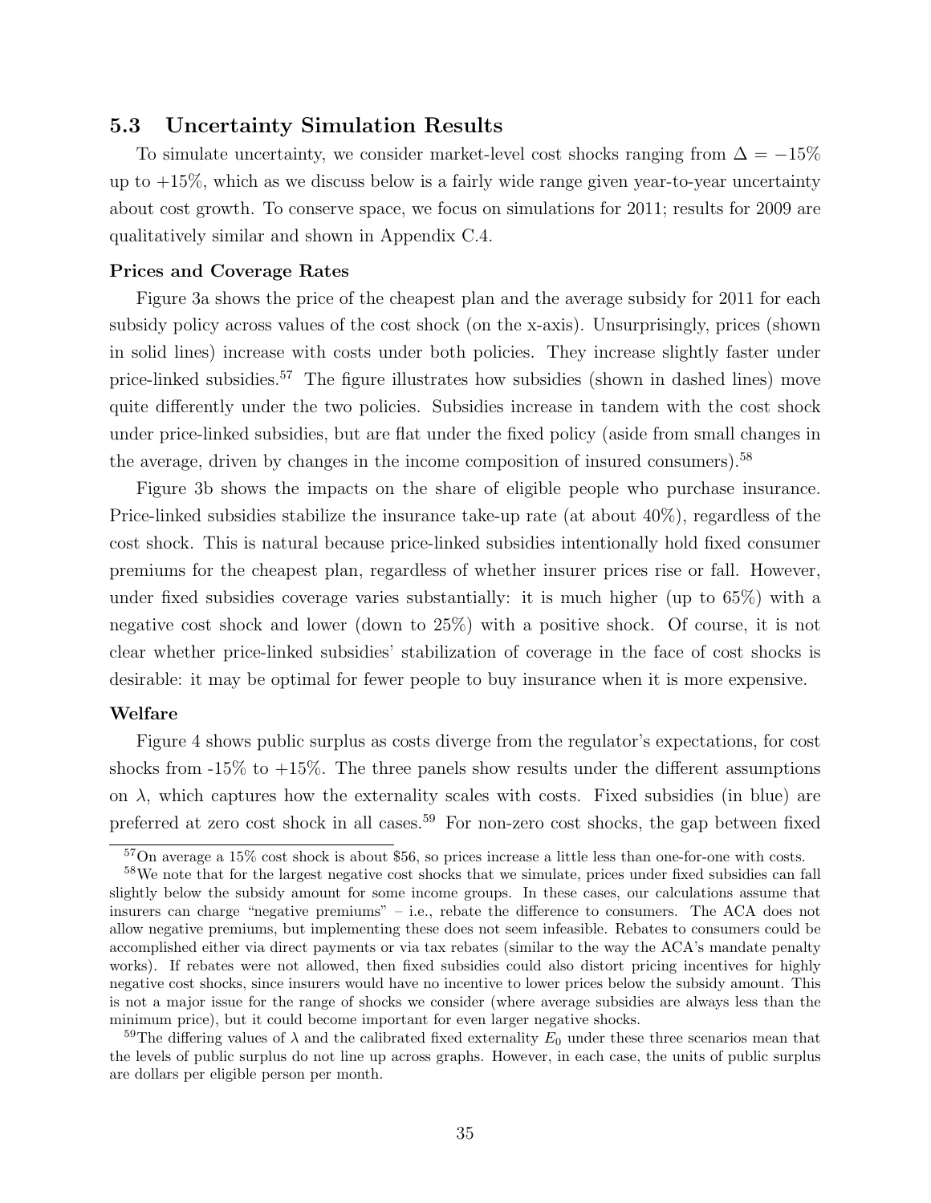### 5.3 Uncertainty Simulation Results

To simulate uncertainty, we consider market-level cost shocks ranging from $\Delta = -15\%$ up to $+15\%$, which as we discuss below is a fairly wide range given year-to-year uncertainty about cost growth. To conserve space, we focus on simulations for 2011; results for 2009 are qualitatively similar and shown in Appendix C.4.

**Prices and Coverage Rates**

Figure 3a shows the price of the cheapest plan and the average subsidy for 2011 for each subsidy policy across values of the cost shock (on the x-axis). Unsurprisingly, prices (shown in solid lines) increase with costs under both policies. They increase slightly faster under price-linked subsidies.[57] The figure illustrates how subsidies (shown in dashed lines) move quite differently under the two policies. Subsidies increase in tandem with the cost shock under price-linked subsidies, but are flat under the fixed policy (aside from small changes in the average, driven by changes in the income composition of insured consumers).[58]

Figure 3b shows the impacts on the share of eligible people who purchase insurance. Price-linked subsidies stabilize the insurance take-up rate (at about 40%), regardless of the cost shock. This is natural because price-linked subsidies intentionally hold fixed consumer premiums for the cheapest plan, regardless of whether insurer prices rise or fall. However, under fixed subsidies coverage varies substantially: it is much higher (up to 65%) with a negative cost shock and lower (down to 25%) with a positive shock. Of course, it is not clear whether price-linked subsidies' stabilization of coverage in the face of cost shocks is desirable: it may be optimal for fewer people to buy insurance when it is more expensive.

**Welfare**

Figure 4 shows public surplus as costs diverge from the regulator's expectations, for cost shocks from -15% to +15%. The three panels show results under the different assumptions on $\lambda$, which captures how the externality scales with costs. Fixed subsidies (in blue) are preferred at zero cost shock in all cases.[59] For non-zero cost shocks, the gap between fixed

---

[57] On average a 15% cost shock is about \$56, so prices increase a little less than one-for-one with costs.

[58] We note that for the largest negative cost shocks that we simulate, prices under fixed subsidies can fall slightly below the subsidy amount for some income groups. In these cases, our calculations assume that insurers can charge "negative premiums" – i.e., rebate the difference to consumers. The ACA does not allow negative premiums, but implementing these does not seem infeasible. Rebates to consumers could be accomplished either via direct payments or via tax rebates (similar to the way the ACA's mandate penalty works). If rebates were not allowed, then fixed subsidies could also distort pricing incentives for highly negative cost shocks, since insurers would have no incentive to lower prices below the subsidy amount. This is not a major issue for the range of shocks we consider (where average subsidies are always less than the minimum price), but it could become important for even larger negative shocks.

[59] The differing values of $\lambda$ and the calibrated fixed externality $E_0$ under these three scenarios mean that the levels of public surplus do not line up across graphs. However, in each case, the units of public surplus are dollars per eligible person per month.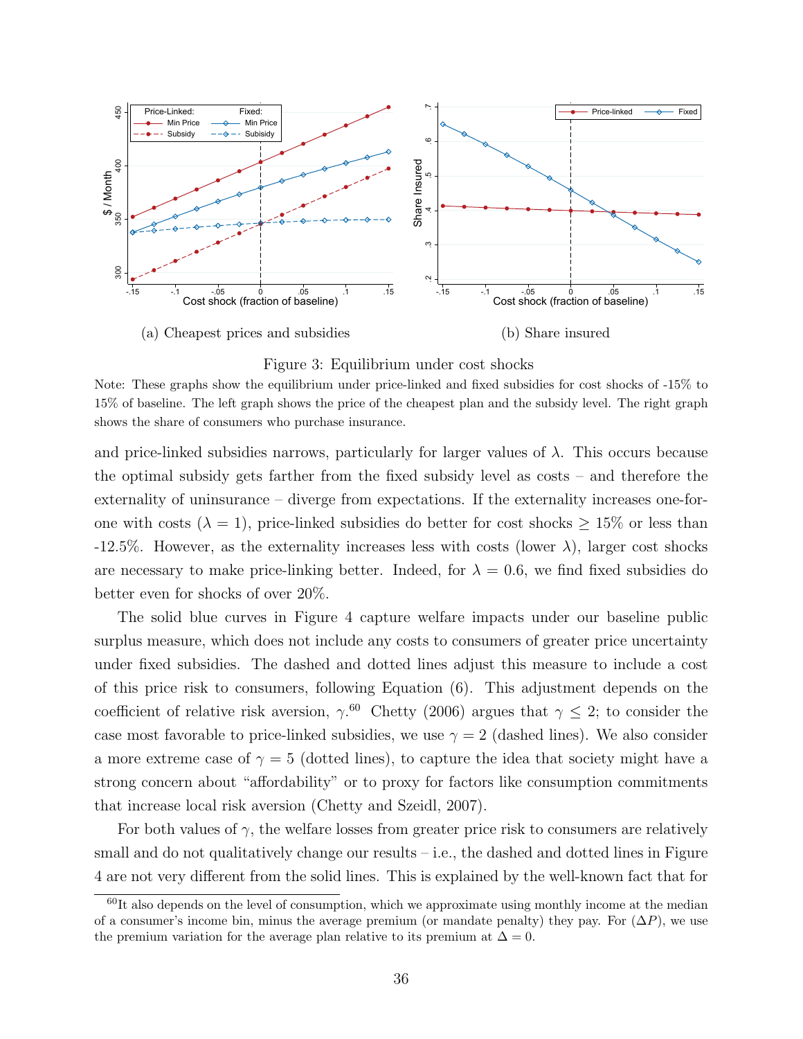(a) Cheapest prices and subsidies

(b) Share insured

Figure 3: Equilibrium under cost shocks

Note: These graphs show the equilibrium under price-linked and fixed subsidies for cost shocks of -15% to 15% of baseline. The left graph shows the price of the cheapest plan and the subsidy level. The right graph shows the share of consumers who purchase insurance.

and price-linked subsidies narrows, particularly for larger values of $\lambda$. This occurs because the optimal subsidy gets farther from the fixed subsidy level as costs – and therefore the externality of uninsurance – diverge from expectations. If the externality increases one-for-one with costs ($\lambda = 1$), price-linked subsidies do better for cost shocks $\geq$ 15% or less than -12.5%. However, as the externality increases less with costs (lower $\lambda$), larger cost shocks are necessary to make price-linking better. Indeed, for $\lambda = 0.6$, we find fixed subsidies do better even for shocks of over 20%.

The solid blue curves in Figure 4 capture welfare impacts under our baseline public surplus measure, which does not include any costs to consumers of greater price uncertainty under fixed subsidies. The dashed and dotted lines adjust this measure to include a cost of this price risk to consumers, following Equation (6). This adjustment depends on the coefficient of relative risk aversion, $\gamma$.[60] Chetty (2006) argues that $\gamma \leq 2$; to consider the case most favorable to price-linked subsidies, we use $\gamma = 2$ (dashed lines). We also consider a more extreme case of $\gamma = 5$ (dotted lines), to capture the idea that society might have a strong concern about "affordability" or to proxy for factors like consumption commitments that increase local risk aversion (Chetty and Szeidl, 2007).

For both values of $\gamma$, the welfare losses from greater price risk to consumers are relatively small and do not qualitatively change our results – i.e., the dashed and dotted lines in Figure 4 are not very different from the solid lines. This is explained by the well-known fact that for

[60] It also depends on the level of consumption, which we approximate using monthly income at the median of a consumer's income bin, minus the average premium (or mandate penalty) they pay. For ($\Delta P$), we use the premium variation for the average plan relative to its premium at $\Delta = 0$.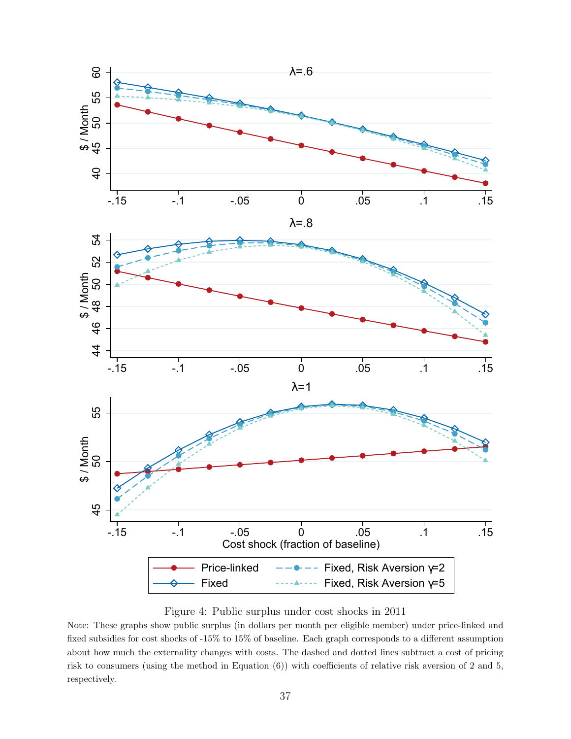Figure 4: Public surplus under cost shocks in 2011

Note: These graphs show public surplus (in dollars per month per eligible member) under price-linked and fixed subsidies for cost shocks of -15% to 15% of baseline. Each graph corresponds to a different assumption about how much the externality changes with costs. The dashed and dotted lines subtract a cost of pricing risk to consumers (using the method in Equation (6)) with coefficients of relative risk aversion of 2 and 5, respectively.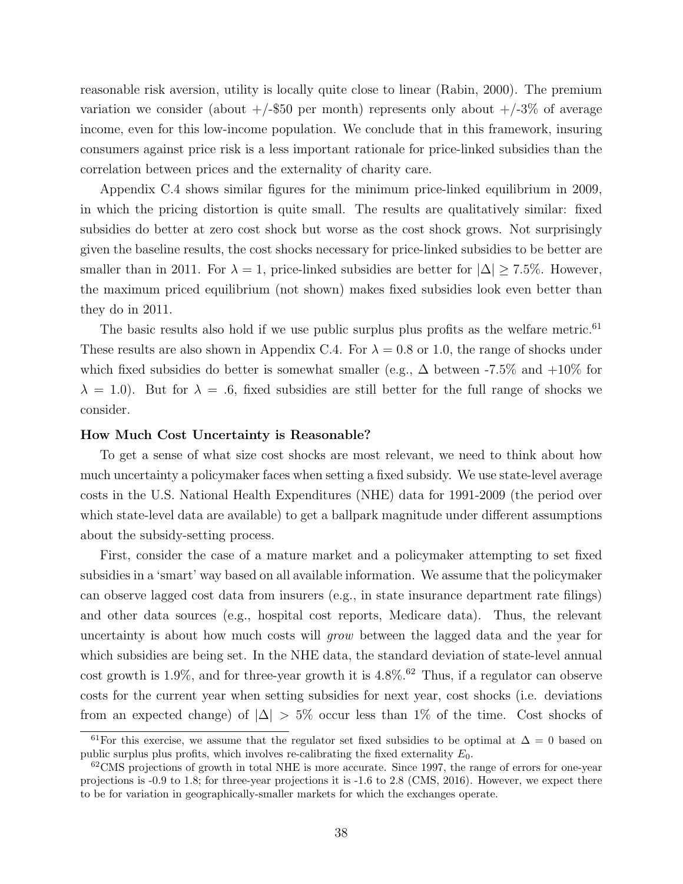reasonable risk aversion, utility is locally quite close to linear (Rabin, 2000). The premium variation we consider (about +/-\$50 per month) represents only about +/-3% of average income, even for this low-income population. We conclude that in this framework, insuring consumers against price risk is a less important rationale for price-linked subsidies than the correlation between prices and the externality of charity care.

Appendix C.4 shows similar figures for the minimum price-linked equilibrium in 2009, in which the pricing distortion is quite small. The results are qualitatively similar: fixed subsidies do better at zero cost shock but worse as the cost shock grows. Not surprisingly given the baseline results, the cost shocks necessary for price-linked subsidies to be better are smaller than in 2011. For $\lambda = 1$, price-linked subsidies are better for $|\Delta| \geq 7.5\%$. However, the maximum priced equilibrium (not shown) makes fixed subsidies look even better than they do in 2011.

The basic results also hold if we use public surplus plus profits as the welfare metric.[61] These results are also shown in Appendix C.4. For $\lambda = 0.8$ or 1.0, the range of shocks under which fixed subsidies do better is somewhat smaller (e.g., $\Delta$ between -7.5% and +10% for $\lambda = 1.0$). But for $\lambda = .6$, fixed subsidies are still better for the full range of shocks we consider.

**How Much Cost Uncertainty is Reasonable?**

To get a sense of what size cost shocks are most relevant, we need to think about how much uncertainty a policymaker faces when setting a fixed subsidy. We use state-level average costs in the U.S. National Health Expenditures (NHE) data for 1991-2009 (the period over which state-level data are available) to get a ballpark magnitude under different assumptions about the subsidy-setting process.

First, consider the case of a mature market and a policymaker attempting to set fixed subsidies in a 'smart' way based on all available information. We assume that the policymaker can observe lagged cost data from insurers (e.g., in state insurance department rate filings) and other data sources (e.g., hospital cost reports, Medicare data). Thus, the relevant uncertainty is about how much costs will *grow* between the lagged data and the year for which subsidies are being set. In the NHE data, the standard deviation of state-level annual cost growth is 1.9%, and for three-year growth it is 4.8%.[62] Thus, if a regulator can observe costs for the current year when setting subsidies for next year, cost shocks (i.e. deviations from an expected change) of $|\Delta| > 5\%$ occur less than 1% of the time. Cost shocks of

---

[61] For this exercise, we assume that the regulator set fixed subsidies to be optimal at $\Delta = 0$ based on public surplus plus profits, which involves re-calibrating the fixed externality $E_0$.

[62] CMS projections of growth in total NHE is more accurate. Since 1997, the range of errors for one-year projections is -0.9 to 1.8; for three-year projections it is -1.6 to 2.8 (CMS, 2016). However, we expect there to be for variation in geographically-smaller markets for which the exchanges operate.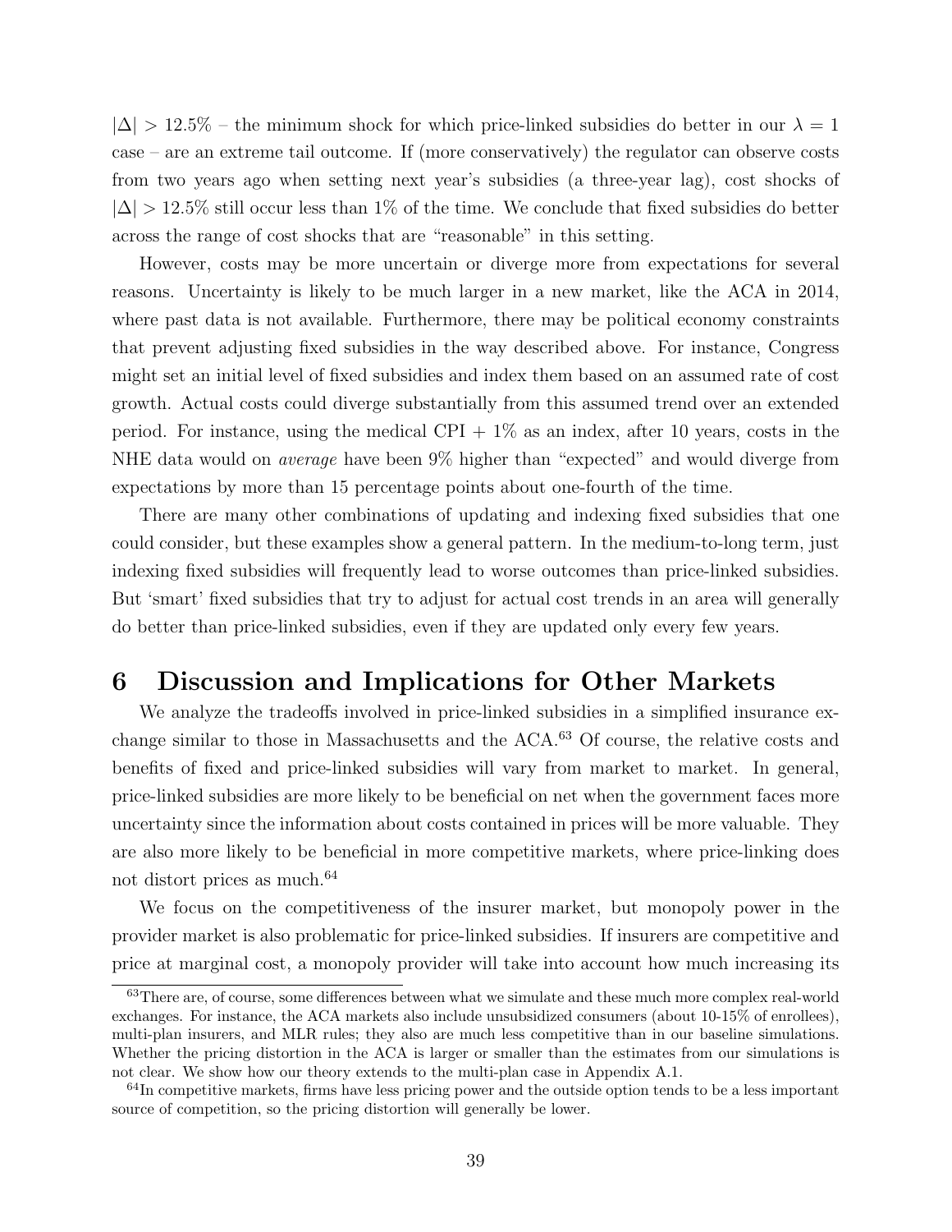$|\Delta| > 12.5\%$ – the minimum shock for which price-linked subsidies do better in our $\lambda = 1$ case – are an extreme tail outcome. If (more conservatively) the regulator can observe costs from two years ago when setting next year's subsidies (a three-year lag), cost shocks of $|\Delta| > 12.5\%$ still occur less than 1% of the time. We conclude that fixed subsidies do better across the range of cost shocks that are "reasonable" in this setting.

However, costs may be more uncertain or diverge more from expectations for several reasons. Uncertainty is likely to be much larger in a new market, like the ACA in 2014, where past data is not available. Furthermore, there may be political economy constraints that prevent adjusting fixed subsidies in the way described above. For instance, Congress might set an initial level of fixed subsidies and index them based on an assumed rate of cost growth. Actual costs could diverge substantially from this assumed trend over an extended period. For instance, using the medical CPI + 1% as an index, after 10 years, costs in the NHE data would on *average* have been 9% higher than "expected" and would diverge from expectations by more than 15 percentage points about one-fourth of the time.

There are many other combinations of updating and indexing fixed subsidies that one could consider, but these examples show a general pattern. In the medium-to-long term, just indexing fixed subsidies will frequently lead to worse outcomes than price-linked subsidies. But 'smart' fixed subsidies that try to adjust for actual cost trends in an area will generally do better than price-linked subsidies, even if they are updated only every few years.

# 6 Discussion and Implications for Other Markets

We analyze the tradeoffs involved in price-linked subsidies in a simplified insurance exchange similar to those in Massachusetts and the ACA.[63] Of course, the relative costs and benefits of fixed and price-linked subsidies will vary from market to market. In general, price-linked subsidies are more likely to be beneficial on net when the government faces more uncertainty since the information about costs contained in prices will be more valuable. They are also more likely to be beneficial in more competitive markets, where price-linking does not distort prices as much.[64]

We focus on the competitiveness of the insurer market, but monopoly power in the provider market is also problematic for price-linked subsidies. If insurers are competitive and price at marginal cost, a monopoly provider will take into account how much increasing its

[63] There are, of course, some differences between what we simulate and these much more complex real-world exchanges. For instance, the ACA markets also include unsubsidized consumers (about 10-15% of enrollees), multi-plan insurers, and MLR rules; they also are much less competitive than in our baseline simulations. Whether the pricing distortion in the ACA is larger or smaller than the estimates from our simulations is not clear. We show how our theory extends to the multi-plan case in Appendix A.1.

[64] In competitive markets, firms have less pricing power and the outside option tends to be a less important source of competition, so the pricing distortion will generally be lower.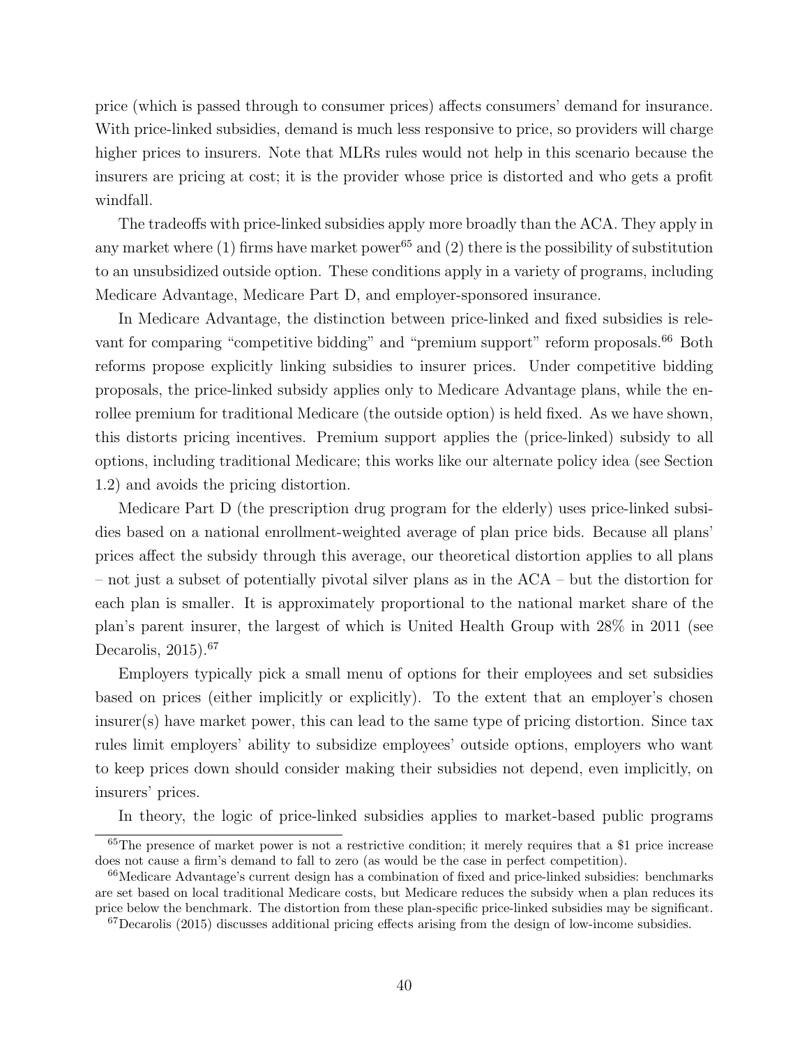price (which is passed through to consumer prices) affects consumers' demand for insurance. With price-linked subsidies, demand is much less responsive to price, so providers will charge higher prices to insurers. Note that MLRs rules would not help in this scenario because the insurers are pricing at cost; it is the provider whose price is distorted and who gets a profit windfall.

The tradeoffs with price-linked subsidies apply more broadly than the ACA. They apply in any market where (1) firms have market power[65] and (2) there is the possibility of substitution to an unsubsidized outside option. These conditions apply in a variety of programs, including Medicare Advantage, Medicare Part D, and employer-sponsored insurance.

In Medicare Advantage, the distinction between price-linked and fixed subsidies is relevant for comparing "competitive bidding" and "premium support" reform proposals.[66] Both reforms propose explicitly linking subsidies to insurer prices. Under competitive bidding proposals, the price-linked subsidy applies only to Medicare Advantage plans, while the enrollee premium for traditional Medicare (the outside option) is held fixed. As we have shown, this distorts pricing incentives. Premium support applies the (price-linked) subsidy to all options, including traditional Medicare; this works like our alternate policy idea (see Section 1.2) and avoids the pricing distortion.

Medicare Part D (the prescription drug program for the elderly) uses price-linked subsidies based on a national enrollment-weighted average of plan price bids. Because all plans' prices affect the subsidy through this average, our theoretical distortion applies to all plans – not just a subset of potentially pivotal silver plans as in the ACA – but the distortion for each plan is smaller. It is approximately proportional to the national market share of the plan's parent insurer, the largest of which is United Health Group with 28% in 2011 (see Decarolis, 2015).[67]

Employers typically pick a small menu of options for their employees and set subsidies based on prices (either implicitly or explicitly). To the extent that an employer's chosen insurer(s) have market power, this can lead to the same type of pricing distortion. Since tax rules limit employers' ability to subsidize employees' outside options, employers who want to keep prices down should consider making their subsidies not depend, even implicitly, on insurers' prices.

In theory, the logic of price-linked subsidies applies to market-based public programs

[65] The presence of market power is not a restrictive condition; it merely requires that a $1 price increase does not cause a firm's demand to fall to zero (as would be the case in perfect competition).

[66] Medicare Advantage's current design has a combination of fixed and price-linked subsidies: benchmarks are set based on local traditional Medicare costs, but Medicare reduces the subsidy when a plan reduces its price below the benchmark. The distortion from these plan-specific price-linked subsidies may be significant.

[67] Decarolis (2015) discusses additional pricing effects arising from the design of low-income subsidies.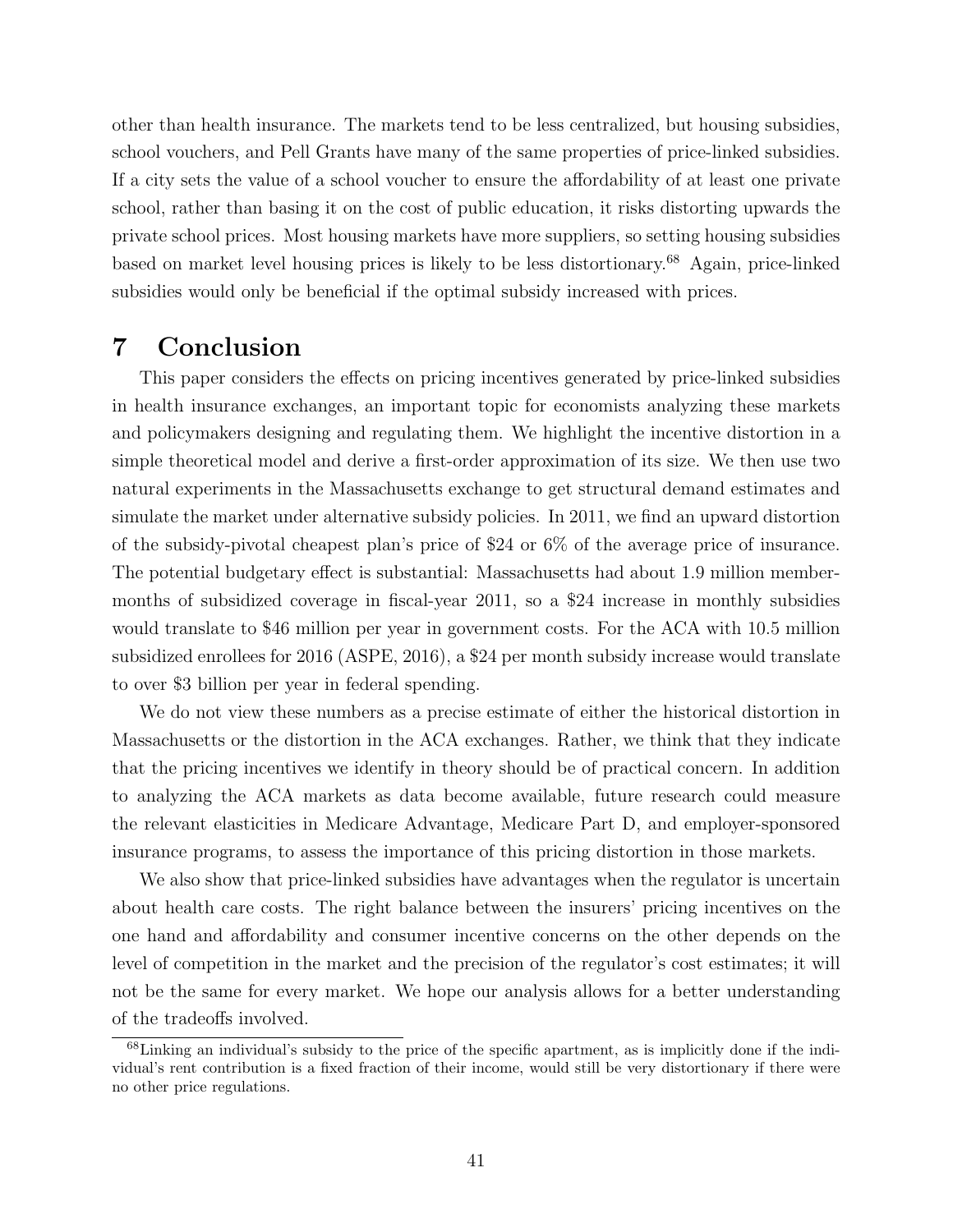other than health insurance. The markets tend to be less centralized, but housing subsidies, school vouchers, and Pell Grants have many of the same properties of price-linked subsidies. If a city sets the value of a school voucher to ensure the affordability of at least one private school, rather than basing it on the cost of public education, it risks distorting upwards the private school prices. Most housing markets have more suppliers, so setting housing subsidies based on market level housing prices is likely to be less distortionary.[68] Again, price-linked subsidies would only be beneficial if the optimal subsidy increased with prices.

# 7 Conclusion

This paper considers the effects on pricing incentives generated by price-linked subsidies in health insurance exchanges, an important topic for economists analyzing these markets and policymakers designing and regulating them. We highlight the incentive distortion in a simple theoretical model and derive a first-order approximation of its size. We then use two natural experiments in the Massachusetts exchange to get structural demand estimates and simulate the market under alternative subsidy policies. In 2011, we find an upward distortion of the subsidy-pivotal cheapest plan's price of \$24 or 6% of the average price of insurance. The potential budgetary effect is substantial: Massachusetts had about 1.9 million member-months of subsidized coverage in fiscal-year 2011, so a \$24 increase in monthly subsidies would translate to \$46 million per year in government costs. For the ACA with 10.5 million subsidized enrollees for 2016 (ASPE, 2016), a \$24 per month subsidy increase would translate to over \$3 billion per year in federal spending.

We do not view these numbers as a precise estimate of either the historical distortion in Massachusetts or the distortion in the ACA exchanges. Rather, we think that they indicate that the pricing incentives we identify in theory should be of practical concern. In addition to analyzing the ACA markets as data become available, future research could measure the relevant elasticities in Medicare Advantage, Medicare Part D, and employer-sponsored insurance programs, to assess the importance of this pricing distortion in those markets.

We also show that price-linked subsidies have advantages when the regulator is uncertain about health care costs. The right balance between the insurers' pricing incentives on the one hand and affordability and consumer incentive concerns on the other depends on the level of competition in the market and the precision of the regulator's cost estimates; it will not be the same for every market. We hope our analysis allows for a better understanding of the tradeoffs involved.

[68] Linking an individual's subsidy to the price of the specific apartment, as is implicitly done if the individual's rent contribution is a fixed fraction of their income, would still be very distortionary if there were no other price regulations.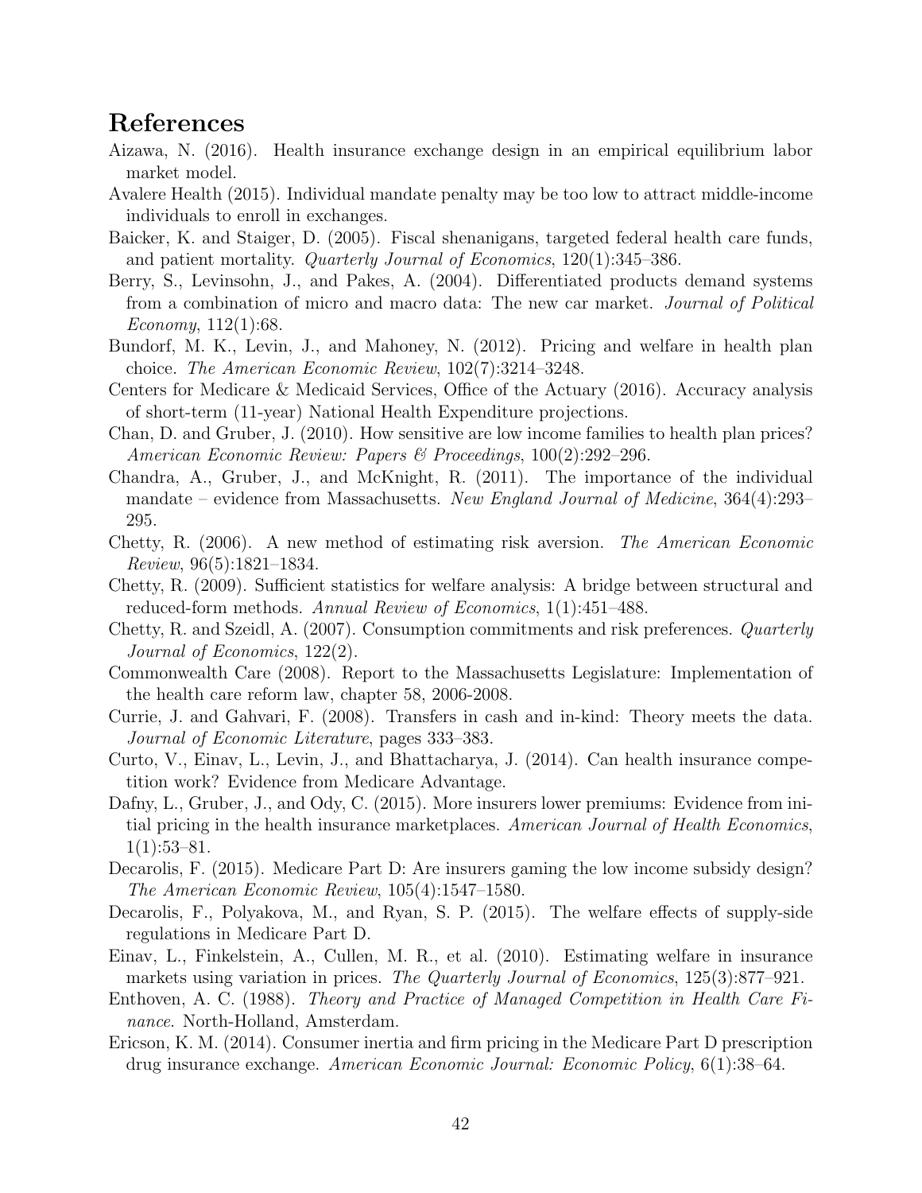## References

Aizawa, N. (2016). Health insurance exchange design in an empirical equilibrium labor market model.

Avalere Health (2015). Individual mandate penalty may be too low to attract middle-income individuals to enroll in exchanges.

Baicker, K. and Staiger, D. (2005). Fiscal shenanigans, targeted federal health care funds, and patient mortality. *Quarterly Journal of Economics*, 120(1):345–386.

Berry, S., Levinsohn, J., and Pakes, A. (2004). Differentiated products demand systems from a combination of micro and macro data: The new car market. *Journal of Political Economy*, 112(1):68.

Bundorf, M. K., Levin, J., and Mahoney, N. (2012). Pricing and welfare in health plan choice. *The American Economic Review*, 102(7):3214–3248.

Centers for Medicare & Medicaid Services, Office of the Actuary (2016). Accuracy analysis of short-term (11-year) National Health Expenditure projections.

Chan, D. and Gruber, J. (2010). How sensitive are low income families to health plan prices? *American Economic Review: Papers & Proceedings*, 100(2):292–296.

Chandra, A., Gruber, J., and McKnight, R. (2011). The importance of the individual mandate – evidence from Massachusetts. *New England Journal of Medicine*, 364(4):293–295.

Chetty, R. (2006). A new method of estimating risk aversion. *The American Economic Review*, 96(5):1821–1834.

Chetty, R. (2009). Sufficient statistics for welfare analysis: A bridge between structural and reduced-form methods. *Annual Review of Economics*, 1(1):451–488.

Chetty, R. and Szeidl, A. (2007). Consumption commitments and risk preferences. *Quarterly Journal of Economics*, 122(2).

Commonwealth Care (2008). Report to the Massachusetts Legislature: Implementation of the health care reform law, chapter 58, 2006-2008.

Currie, J. and Gahvari, F. (2008). Transfers in cash and in-kind: Theory meets the data. *Journal of Economic Literature*, pages 333–383.

Curto, V., Einav, L., Levin, J., and Bhattacharya, J. (2014). Can health insurance competition work? Evidence from Medicare Advantage.

Dafny, L., Gruber, J., and Ody, C. (2015). More insurers lower premiums: Evidence from initial pricing in the health insurance marketplaces. *American Journal of Health Economics*, 1(1):53–81.

Decarolis, F. (2015). Medicare Part D: Are insurers gaming the low income subsidy design? *The American Economic Review*, 105(4):1547–1580.

Decarolis, F., Polyakova, M., and Ryan, S. P. (2015). The welfare effects of supply-side regulations in Medicare Part D.

Einav, L., Finkelstein, A., Cullen, M. R., et al. (2010). Estimating welfare in insurance markets using variation in prices. *The Quarterly Journal of Economics*, 125(3):877–921.

Enthoven, A. C. (1988). *Theory and Practice of Managed Competition in Health Care Finance*. North-Holland, Amsterdam.

Ericson, K. M. (2014). Consumer inertia and firm pricing in the Medicare Part D prescription drug insurance exchange. *American Economic Journal: Economic Policy*, 6(1):38–64.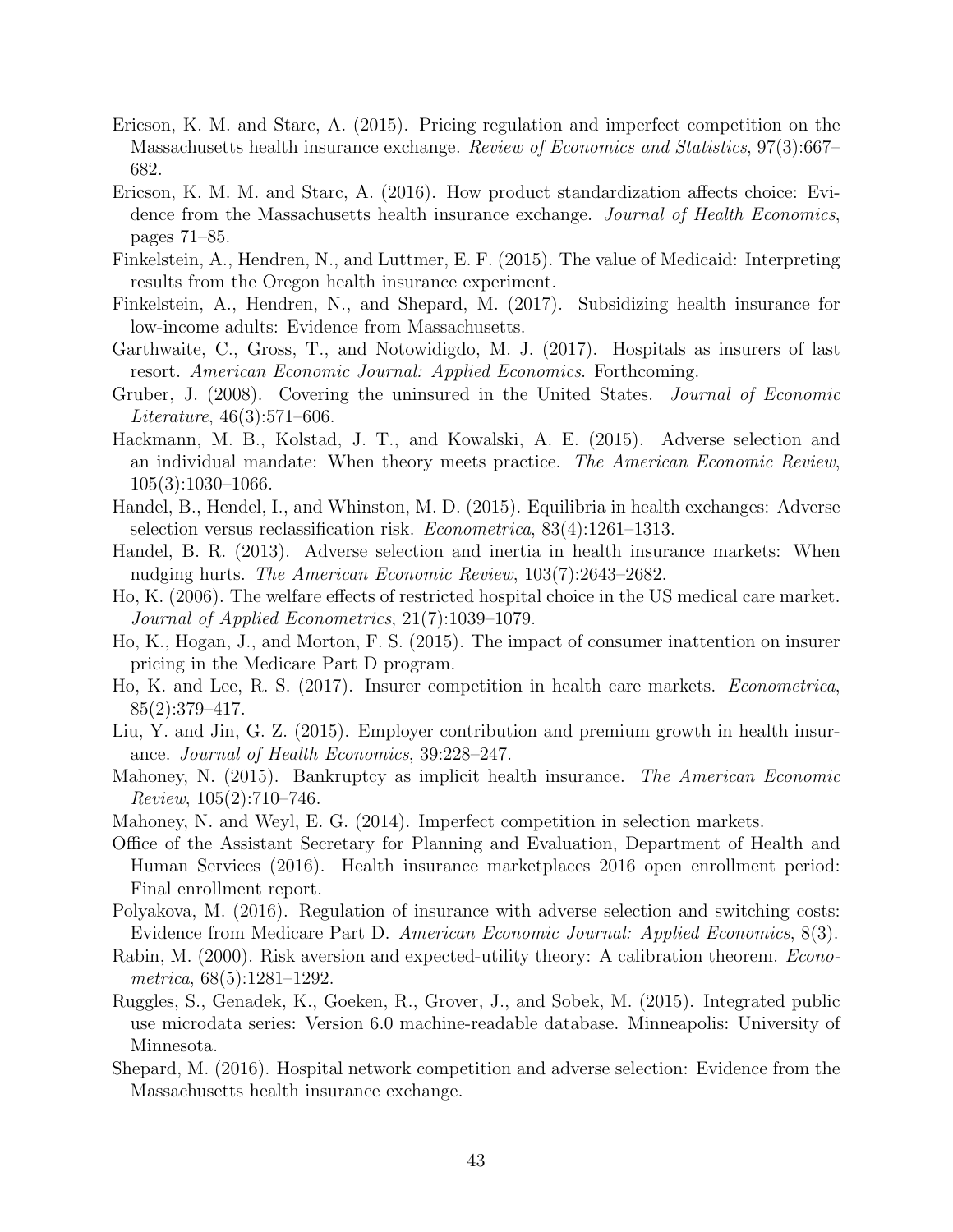Ericson, K. M. and Starc, A. (2015). Pricing regulation and imperfect competition on the Massachusetts health insurance exchange. *Review of Economics and Statistics*, 97(3):667–682.

Ericson, K. M. M. and Starc, A. (2016). How product standardization affects choice: Evidence from the Massachusetts health insurance exchange. *Journal of Health Economics*, pages 71–85.

Finkelstein, A., Hendren, N., and Luttmer, E. F. (2015). The value of Medicaid: Interpreting results from the Oregon health insurance experiment.

Finkelstein, A., Hendren, N., and Shepard, M. (2017). Subsidizing health insurance for low-income adults: Evidence from Massachusetts.

Garthwaite, C., Gross, T., and Notowidigdo, M. J. (2017). Hospitals as insurers of last resort. *American Economic Journal: Applied Economics*. Forthcoming.

Gruber, J. (2008). Covering the uninsured in the United States. *Journal of Economic Literature*, 46(3):571–606.

Hackmann, M. B., Kolstad, J. T., and Kowalski, A. E. (2015). Adverse selection and an individual mandate: When theory meets practice. *The American Economic Review*, 105(3):1030–1066.

Handel, B., Hendel, I., and Whinston, M. D. (2015). Equilibria in health exchanges: Adverse selection versus reclassification risk. *Econometrica*, 83(4):1261–1313.

Handel, B. R. (2013). Adverse selection and inertia in health insurance markets: When nudging hurts. *The American Economic Review*, 103(7):2643–2682.

Ho, K. (2006). The welfare effects of restricted hospital choice in the US medical care market. *Journal of Applied Econometrics*, 21(7):1039–1079.

Ho, K., Hogan, J., and Morton, F. S. (2015). The impact of consumer inattention on insurer pricing in the Medicare Part D program.

Ho, K. and Lee, R. S. (2017). Insurer competition in health care markets. *Econometrica*, 85(2):379–417.

Liu, Y. and Jin, G. Z. (2015). Employer contribution and premium growth in health insurance. *Journal of Health Economics*, 39:228–247.

Mahoney, N. (2015). Bankruptcy as implicit health insurance. *The American Economic Review*, 105(2):710–746.

Mahoney, N. and Weyl, E. G. (2014). Imperfect competition in selection markets.

Office of the Assistant Secretary for Planning and Evaluation, Department of Health and Human Services (2016). Health insurance marketplaces 2016 open enrollment period: Final enrollment report.

Polyakova, M. (2016). Regulation of insurance with adverse selection and switching costs: Evidence from Medicare Part D. *American Economic Journal: Applied Economics*, 8(3).

Rabin, M. (2000). Risk aversion and expected-utility theory: A calibration theorem. *Econometrica*, 68(5):1281–1292.

Ruggles, S., Genadek, K., Goeken, R., Grover, J., and Sobek, M. (2015). Integrated public use microdata series: Version 6.0 machine-readable database. Minneapolis: University of Minnesota.

Shepard, M. (2016). Hospital network competition and adverse selection: Evidence from the Massachusetts health insurance exchange.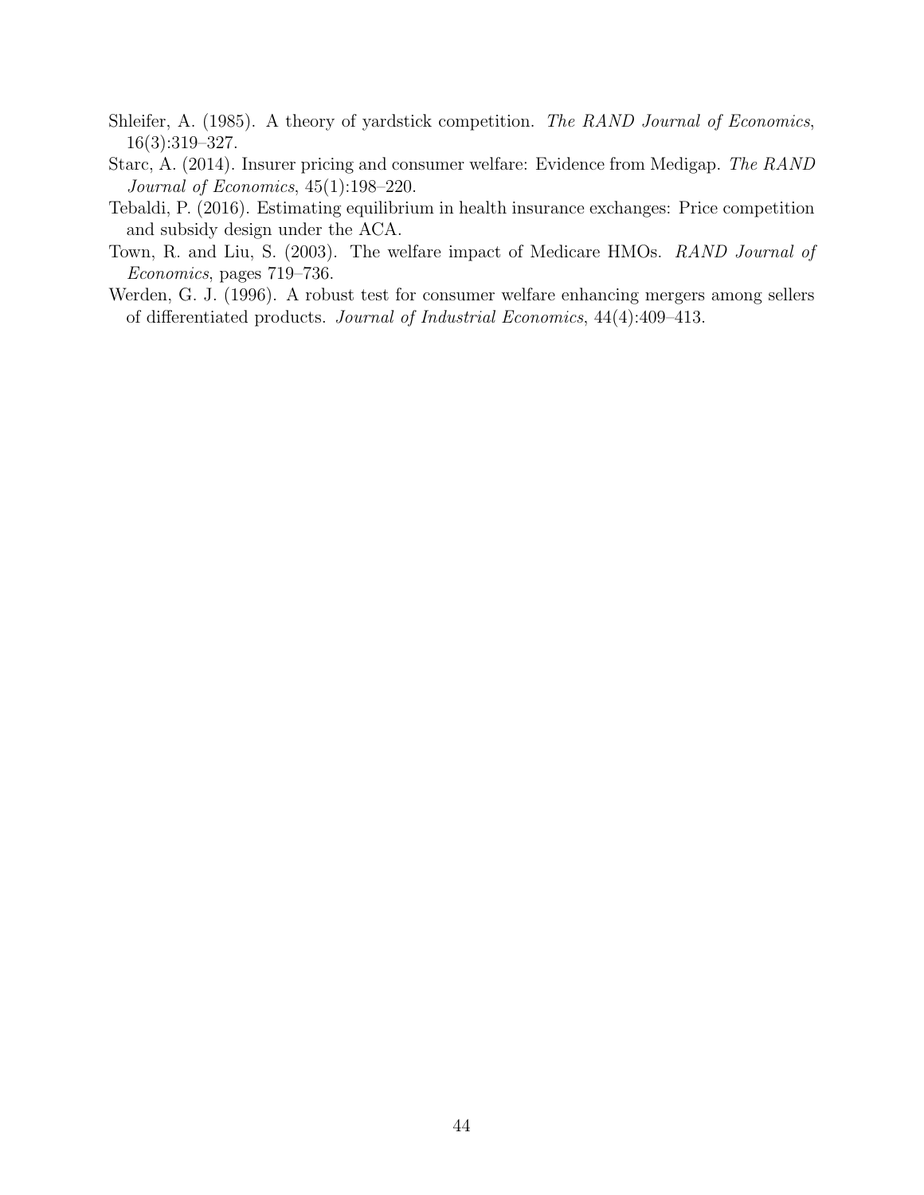Shleifer, A. (1985). A theory of yardstick competition. *The RAND Journal of Economics*, 16(3):319–327.

Starc, A. (2014). Insurer pricing and consumer welfare: Evidence from Medigap. *The RAND Journal of Economics*, 45(1):198–220.

Tebaldi, P. (2016). Estimating equilibrium in health insurance exchanges: Price competition and subsidy design under the ACA.

Town, R. and Liu, S. (2003). The welfare impact of Medicare HMOs. *RAND Journal of Economics*, pages 719–736.

Werden, G. J. (1996). A robust test for consumer welfare enhancing mergers among sellers of differentiated products. *Journal of Industrial Economics*, 44(4):409–413.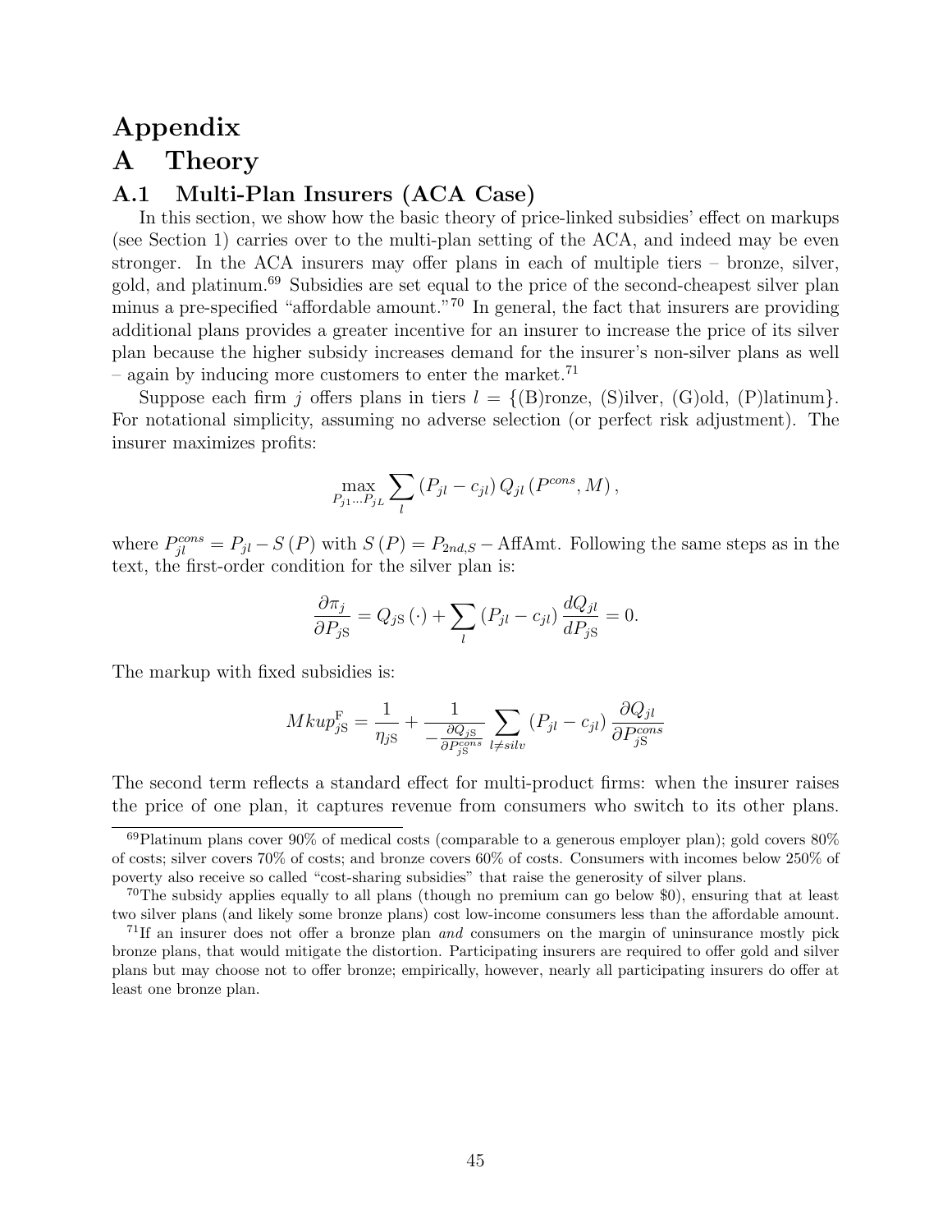# Appendix

# A Theory

## A.1 Multi-Plan Insurers (ACA Case)

In this section, we show how the basic theory of price-linked subsidies' effect on markups (see Section 1) carries over to the multi-plan setting of the ACA, and indeed may be even stronger. In the ACA insurers may offer plans in each of multiple tiers – bronze, silver, gold, and platinum.[69] Subsidies are set equal to the price of the second-cheapest silver plan minus a pre-specified "affordable amount."[70] In general, the fact that insurers are providing additional plans provides a greater incentive for an insurer to increase the price of its silver plan because the higher subsidy increases demand for the insurer's non-silver plans as well – again by inducing more customers to enter the market.[71]

Suppose each firm $j$ offers plans in tiers $l = \{\text{(B)ronze, (S)ilver, (G)old, (P)latinum}\}$. For notational simplicity, assuming no adverse selection (or perfect risk adjustment). The insurer maximizes profits:

$$\max_{P_{j1}\ldots P_{jL}} \sum_{l} \left(P_{jl} - c_{jl}\right) Q_{jl}\left(P^{cons}, M\right),$$

where $P^{cons}_{jl} = P_{jl} - S\left(P\right)$ with $S\left(P\right) = P_{2nd,S} - \text{AffAmt}$. Following the same steps as in the text, the first-order condition for the silver plan is:

$$\frac{\partial \pi_j}{\partial P_{j\text{S}}} = Q_{j\text{S}}\left(\cdot\right) + \sum_{l} \left(P_{jl} - c_{jl}\right) \frac{dQ_{jl}}{dP_{j\text{S}}} = 0.$$

The markup with fixed subsidies is:

$$Mkup^{\text{F}}_{j\text{S}} = \frac{1}{\eta_{j\text{S}}} + \frac{1}{-\frac{\partial Q_{j\text{S}}}{\partial P^{cons}_{j\text{S}}}} \sum_{l \neq silv} \left(P_{jl} - c_{jl}\right) \frac{\partial Q_{jl}}{\partial P^{cons}_{j\text{S}}}$$

The second term reflects a standard effect for multi-product firms: when the insurer raises the price of one plan, it captures revenue from consumers who switch to its other plans.

[69] Platinum plans cover 90% of medical costs (comparable to a generous employer plan); gold covers 80% of costs; silver covers 70% of costs; and bronze covers 60% of costs. Consumers with incomes below 250% of poverty also receive so called "cost-sharing subsidies" that raise the generosity of silver plans.

[70] The subsidy applies equally to all plans (though no premium can go below $0), ensuring that at least two silver plans (and likely some bronze plans) cost low-income consumers less than the affordable amount.

[71] If an insurer does not offer a bronze plan *and* consumers on the margin of uninsurance mostly pick bronze plans, that would mitigate the distortion. Participating insurers are required to offer gold and silver plans but may choose not to offer bronze; empirically, however, nearly all participating insurers do offer at least one bronze plan.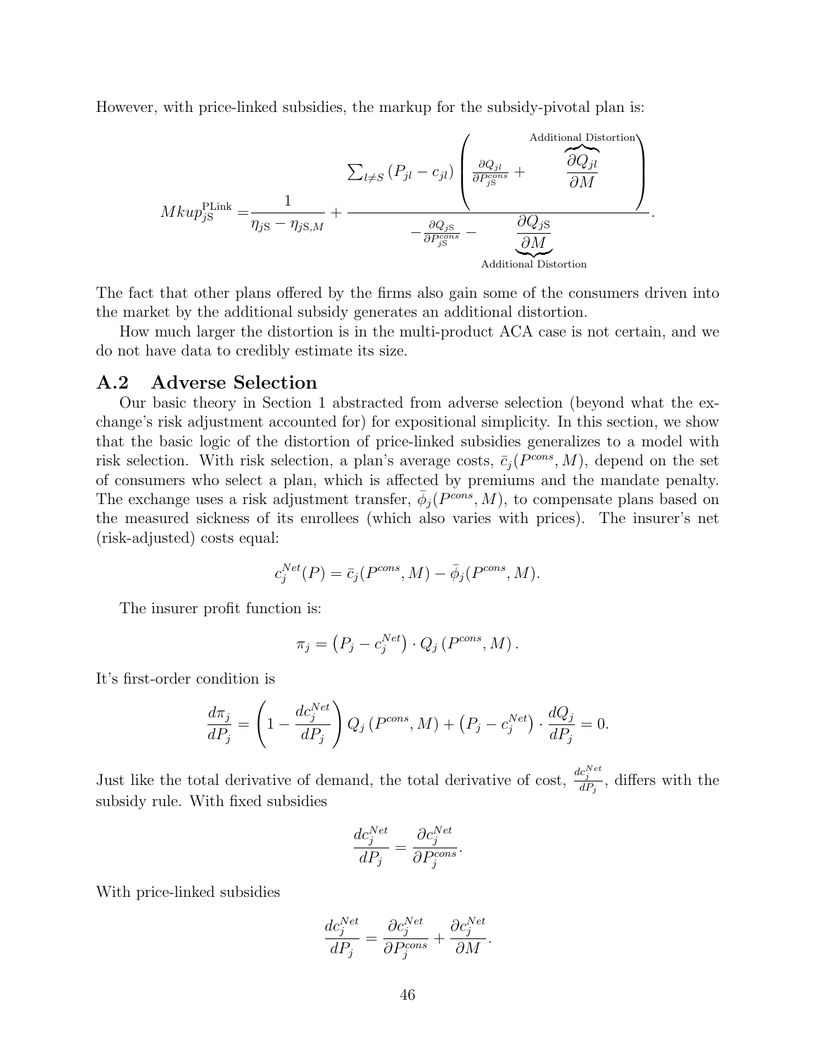However, with price-linked subsidies, the markup for the subsidy-pivotal plan is:

$$
Mkup_{j\text{S}}^{\text{PLink}} = \frac{1}{\eta_{j\text{S}} - \eta_{j\text{S},M}} + \frac{\sum_{l \neq S} \left(P_{jl} - c_{jl}\right) \left( \frac{\partial Q_{jl}}{\partial P_{j\text{S}}^{cons}} + \overbrace{\frac{\partial Q_{jl}}{\partial M}}^{\text{Additional Distortion}} \right)}{-\frac{\partial Q_{j\text{S}}}{\partial P_{j\text{S}}^{cons}} - \underbrace{\frac{\partial Q_{j\text{S}}}{\partial M}}_{\text{Additional Distortion}}}.
$$

The fact that other plans offered by the firms also gain some of the consumers driven into the market by the additional subsidy generates an additional distortion.

How much larger the distortion is in the multi-product ACA case is not certain, and we do not have data to credibly estimate its size.

## A.2 Adverse Selection

Our basic theory in Section 1 abstracted from adverse selection (beyond what the exchange's risk adjustment accounted for) for expositional simplicity. In this section, we show that the basic logic of the distortion of price-linked subsidies generalizes to a model with risk selection. With risk selection, a plan's average costs, $\bar{c}_j(P^{cons}, M)$, depend on the set of consumers who select a plan, which is affected by premiums and the mandate penalty. The exchange uses a risk adjustment transfer, $\bar{\phi}_j(P^{cons}, M)$, to compensate plans based on the measured sickness of its enrollees (which also varies with prices). The insurer's net (risk-adjusted) costs equal:

$$
c_j^{Net}(P) = \bar{c}_j(P^{cons}, M) - \bar{\phi}_j(P^{cons}, M).
$$

The insurer profit function is:

$$
\pi_j = \left(P_j - c_j^{Net}\right) \cdot Q_j\left(P^{cons}, M\right).
$$

It's first-order condition is

$$
\frac{d\pi_j}{dP_j} = \left(1 - \frac{dc_j^{Net}}{dP_j}\right) Q_j\left(P^{cons}, M\right) + \left(P_j - c_j^{Net}\right) \cdot \frac{dQ_j}{dP_j} = 0.
$$

Just like the total derivative of demand, the total derivative of cost, $\frac{dc_j^{Net}}{dP_j}$, differs with the subsidy rule. With fixed subsidies

$$
\frac{dc_j^{Net}}{dP_j} = \frac{\partial c_j^{Net}}{\partial P_j^{cons}}.
$$

With price-linked subsidies

$$
\frac{dc_j^{Net}}{dP_j} = \frac{\partial c_j^{Net}}{\partial P_j^{cons}} + \frac{\partial c_j^{Net}}{\partial M}.
$$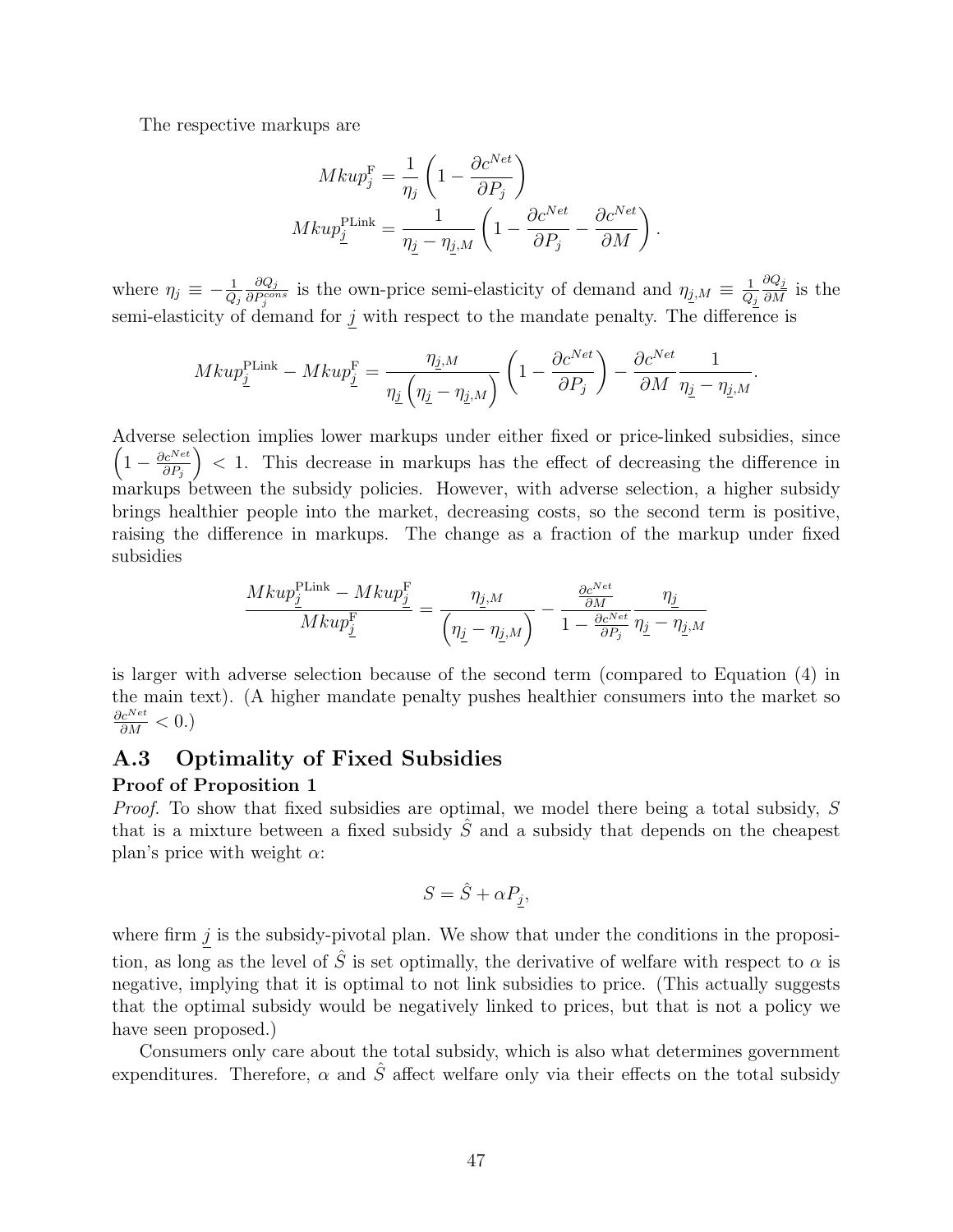The respective markups are

$$
\begin{aligned}
Mkup_j^{\text{F}} &= \frac{1}{\eta_j}\left(1 - \frac{\partial c^{Net}}{\partial P_j}\right) \\
Mkup_{\underline{j}}^{\text{PLink}} &= \frac{1}{\eta_{\underline{j}} - \eta_{\underline{j},M}}\left(1 - \frac{\partial c^{Net}}{\partial P_j} - \frac{\partial c^{Net}}{\partial M}\right).
\end{aligned}
$$

where $\eta_j \equiv -\frac{1}{Q_j}\frac{\partial Q_j}{\partial P_j^{cons}}$ is the own-price semi-elasticity of demand and $\eta_{\underline{j},M} \equiv \frac{1}{Q_{\underline{j}}}\frac{\partial Q_{\underline{j}}}{\partial M}$ is the semi-elasticity of demand for $\underline{j}$ with respect to the mandate penalty. The difference is

$$
Mkup_{\underline{j}}^{\text{PLink}} - Mkup_{\underline{j}}^{\text{F}} = \frac{\eta_{\underline{j},M}}{\eta_{\underline{j}}\left(\eta_{\underline{j}} - \eta_{\underline{j},M}\right)}\left(1 - \frac{\partial c^{Net}}{\partial P_j}\right) - \frac{\partial c^{Net}}{\partial M}\frac{1}{\eta_{\underline{j}} - \eta_{\underline{j},M}}.
$$

Adverse selection implies lower markups under either fixed or price-linked subsidies, since $\left(1 - \frac{\partial c^{Net}}{\partial P_j}\right) < 1$. This decrease in markups has the effect of decreasing the difference in markups between the subsidy policies. However, with adverse selection, a higher subsidy brings healthier people into the market, decreasing costs, so the second term is positive, raising the difference in markups. The change as a fraction of the markup under fixed subsidies

$$
\frac{Mkup_{\underline{j}}^{\text{PLink}} - Mkup_{\underline{j}}^{\text{F}}}{Mkup_{\underline{j}}^{\text{F}}} = \frac{\eta_{\underline{j},M}}{\left(\eta_{\underline{j}} - \eta_{\underline{j},M}\right)} - \frac{\frac{\partial c^{Net}}{\partial M}}{1 - \frac{\partial c^{Net}}{\partial P_j}}\frac{\eta_{\underline{j}}}{\eta_{\underline{j}} - \eta_{\underline{j},M}}
$$

is larger with adverse selection because of the second term (compared to Equation (4) in the main text). (A higher mandate penalty pushes healthier consumers into the market so $\frac{\partial c^{Net}}{\partial M} < 0$.)

## A.3 Optimality of Fixed Subsidies

**Proof of Proposition 1**

*Proof.* To show that fixed subsidies are optimal, we model there being a total subsidy, $S$ that is a mixture between a fixed subsidy $\hat{S}$ and a subsidy that depends on the cheapest plan's price with weight $\alpha$:

$$
S = \hat{S} + \alpha P_{\underline{j}},
$$

where firm $\underline{j}$ is the subsidy-pivotal plan. We show that under the conditions in the proposition, as long as the level of $\hat{S}$ is set optimally, the derivative of welfare with respect to $\alpha$ is negative, implying that it is optimal to not link subsidies to price. (This actually suggests that the optimal subsidy would be negatively linked to prices, but that is not a policy we have seen proposed.)

Consumers only care about the total subsidy, which is also what determines government expenditures. Therefore, $\alpha$ and $\hat{S}$ affect welfare only via their effects on the total subsidy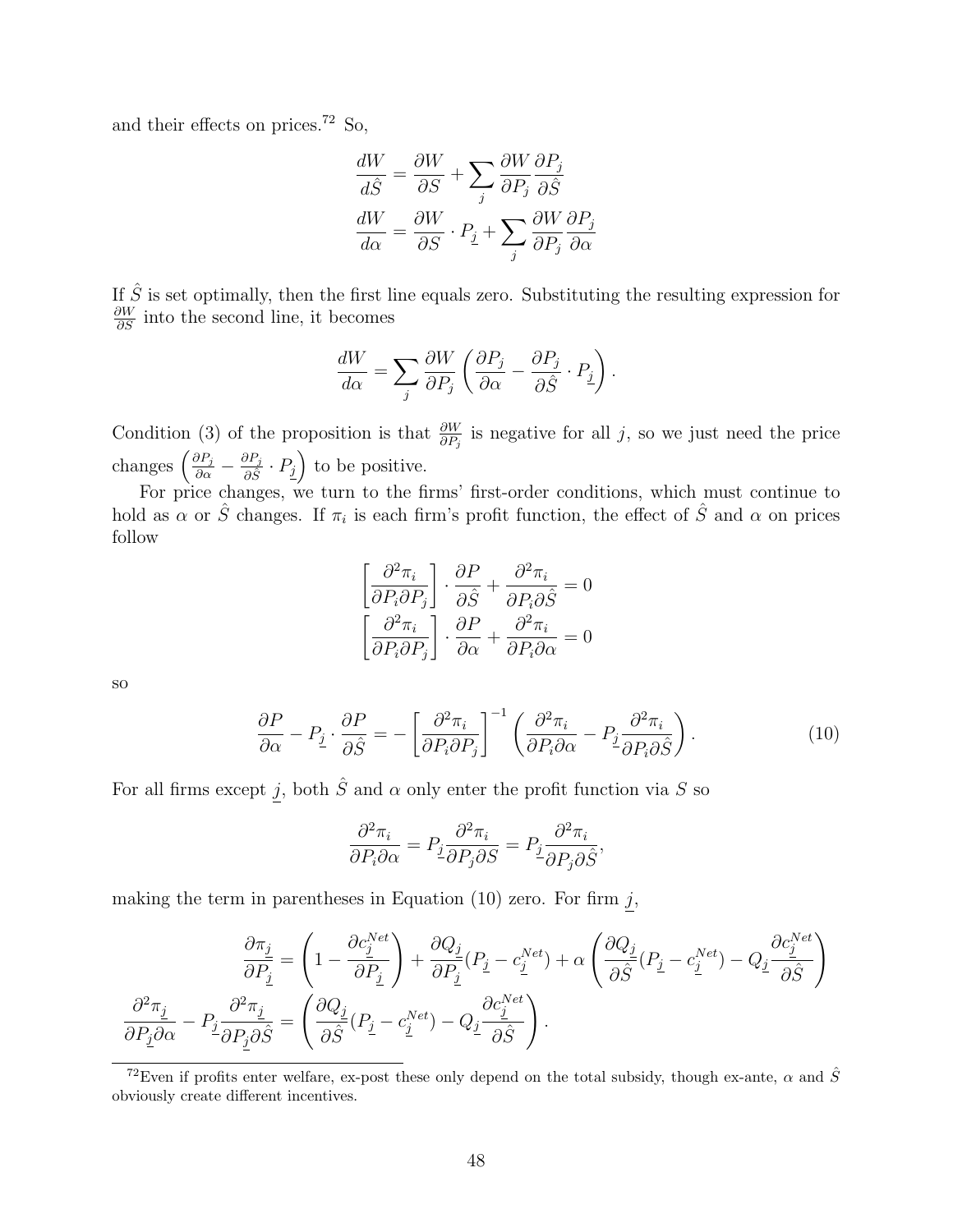and their effects on prices.[72] So,

$$\frac{dW}{d\hat{S}} = \frac{\partial W}{\partial S} + \sum_j \frac{\partial W}{\partial P_j} \frac{\partial P_j}{\partial \hat{S}}$$

$$\frac{dW}{d\alpha} = \frac{\partial W}{\partial S} \cdot P_{\underline{j}} + \sum_j \frac{\partial W}{\partial P_j} \frac{\partial P_j}{\partial \alpha}$$

If $\hat{S}$ is set optimally, then the first line equals zero. Substituting the resulting expression for $\frac{\partial W}{\partial S}$ into the second line, it becomes

$$\frac{dW}{d\alpha} = \sum_j \frac{\partial W}{\partial P_j} \left( \frac{\partial P_j}{\partial \alpha} - \frac{\partial P_j}{\partial \hat{S}} \cdot P_{\underline{j}} \right).$$

Condition (3) of the proposition is that $\frac{\partial W}{\partial P_j}$ is negative for all $j$, so we just need the price changes $\left( \frac{\partial P_j}{\partial \alpha} - \frac{\partial P_j}{\partial \hat{S}} \cdot P_{\underline{j}} \right)$ to be positive.

For price changes, we turn to the firms' first-order conditions, which must continue to hold as $\alpha$ or $\hat{S}$ changes. If $\pi_i$ is each firm's profit function, the effect of $\hat{S}$ and $\alpha$ on prices follow

$$\left[ \frac{\partial^2 \pi_i}{\partial P_i \partial P_j} \right] \cdot \frac{\partial P}{\partial \hat{S}} + \frac{\partial^2 \pi_i}{\partial P_i \partial \hat{S}} = 0$$

$$\left[ \frac{\partial^2 \pi_i}{\partial P_i \partial P_j} \right] \cdot \frac{\partial P}{\partial \alpha} + \frac{\partial^2 \pi_i}{\partial P_i \partial \alpha} = 0$$

so

$$\frac{\partial P}{\partial \alpha} - P_{\underline{j}} \cdot \frac{\partial P}{\partial \hat{S}} = - \left[ \frac{\partial^2 \pi_i}{\partial P_i \partial P_j} \right]^{-1} \left( \frac{\partial^2 \pi_i}{\partial P_i \partial \alpha} - P_{\underline{j}} \frac{\partial^2 \pi_i}{\partial P_i \partial \hat{S}} \right). \tag{10}$$

For all firms except $\underline{j}$, both $\hat{S}$ and $\alpha$ only enter the profit function via $S$ so

$$\frac{\partial^2 \pi_i}{\partial P_i \partial \alpha} = P_{\underline{j}} \frac{\partial^2 \pi_i}{\partial P_j \partial S} = P_{\underline{j}} \frac{\partial^2 \pi_i}{\partial P_j \partial \hat{S}},$$

making the term in parentheses in Equation (10) zero. For firm $\underline{j}$,

$$\frac{\partial \pi_{\underline{j}}}{\partial P_{\underline{j}}} = \left( 1 - \frac{\partial c_{\underline{j}}^{Net}}{\partial P_{\underline{j}}} \right) + \frac{\partial Q_{\underline{j}}}{\partial P_{\underline{j}}} (P_{\underline{j}} - c_{\underline{j}}^{Net}) + \alpha \left( \frac{\partial Q_{\underline{j}}}{\partial \hat{S}} (P_{\underline{j}} - c_{\underline{j}}^{Net}) - Q_{\underline{j}} \frac{\partial c_{\underline{j}}^{Net}}{\partial \hat{S}} \right)$$

$$\frac{\partial^2 \pi_{\underline{j}}}{\partial P_{\underline{j}} \partial \alpha} - P_{\underline{j}} \frac{\partial^2 \pi_{\underline{j}}}{\partial P_{\underline{j}} \partial \hat{S}} = \left( \frac{\partial Q_{\underline{j}}}{\partial \hat{S}} (P_{\underline{j}} - c_{\underline{j}}^{Net}) - Q_{\underline{j}} \frac{\partial c_{\underline{j}}^{Net}}{\partial \hat{S}} \right).$$

[72] Even if profits enter welfare, ex-post these only depend on the total subsidy, though ex-ante, $\alpha$ and $\hat{S}$ obviously create different incentives.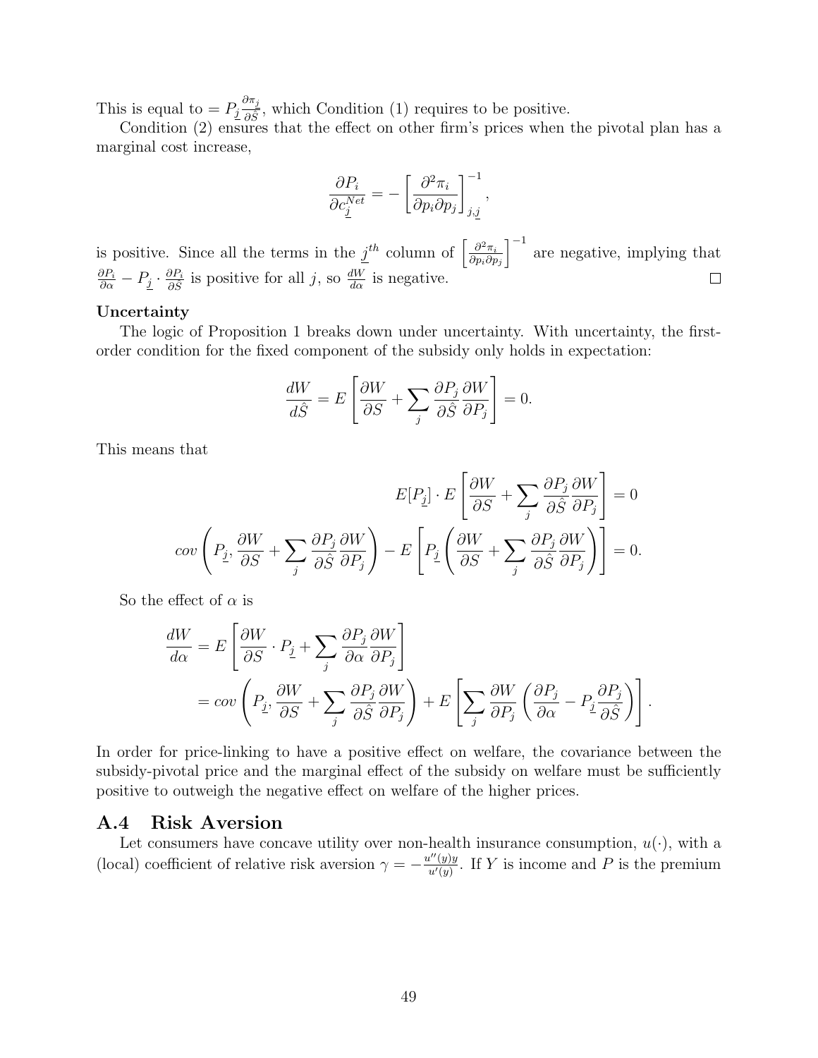This is equal to $= P_{\underline{j}} \frac{\partial \pi_{\underline{j}}}{\partial \hat{S}}$, which Condition (1) requires to be positive.

Condition (2) ensures that the effect on other firm's prices when the pivotal plan has a marginal cost increase,

$$\frac{\partial P_i}{\partial c_{\underline{j}}^{Net}} = -\left[\frac{\partial^2 \pi_i}{\partial p_i \partial p_j}\right]^{-1}_{j,\underline{j}},$$

is positive. Since all the terms in the $\underline{j}^{th}$ column of $\left[\frac{\partial^2 \pi_i}{\partial p_i \partial p_j}\right]^{-1}$ are negative, implying that $\frac{\partial P_i}{\partial \alpha} - P_{\underline{j}} \cdot \frac{\partial P_i}{\partial \hat{S}}$ is positive for all $j$, so $\frac{dW}{d\alpha}$ is negative. □

**Uncertainty**

The logic of Proposition 1 breaks down under uncertainty. With uncertainty, the first-order condition for the fixed component of the subsidy only holds in expectation:

$$\frac{dW}{d\hat{S}} = E\left[\frac{\partial W}{\partial S} + \sum_j \frac{\partial P_j}{\partial \hat{S}} \frac{\partial W}{\partial P_j}\right] = 0.$$

This means that

$$E[P_{\underline{j}}] \cdot E\left[\frac{\partial W}{\partial S} + \sum_j \frac{\partial P_j}{\partial \hat{S}} \frac{\partial W}{\partial P_j}\right] = 0$$

$$cov\left(P_{\underline{j}}, \frac{\partial W}{\partial S} + \sum_j \frac{\partial P_j}{\partial \hat{S}} \frac{\partial W}{\partial P_j}\right) - E\left[P_{\underline{j}}\left(\frac{\partial W}{\partial S} + \sum_j \frac{\partial P_j}{\partial \hat{S}} \frac{\partial W}{\partial P_j}\right)\right] = 0.$$

So the effect of $\alpha$ is

$$\begin{aligned}
\frac{dW}{d\alpha} &= E\left[\frac{\partial W}{\partial S} \cdot P_{\underline{j}} + \sum_j \frac{\partial P_j}{\partial \alpha} \frac{\partial W}{\partial P_j}\right] \\
&= cov\left(P_{\underline{j}}, \frac{\partial W}{\partial S} + \sum_j \frac{\partial P_j}{\partial \hat{S}} \frac{\partial W}{\partial P_j}\right) + E\left[\sum_j \frac{\partial W}{\partial P_j}\left(\frac{\partial P_j}{\partial \alpha} - P_{\underline{j}} \frac{\partial P_j}{\partial \hat{S}}\right)\right].
\end{aligned}$$

In order for price-linking to have a positive effect on welfare, the covariance between the subsidy-pivotal price and the marginal effect of the subsidy on welfare must be sufficiently positive to outweigh the negative effect on welfare of the higher prices.

## A.4 Risk Aversion

Let consumers have concave utility over non-health insurance consumption, $u(\cdot)$, with a (local) coefficient of relative risk aversion $\gamma = -\frac{u''(y)y}{u'(y)}$. If $Y$ is income and $P$ is the premium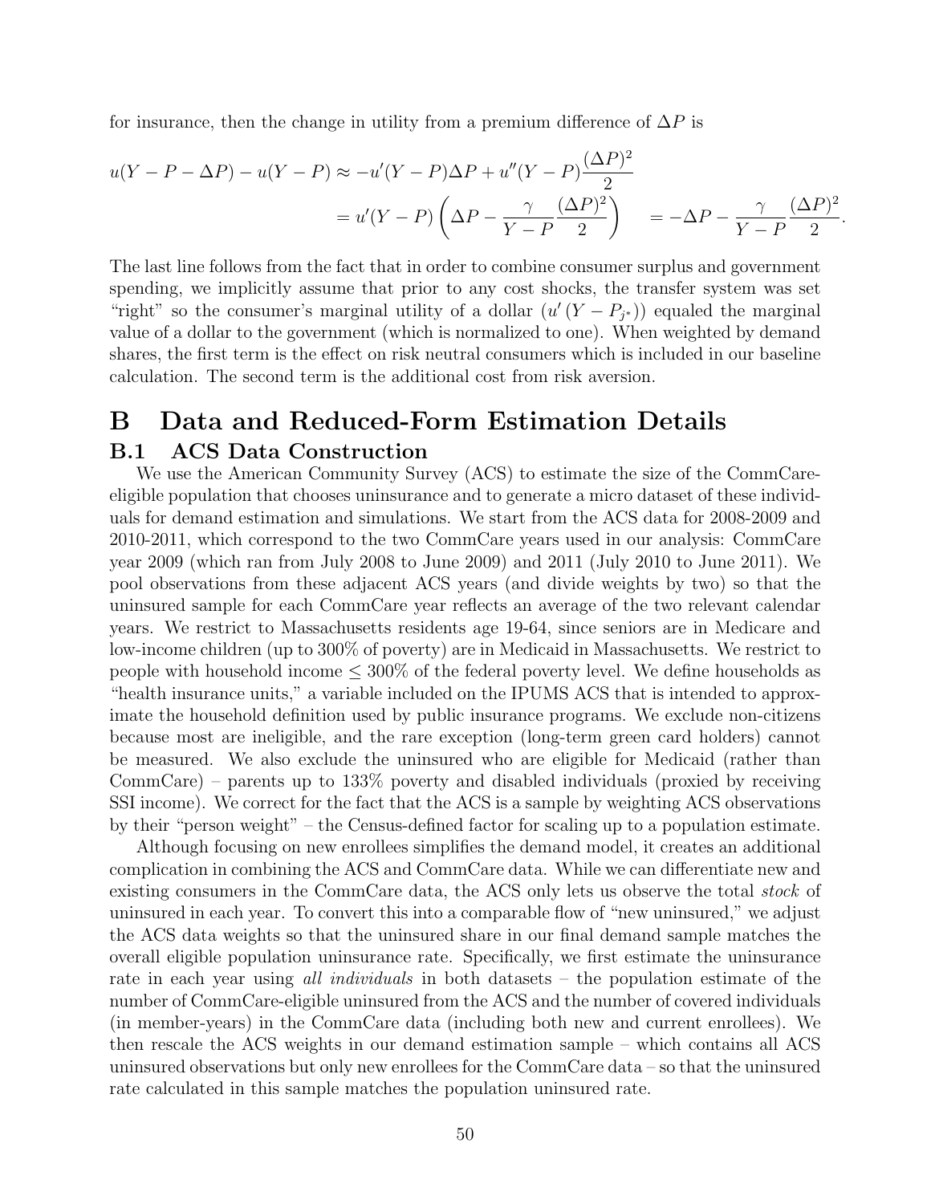for insurance, then the change in utility from a premium difference of $\Delta P$ is

$$
\begin{aligned}
u(Y-P-\Delta P) - u(Y-P) &\approx -u'(Y-P)\Delta P + u''(Y-P)\frac{(\Delta P)^2}{2} \\
&= u'(Y-P)\left(\Delta P - \frac{\gamma}{Y-P}\frac{(\Delta P)^2}{2}\right) \quad = -\Delta P - \frac{\gamma}{Y-P}\frac{(\Delta P)^2}{2}.
\end{aligned}
$$

The last line follows from the fact that in order to combine consumer surplus and government spending, we implicitly assume that prior to any cost shocks, the transfer system was set "right" so the consumer's marginal utility of a dollar ($u'(Y - P_{j^*})$) equaled the marginal value of a dollar to the government (which is normalized to one). When weighted by demand shares, the first term is the effect on risk neutral consumers which is included in our baseline calculation. The second term is the additional cost from risk aversion.

# B Data and Reduced-Form Estimation Details

## B.1 ACS Data Construction

We use the American Community Survey (ACS) to estimate the size of the CommCare-eligible population that chooses uninsurance and to generate a micro dataset of these individuals for demand estimation and simulations. We start from the ACS data for 2008-2009 and 2010-2011, which correspond to the two CommCare years used in our analysis: CommCare year 2009 (which ran from July 2008 to June 2009) and 2011 (July 2010 to June 2011). We pool observations from these adjacent ACS years (and divide weights by two) so that the uninsured sample for each CommCare year reflects an average of the two relevant calendar years. We restrict to Massachusetts residents age 19-64, since seniors are in Medicare and low-income children (up to 300% of poverty) are in Medicaid in Massachusetts. We restrict to people with household income $\leq$ 300% of the federal poverty level. We define households as "health insurance units," a variable included on the IPUMS ACS that is intended to approximate the household definition used by public insurance programs. We exclude non-citizens because most are ineligible, and the rare exception (long-term green card holders) cannot be measured. We also exclude the uninsured who are eligible for Medicaid (rather than CommCare) – parents up to 133% poverty and disabled individuals (proxied by receiving SSI income). We correct for the fact that the ACS is a sample by weighting ACS observations by their "person weight" – the Census-defined factor for scaling up to a population estimate.

Although focusing on new enrollees simplifies the demand model, it creates an additional complication in combining the ACS and CommCare data. While we can differentiate new and existing consumers in the CommCare data, the ACS only lets us observe the total *stock* of uninsured in each year. To convert this into a comparable flow of "new uninsured," we adjust the ACS data weights so that the uninsured share in our final demand sample matches the overall eligible population uninsurance rate. Specifically, we first estimate the uninsurance rate in each year using *all individuals* in both datasets – the population estimate of the number of CommCare-eligible uninsured from the ACS and the number of covered individuals (in member-years) in the CommCare data (including both new and current enrollees). We then rescale the ACS weights in our demand estimation sample – which contains all ACS uninsured observations but only new enrollees for the CommCare data – so that the uninsured rate calculated in this sample matches the population uninsured rate.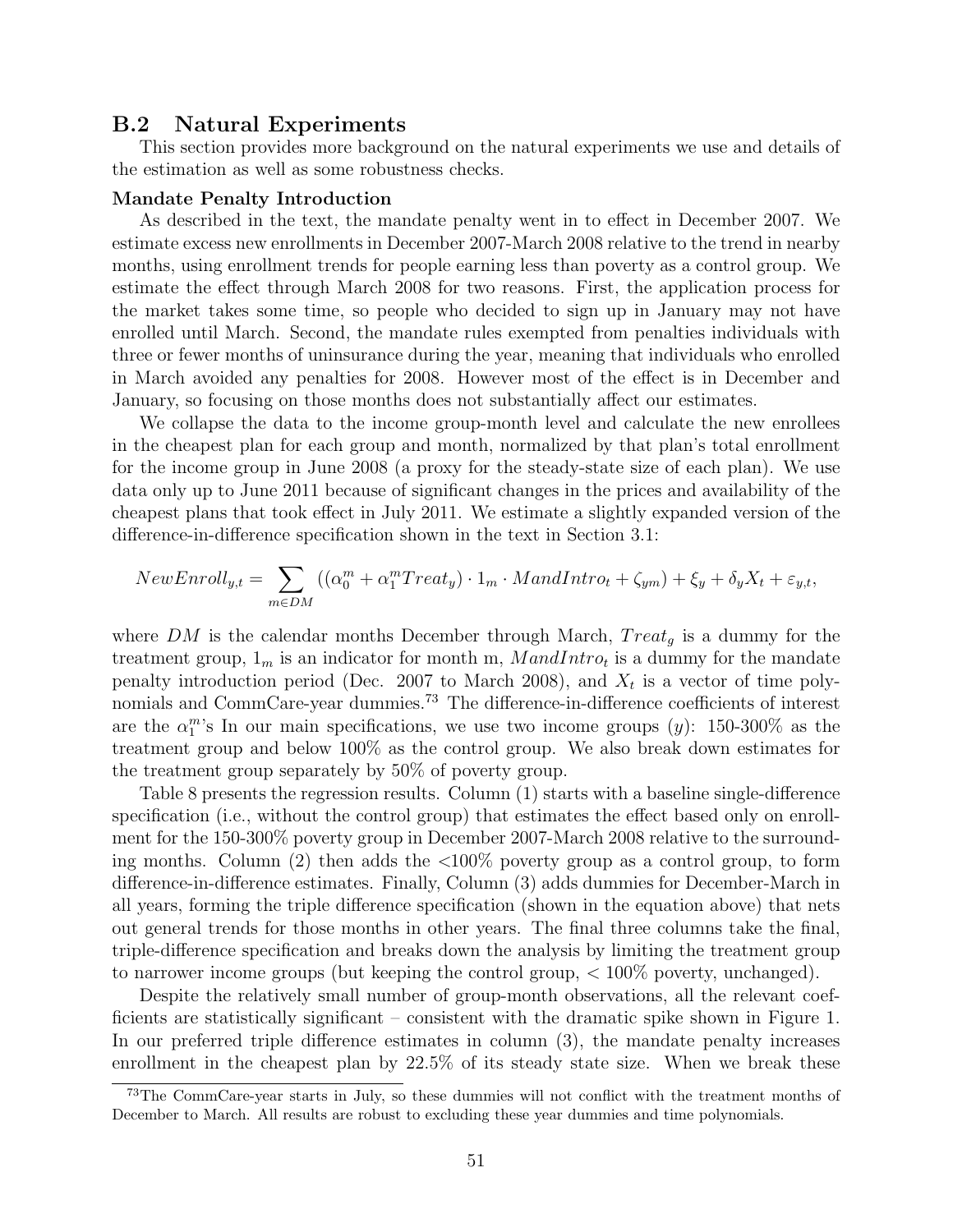## B.2 Natural Experiments

This section provides more background on the natural experiments we use and details of the estimation as well as some robustness checks.

**Mandate Penalty Introduction**

As described in the text, the mandate penalty went in to effect in December 2007. We estimate excess new enrollments in December 2007-March 2008 relative to the trend in nearby months, using enrollment trends for people earning less than poverty as a control group. We estimate the effect through March 2008 for two reasons. First, the application process for the market takes some time, so people who decided to sign up in January may not have enrolled until March. Second, the mandate rules exempted from penalties individuals with three or fewer months of uninsurance during the year, meaning that individuals who enrolled in March avoided any penalties for 2008. However most of the effect is in December and January, so focusing on those months does not substantially affect our estimates.

We collapse the data to the income group-month level and calculate the new enrollees in the cheapest plan for each group and month, normalized by that plan's total enrollment for the income group in June 2008 (a proxy for the steady-state size of each plan). We use data only up to June 2011 because of significant changes in the prices and availability of the cheapest plans that took effect in July 2011. We estimate a slightly expanded version of the difference-in-difference specification shown in the text in Section 3.1:

$$NewEnroll_{y,t} = \sum_{m \in DM} \left( (\alpha_0^m + \alpha_1^m Treat_y) \cdot 1_m \cdot MandIntro_t + \zeta_{ym} \right) + \xi_y + \delta_y X_t + \varepsilon_{y,t},$$

where $DM$ is the calendar months December through March, $Treat_g$ is a dummy for the treatment group, $1_m$ is an indicator for month m, $MandIntro_t$ is a dummy for the mandate penalty introduction period (Dec. 2007 to March 2008), and $X_t$ is a vector of time polynomials and CommCare-year dummies.[73] The difference-in-difference coefficients of interest are the $\alpha_1^m$'s In our main specifications, we use two income groups ($y$): 150-300% as the treatment group and below 100% as the control group. We also break down estimates for the treatment group separately by 50% of poverty group.

Table 8 presents the regression results. Column (1) starts with a baseline single-difference specification (i.e., without the control group) that estimates the effect based only on enrollment for the 150-300% poverty group in December 2007-March 2008 relative to the surrounding months. Column (2) then adds the <100% poverty group as a control group, to form difference-in-difference estimates. Finally, Column (3) adds dummies for December-March in all years, forming the triple difference specification (shown in the equation above) that nets out general trends for those months in other years. The final three columns take the final, triple-difference specification and breaks down the analysis by limiting the treatment group to narrower income groups (but keeping the control group, < 100% poverty, unchanged).

Despite the relatively small number of group-month observations, all the relevant coefficients are statistically significant – consistent with the dramatic spike shown in Figure 1. In our preferred triple difference estimates in column (3), the mandate penalty increases enrollment in the cheapest plan by 22.5% of its steady state size. When we break these

[73] The CommCare-year starts in July, so these dummies will not conflict with the treatment months of December to March. All results are robust to excluding these year dummies and time polynomials.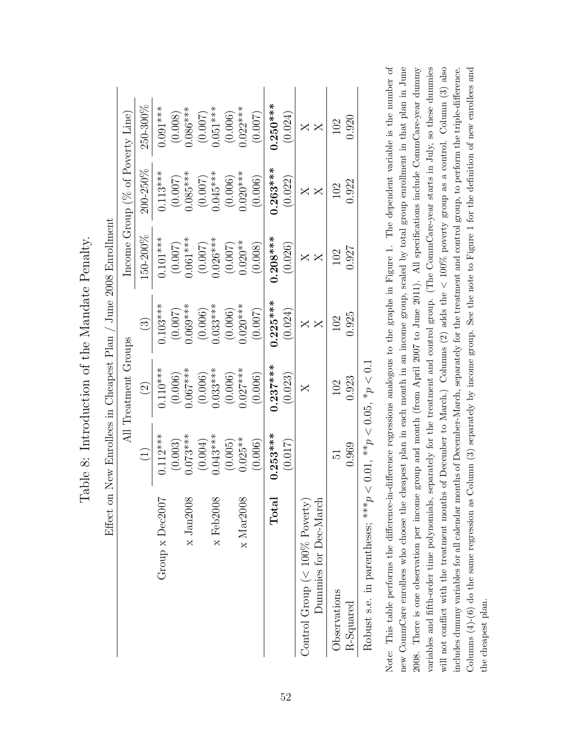# Table 8: Introduction of the Mandate Penalty.

Effect on New Enrollees in Cheapest Plan / June 2008 Enrollment

| | All Treatment Groups | | | Income Group (% of Poverty Line) | | |
|---|---|---|---|---|---|---|
| | (1) | (2) | (3) | 150-200% | 200-250% | 250-300% |
| Group x Dec2007 | 0.112*** | 0.110*** | 0.103*** | 0.101*** | 0.113*** | 0.091*** |
| | (0.003) | (0.006) | (0.007) | (0.007) | (0.007) | (0.008) |
| x Jan2008 | 0.073*** | 0.067*** | 0.069*** | 0.061*** | 0.085*** | 0.086*** |
| | (0.004) | (0.006) | (0.006) | (0.007) | (0.007) | (0.007) |
| x Feb2008 | 0.043*** | 0.033*** | 0.033*** | 0.026*** | 0.045*** | 0.051*** |
| | (0.005) | (0.006) | (0.006) | (0.007) | (0.006) | (0.006) |
| x Mar2008 | 0.025** | 0.027*** | 0.020*** | 0.020** | 0.020*** | 0.022*** |
| | (0.006) | (0.006) | (0.007) | (0.008) | (0.006) | (0.007) |
| **Total** | **0.253***** | **0.237***** | **0.225***** | **0.208***** | **0.263***** | **0.250***** |
| | (0.017) | (0.023) | (0.024) | (0.026) | (0.022) | (0.024) |
| Control Group (< 100% Poverty) | | X | X | X | X | X |
| Dummies for Dec-March | | | X | X | X | X |
| Observations | 51 | 102 | 102 | 102 | 102 | 102 |
| R-Squared | 0.969 | 0.923 | 0.925 | 0.927 | 0.922 | 0.920 |

Robust s.e. in parentheses; ***$p < 0.01$, **$p < 0.05$, *$p < 0.1$

Note: This table performs the difference-in-difference regressions analogous to the graphs in Figure 1. The dependent variable is the number of new CommCare enrollees who choose the cheapest plan in each month in an income group, scaled by total group enrollment in that plan in June 2008. There is one observation per income group and month (from April 2007 to June 2011). All specifications include CommCare-year dummy variables and fifth-order time polynomials, separately for the treatment and control group. (The CommCare-year starts in July, so these dummies will not conflict with the treatment months of December to March.) Columns (2) adds the < 100% poverty group as a control. Column (3) also includes dummy variables for all calendar months of December-March, separately for the treatment and control group, to perform the triple-difference. Columns (4)-(6) do the same regression as Column (3) separately by income group. See the note to Figure 1 for the definition of new enrollees and the cheapest plan.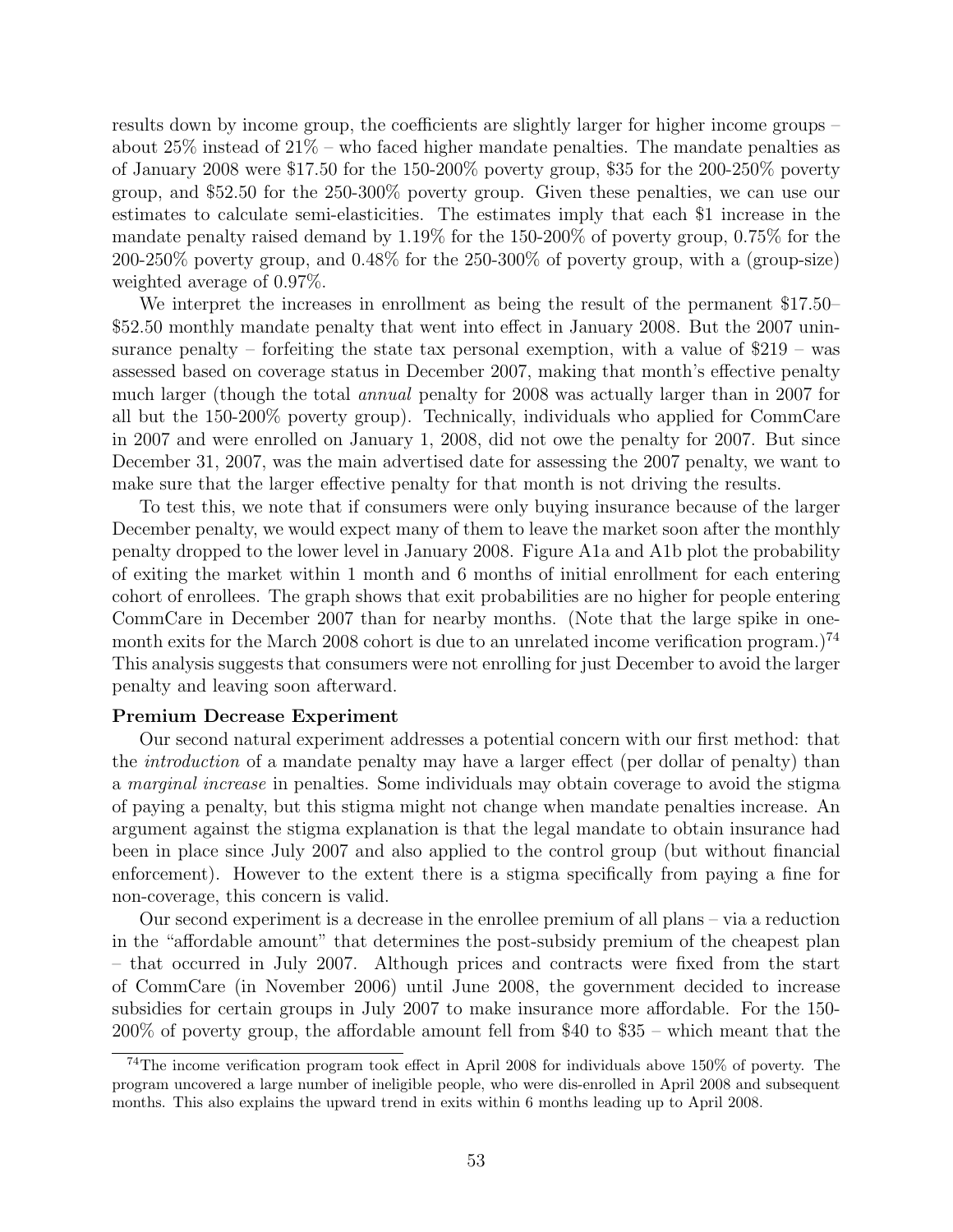results down by income group, the coefficients are slightly larger for higher income groups – about 25% instead of 21% – who faced higher mandate penalties. The mandate penalties as of January 2008 were $17.50 for the 150-200% poverty group, $35 for the 200-250% poverty group, and $52.50 for the 250-300% poverty group. Given these penalties, we can use our estimates to calculate semi-elasticities. The estimates imply that each $1 increase in the mandate penalty raised demand by 1.19% for the 150-200% of poverty group, 0.75% for the 200-250% poverty group, and 0.48% for the 250-300% of poverty group, with a (group-size) weighted average of 0.97%.

We interpret the increases in enrollment as being the result of the permanent $17.50–$52.50 monthly mandate penalty that went into effect in January 2008. But the 2007 uninsurance penalty – forfeiting the state tax personal exemption, with a value of $219 – was assessed based on coverage status in December 2007, making that month's effective penalty much larger (though the total *annual* penalty for 2008 was actually larger than in 2007 for all but the 150-200% poverty group). Technically, individuals who applied for CommCare in 2007 and were enrolled on January 1, 2008, did not owe the penalty for 2007. But since December 31, 2007, was the main advertised date for assessing the 2007 penalty, we want to make sure that the larger effective penalty for that month is not driving the results.

To test this, we note that if consumers were only buying insurance because of the larger December penalty, we would expect many of them to leave the market soon after the monthly penalty dropped to the lower level in January 2008. Figure A1a and A1b plot the probability of exiting the market within 1 month and 6 months of initial enrollment for each entering cohort of enrollees. The graph shows that exit probabilities are no higher for people entering CommCare in December 2007 than for nearby months. (Note that the large spike in one-month exits for the March 2008 cohort is due to an unrelated income verification program.)[74] This analysis suggests that consumers were not enrolling for just December to avoid the larger penalty and leaving soon afterward.

**Premium Decrease Experiment**

Our second natural experiment addresses a potential concern with our first method: that the *introduction* of a mandate penalty may have a larger effect (per dollar of penalty) than a *marginal increase* in penalties. Some individuals may obtain coverage to avoid the stigma of paying a penalty, but this stigma might not change when mandate penalties increase. An argument against the stigma explanation is that the legal mandate to obtain insurance had been in place since July 2007 and also applied to the control group (but without financial enforcement). However to the extent there is a stigma specifically from paying a fine for non-coverage, this concern is valid.

Our second experiment is a decrease in the enrollee premium of all plans – via a reduction in the "affordable amount" that determines the post-subsidy premium of the cheapest plan – that occurred in July 2007. Although prices and contracts were fixed from the start of CommCare (in November 2006) until June 2008, the government decided to increase subsidies for certain groups in July 2007 to make insurance more affordable. For the 150-200% of poverty group, the affordable amount fell from $40 to $35 – which meant that the

[74] The income verification program took effect in April 2008 for individuals above 150% of poverty. The program uncovered a large number of ineligible people, who were dis-enrolled in April 2008 and subsequent months. This also explains the upward trend in exits within 6 months leading up to April 2008.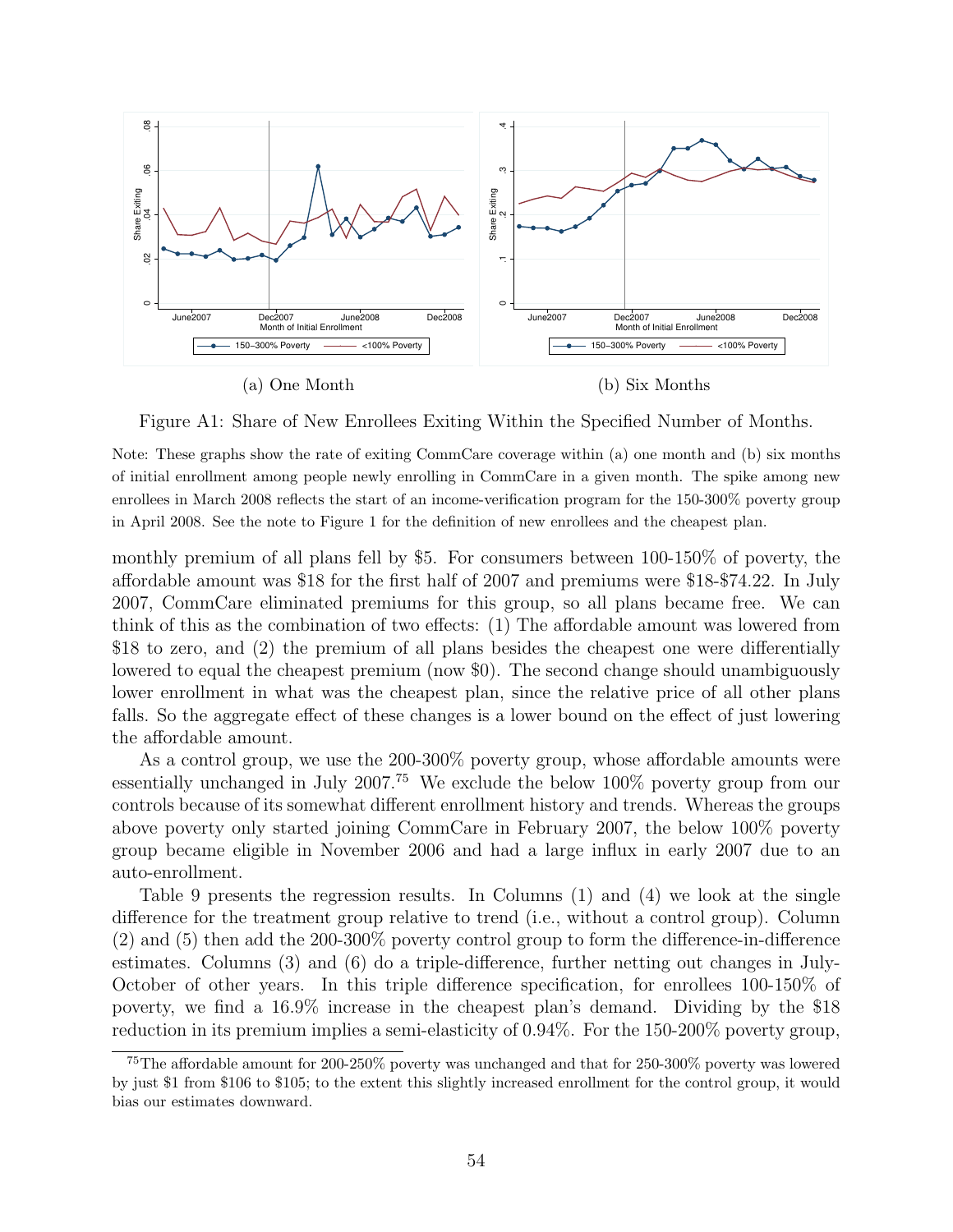(a) One Month

(b) Six Months

Figure A1: Share of New Enrollees Exiting Within the Specified Number of Months.

Note: These graphs show the rate of exiting CommCare coverage within (a) one month and (b) six months of initial enrollment among people newly enrolling in CommCare in a given month. The spike among new enrollees in March 2008 reflects the start of an income-verification program for the 150-300% poverty group in April 2008. See the note to Figure 1 for the definition of new enrollees and the cheapest plan.

monthly premium of all plans fell by \$5. For consumers between 100-150% of poverty, the affordable amount was \$18 for the first half of 2007 and premiums were \$18-\$74.22. In July 2007, CommCare eliminated premiums for this group, so all plans became free. We can think of this as the combination of two effects: (1) The affordable amount was lowered from \$18 to zero, and (2) the premium of all plans besides the cheapest one were differentially lowered to equal the cheapest premium (now \$0). The second change should unambiguously lower enrollment in what was the cheapest plan, since the relative price of all other plans falls. So the aggregate effect of these changes is a lower bound on the effect of just lowering the affordable amount.

As a control group, we use the 200-300% poverty group, whose affordable amounts were essentially unchanged in July 2007.[75] We exclude the below 100% poverty group from our controls because of its somewhat different enrollment history and trends. Whereas the groups above poverty only started joining CommCare in February 2007, the below 100% poverty group became eligible in November 2006 and had a large influx in early 2007 due to an auto-enrollment.

Table 9 presents the regression results. In Columns (1) and (4) we look at the single difference for the treatment group relative to trend (i.e., without a control group). Column (2) and (5) then add the 200-300% poverty control group to form the difference-in-difference estimates. Columns (3) and (6) do a triple-difference, further netting out changes in July-October of other years. In this triple difference specification, for enrollees 100-150% of poverty, we find a 16.9% increase in the cheapest plan's demand. Dividing by the \$18 reduction in its premium implies a semi-elasticity of 0.94%. For the 150-200% poverty group,

[75] The affordable amount for 200-250% poverty was unchanged and that for 250-300% poverty was lowered by just \$1 from \$106 to \$105; to the extent this slightly increased enrollment for the control group, it would bias our estimates downward.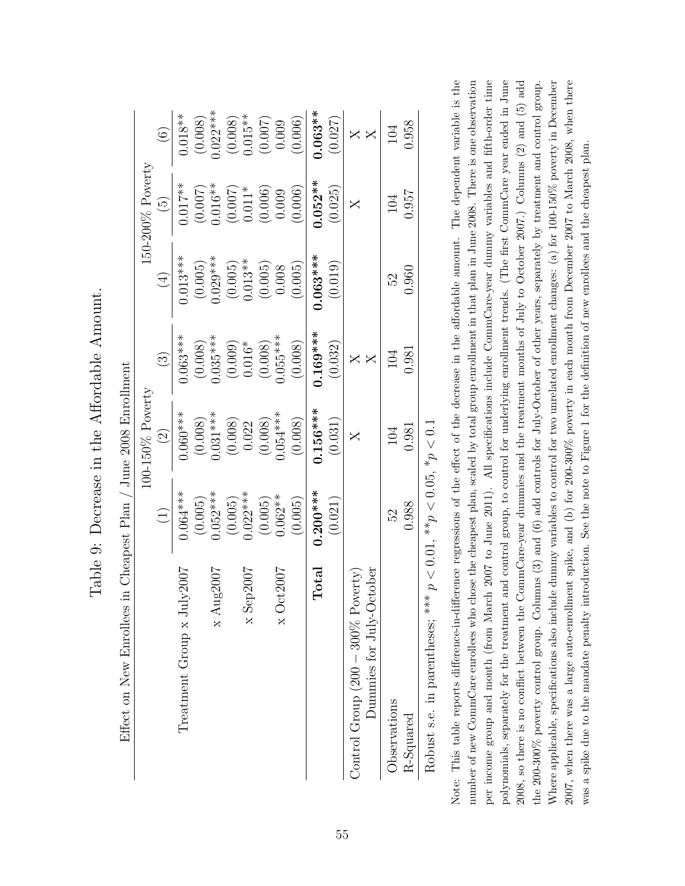# Table 9: Decrease in the Affordable Amount.

Effect on New Enrollees in Cheapest Plan / June 2008 Enrollment

| | 100-150% Poverty | | | 150-200% Poverty | | |
|---|---|---|---|---|---|---|
| | (1) | (2) | (3) | (4) | (5) | (6) |
| Treatment Group x July2007 | 0.064*** | 0.060*** | 0.063*** | 0.013*** | 0.017** | 0.018** |
| | (0.005) | (0.008) | (0.008) | (0.005) | (0.007) | (0.008) |
| x Aug2007 | 0.052*** | 0.031*** | 0.035*** | 0.029*** | 0.016** | 0.022*** |
| | (0.005) | (0.008) | (0.009) | (0.005) | (0.007) | (0.008) |
| x Sep2007 | 0.022*** | 0.022 | 0.016* | 0.013** | 0.011* | 0.015** |
| | (0.005) | (0.008) | (0.008) | (0.005) | (0.006) | (0.007) |
| x Oct2007 | 0.062** | 0.054*** | 0.055*** | 0.008 | 0.009 | 0.009 |
| | (0.005) | (0.008) | (0.008) | (0.005) | (0.006) | (0.006) |
| **Total** | **0.200***** | **0.156***** | **0.169***** | **0.063***** | **0.052**** | **0.063**** |
| | (0.021) | (0.031) | (0.032) | (0.019) | (0.025) | (0.027) |
| Control Group (200 – 300% Poverty) | | X | X | | X | X |
| Dummies for July-October | | | X | | | X |
| Observations | 52 | 104 | 104 | 52 | 104 | 104 |
| R-Squared | 0.988 | 0.981 | 0.981 | 0.960 | 0.957 | 0.958 |

Robust s.e. in parentheses; *** $p < 0.01$, ** $p < 0.05$, * $p < 0.1$

Note: This table reports difference-in-difference regressions of the effect of the decrease in the affordable amount. The dependent variable is the number of new CommCare enrollees who chose the cheapest plan, scaled by total group enrollment in that plan in June 2008. There is one observation per income group and month (from March 2007 to June 2011). All specifications include CommCare-year dummy variables and fifth-order time polynomials, separately for the treatment and control group, to control for underlying enrollment trends. (The first CommCare year ended in June 2008, so there is no conflict between the CommCare-year dummies and the treatment months of July to October 2007.) Columns (2) and (5) add the 200-300% poverty control group. Columns (3) and (6) add controls for July-October of other years, separately by treatment and control group. Where applicable, specifications also include dummy variables to control for two unrelated enrollment changes: (a) for 100-150% poverty in December 2007, when there was a large auto-enrollment spike, and (b) for 200-300% poverty in each month from December 2007 to March 2008, when there was a spike due to the mandate penalty introduction. See the note to Figure 1 for the definition of new enrollees and the cheapest plan.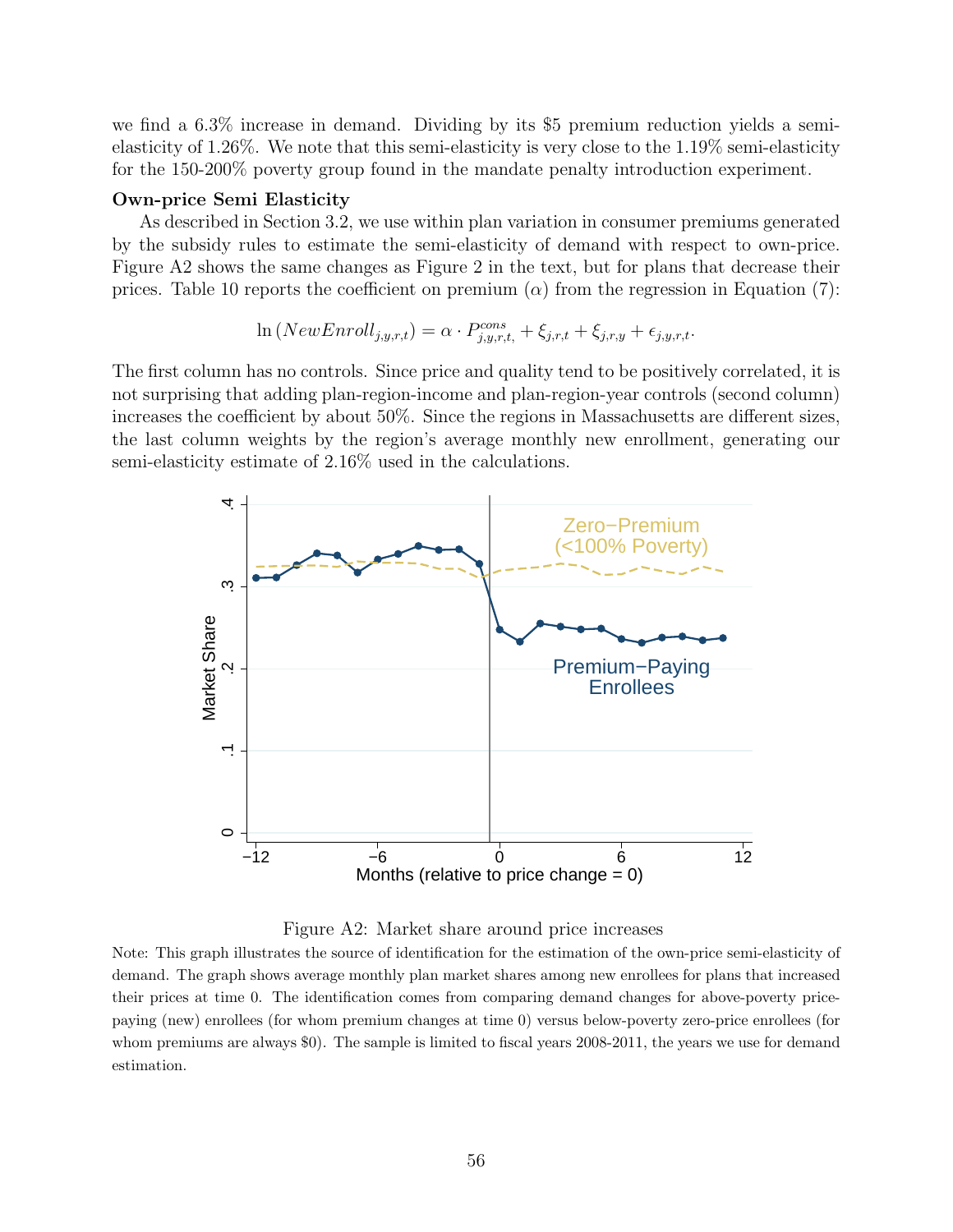we find a 6.3% increase in demand. Dividing by its \$5 premium reduction yields a semi-elasticity of 1.26%. We note that this semi-elasticity is very close to the 1.19% semi-elasticity for the 150-200% poverty group found in the mandate penalty introduction experiment.

**Own-price Semi Elasticity**

As described in Section 3.2, we use within plan variation in consumer premiums generated by the subsidy rules to estimate the semi-elasticity of demand with respect to own-price. Figure A2 shows the same changes as Figure 2 in the text, but for plans that decrease their prices. Table 10 reports the coefficient on premium ($\alpha$) from the regression in Equation (7):

$$\ln\left(NewEnroll_{j,y,r,t}\right) = \alpha \cdot P^{cons}_{j,y,r,t,} + \xi_{j,r,t} + \xi_{j,r,y} + \epsilon_{j,y,r,t}.$$

The first column has no controls. Since price and quality tend to be positively correlated, it is not surprising that adding plan-region-income and plan-region-year controls (second column) increases the coefficient by about 50%. Since the regions in Massachusetts are different sizes, the last column weights by the region's average monthly new enrollment, generating our semi-elasticity estimate of 2.16% used in the calculations.

Figure A2: Market share around price increases

Note: This graph illustrates the source of identification for the estimation of the own-price semi-elasticity of demand. The graph shows average monthly plan market shares among new enrollees for plans that increased their prices at time 0. The identification comes from comparing demand changes for above-poverty price-paying (new) enrollees (for whom premium changes at time 0) versus below-poverty zero-price enrollees (for whom premiums are always \$0). The sample is limited to fiscal years 2008-2011, the years we use for demand estimation.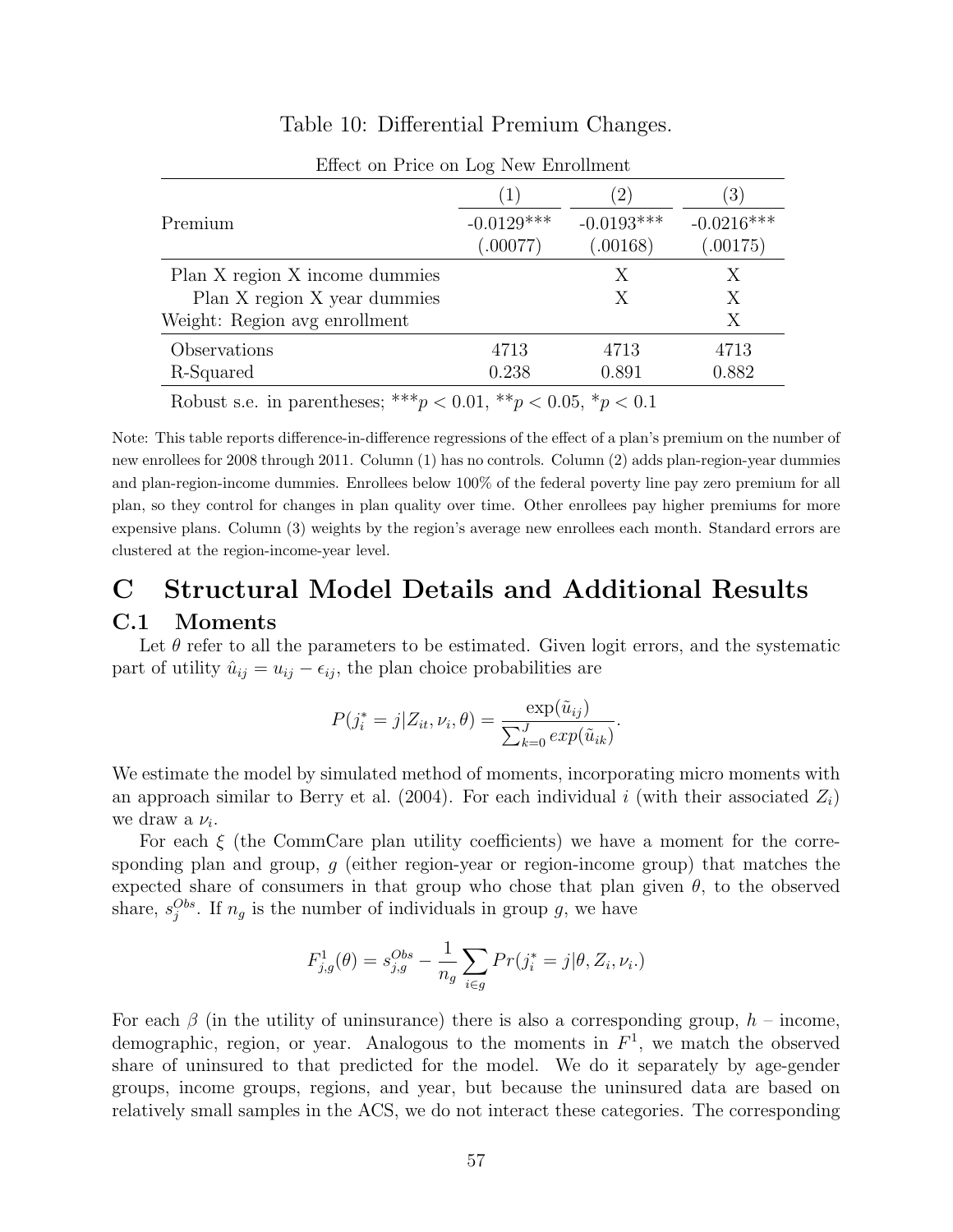Table 10: Differential Premium Changes.

| Effect on Price on Log New Enrollment | (1) | (2) | (3) |
|---|---|---|---|
| Premium | -0.0129*** | -0.0193*** | -0.0216*** |
| | (.00077) | (.00168) | (.00175) |
| Plan X region X income dummies | | X | X |
| Plan X region X year dummies | | X | X |
| Weight: Region avg enrollment | | | X |
| Observations | 4713 | 4713 | 4713 |
| R-Squared | 0.238 | 0.891 | 0.882 |

Robust s.e. in parentheses; *** $p < 0.01$, ** $p < 0.05$, * $p < 0.1$

Note: This table reports difference-in-difference regressions of the effect of a plan's premium on the number of new enrollees for 2008 through 2011. Column (1) has no controls. Column (2) adds plan-region-year dummies and plan-region-income dummies. Enrollees below 100% of the federal poverty line pay zero premium for all plan, so they control for changes in plan quality over time. Other enrollees pay higher premiums for more expensive plans. Column (3) weights by the region's average new enrollees each month. Standard errors are clustered at the region-income-year level.

# C Structural Model Details and Additional Results

## C.1 Moments

Let $\theta$ refer to all the parameters to be estimated. Given logit errors, and the systematic part of utility $\hat{u}_{ij} = u_{ij} - \epsilon_{ij}$, the plan choice probabilities are

$$P(j_i^* = j | Z_{it}, \nu_i, \theta) = \frac{\exp(\tilde{u}_{ij})}{\sum_{k=0}^{J} exp(\tilde{u}_{ik})}.$$

We estimate the model by simulated method of moments, incorporating micro moments with an approach similar to Berry et al. (2004). For each individual $i$ (with their associated $Z_i$) we draw a $\nu_i$.

For each $\xi$ (the CommCare plan utility coefficients) we have a moment for the corresponding plan and group, $g$ (either region-year or region-income group) that matches the expected share of consumers in that group who chose that plan given $\theta$, to the observed share, $s_j^{Obs}$. If $n_g$ is the number of individuals in group $g$, we have

$$F_{j,g}^1(\theta) = s_{j,g}^{Obs} - \frac{1}{n_g} \sum_{i \in g} Pr(j_i^* = j | \theta, Z_i, \nu_i.)$$

For each $\beta$ (in the utility of uninsurance) there is also a corresponding group, $h$ – income, demographic, region, or year. Analogous to the moments in $F^1$, we match the observed share of uninsured to that predicted for the model. We do it separately by age-gender groups, income groups, regions, and year, but because the uninsured data are based on relatively small samples in the ACS, we do not interact these categories. The corresponding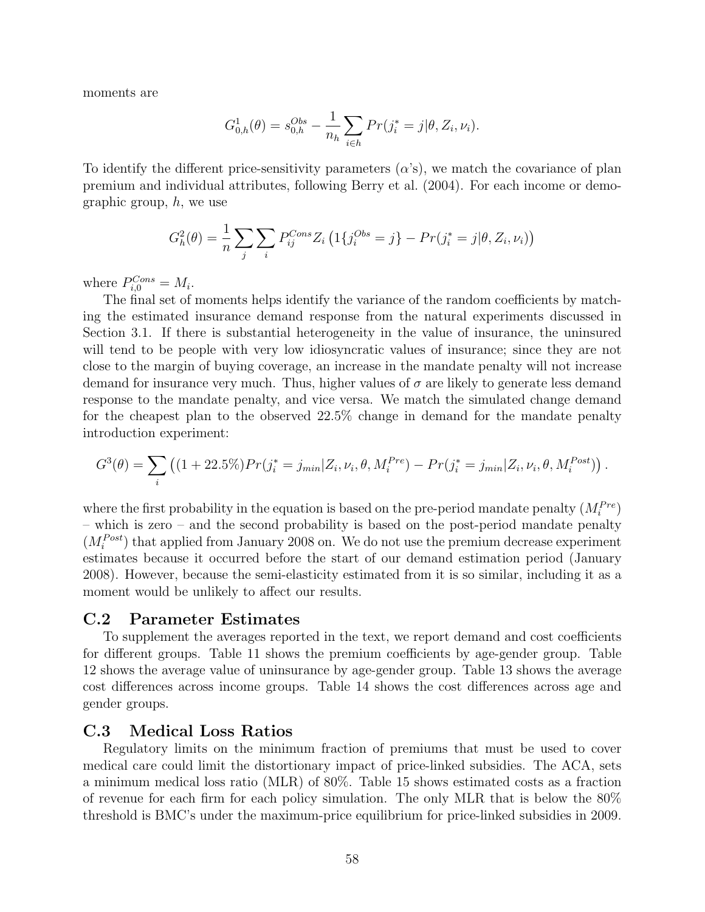moments are

$$G_{0,h}^{1}(\theta) = s_{0,h}^{Obs} - \frac{1}{n_h} \sum_{i \in h} Pr(j_i^* = j|\theta, Z_i, \nu_i).$$

To identify the different price-sensitivity parameters ($\alpha$'s), we match the covariance of plan premium and individual attributes, following Berry et al. (2004). For each income or demographic group, $h$, we use

$$G_h^2(\theta) = \frac{1}{n} \sum_j \sum_i P_{ij}^{Cons} Z_i \left(1\{j_i^{Obs} = j\} - Pr(j_i^* = j|\theta, Z_i, \nu_i)\right)$$

where $P_{i,0}^{Cons} = M_i$.

The final set of moments helps identify the variance of the random coefficients by matching the estimated insurance demand response from the natural experiments discussed in Section 3.1. If there is substantial heterogeneity in the value of insurance, the uninsured will tend to be people with very low idiosyncratic values of insurance; since they are not close to the margin of buying coverage, an increase in the mandate penalty will not increase demand for insurance very much. Thus, higher values of $\sigma$ are likely to generate less demand response to the mandate penalty, and vice versa. We match the simulated change demand for the cheapest plan to the observed 22.5% change in demand for the mandate penalty introduction experiment:

$$G^3(\theta) = \sum_i \left((1 + 22.5\%)Pr(j_i^* = j_{min}|Z_i, \nu_i, \theta, M_i^{Pre}) - Pr(j_i^* = j_{min}|Z_i, \nu_i, \theta, M_i^{Post})\right).$$

where the first probability in the equation is based on the pre-period mandate penalty ($M_i^{Pre}$) – which is zero – and the second probability is based on the post-period mandate penalty ($M_i^{Post}$) that applied from January 2008 on. We do not use the premium decrease experiment estimates because it occurred before the start of our demand estimation period (January 2008). However, because the semi-elasticity estimated from it is so similar, including it as a moment would be unlikely to affect our results.

## C.2 Parameter Estimates

To supplement the averages reported in the text, we report demand and cost coefficients for different groups. Table 11 shows the premium coefficients by age-gender group. Table 12 shows the average value of uninsurance by age-gender group. Table 13 shows the average cost differences across income groups. Table 14 shows the cost differences across age and gender groups.

## C.3 Medical Loss Ratios

Regulatory limits on the minimum fraction of premiums that must be used to cover medical care could limit the distortionary impact of price-linked subsidies. The ACA, sets a minimum medical loss ratio (MLR) of 80%. Table 15 shows estimated costs as a fraction of revenue for each firm for each policy simulation. The only MLR that is below the 80% threshold is BMC's under the maximum-price equilibrium for price-linked subsidies in 2009.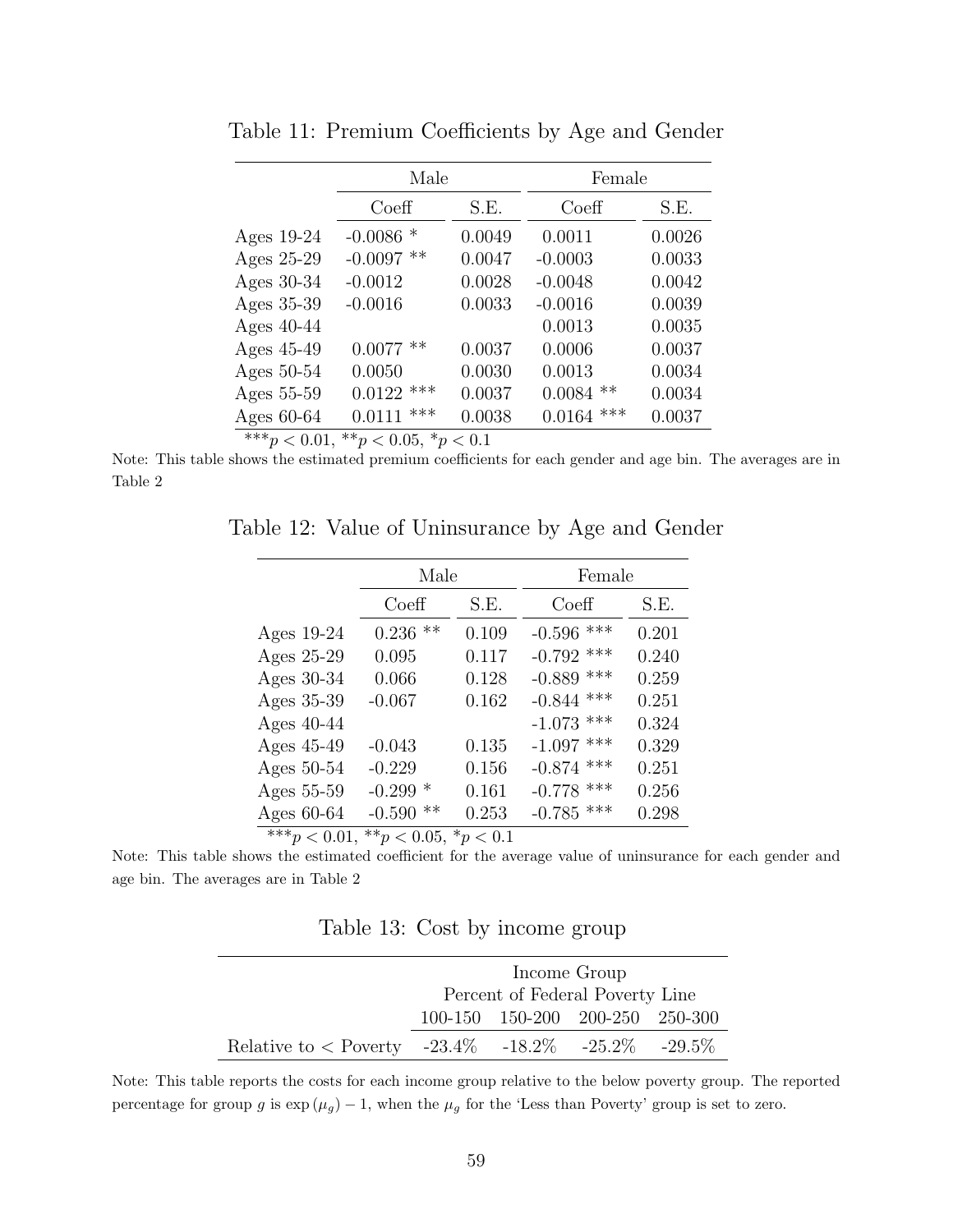Table 11: Premium Coefficients by Age and Gender

| | Male | | Female | |
|---|---|---|---|---|
| | Coeff | S.E. | Coeff | S.E. |
| Ages 19-24 | -0.0086 * | 0.0049 | 0.0011 | 0.0026 |
| Ages 25-29 | -0.0097 ** | 0.0047 | -0.0003 | 0.0033 |
| Ages 30-34 | -0.0012 | 0.0028 | -0.0048 | 0.0042 |
| Ages 35-39 | -0.0016 | 0.0033 | -0.0016 | 0.0039 |
| Ages 40-44 | | | 0.0013 | 0.0035 |
| Ages 45-49 | 0.0077 ** | 0.0037 | 0.0006 | 0.0037 |
| Ages 50-54 | 0.0050 | 0.0030 | 0.0013 | 0.0034 |
| Ages 55-59 | 0.0122 *** | 0.0037 | 0.0084 ** | 0.0034 |
| Ages 60-64 | 0.0111 *** | 0.0038 | 0.0164 *** | 0.0037 |

***$p < 0.01$, **$p < 0.05$, *$p < 0.1$

Note: This table shows the estimated premium coefficients for each gender and age bin. The averages are in Table 2

Table 12: Value of Uninsurance by Age and Gender

| | Male | | Female | |
|---|---|---|---|---|
| | Coeff | S.E. | Coeff | S.E. |
| Ages 19-24 | 0.236 ** | 0.109 | -0.596 *** | 0.201 |
| Ages 25-29 | 0.095 | 0.117 | -0.792 *** | 0.240 |
| Ages 30-34 | 0.066 | 0.128 | -0.889 *** | 0.259 |
| Ages 35-39 | -0.067 | 0.162 | -0.844 *** | 0.251 |
| Ages 40-44 | | | -1.073 *** | 0.324 |
| Ages 45-49 | -0.043 | 0.135 | -1.097 *** | 0.329 |
| Ages 50-54 | -0.229 | 0.156 | -0.874 *** | 0.251 |
| Ages 55-59 | -0.299 * | 0.161 | -0.778 *** | 0.256 |
| Ages 60-64 | -0.590 ** | 0.253 | -0.785 *** | 0.298 |

***$p < 0.01$, **$p < 0.05$, *$p < 0.1$

Note: This table shows the estimated coefficient for the average value of uninsurance for each gender and age bin. The averages are in Table 2

Table 13: Cost by income group

| | Income Group Percent of Federal Poverty Line | | | |
|---|---|---|---|---|
| | 100-150 | 150-200 | 200-250 | 250-300 |
| Relative to < Poverty | -23.4% | -18.2% | -25.2% | -29.5% |

Note: This table reports the costs for each income group relative to the below poverty group. The reported percentage for group $g$ is $\exp(\mu_g) - 1$, when the $\mu_g$ for the 'Less than Poverty' group is set to zero.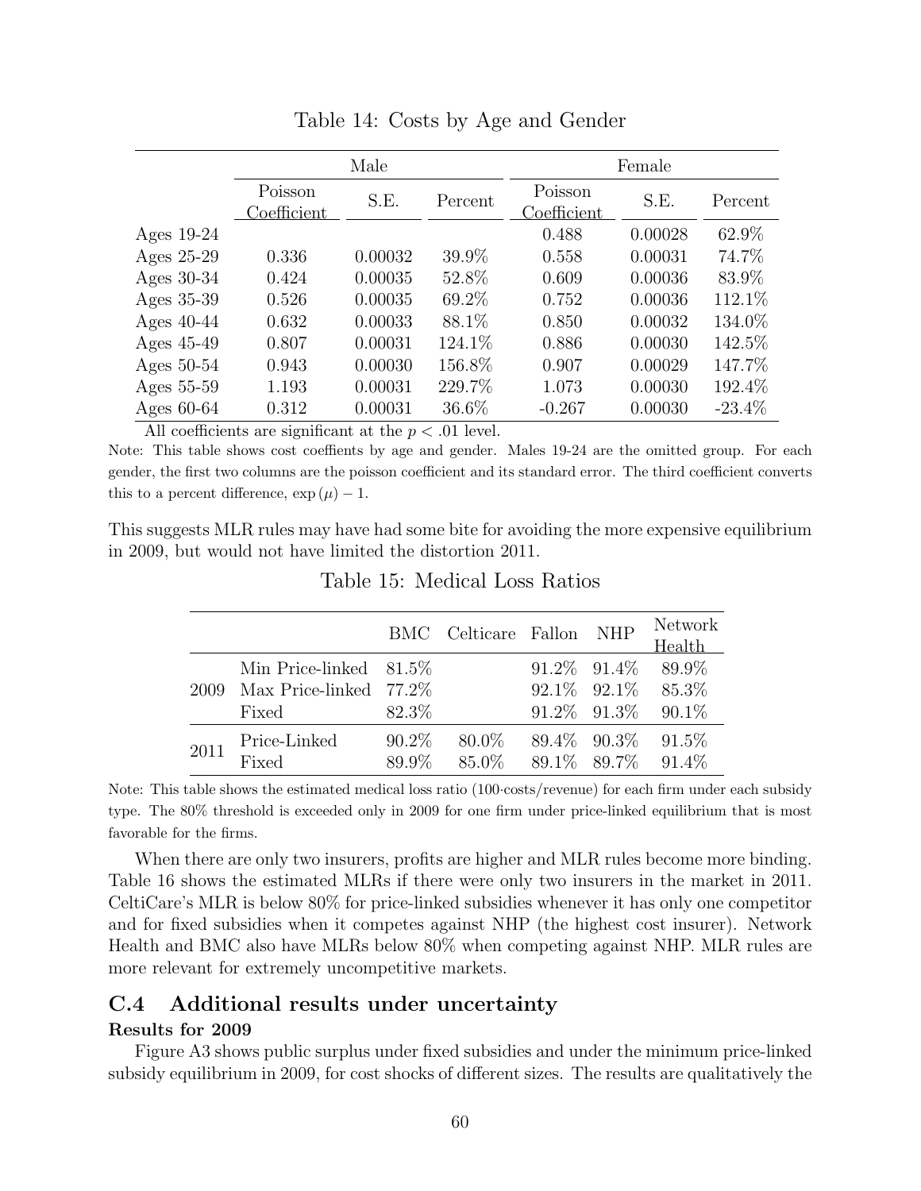Table 14: Costs by Age and Gender

| | Male | | | Female | | |
|---|---|---|---|---|---|---|
| | Poisson Coefficient | S.E. | Percent | Poisson Coefficient | S.E. | Percent |
| Ages 19-24 | | | | 0.488 | 0.00028 | 62.9% |
| Ages 25-29 | 0.336 | 0.00032 | 39.9% | 0.558 | 0.00031 | 74.7% |
| Ages 30-34 | 0.424 | 0.00035 | 52.8% | 0.609 | 0.00036 | 83.9% |
| Ages 35-39 | 0.526 | 0.00035 | 69.2% | 0.752 | 0.00036 | 112.1% |
| Ages 40-44 | 0.632 | 0.00033 | 88.1% | 0.850 | 0.00032 | 134.0% |
| Ages 45-49 | 0.807 | 0.00031 | 124.1% | 0.886 | 0.00030 | 142.5% |
| Ages 50-54 | 0.943 | 0.00030 | 156.8% | 0.907 | 0.00029 | 147.7% |
| Ages 55-59 | 1.193 | 0.00031 | 229.7% | 1.073 | 0.00030 | 192.4% |
| Ages 60-64 | 0.312 | 0.00031 | 36.6% | -0.267 | 0.00030 | -23.4% |

All coefficients are significant at the $p < .01$ level.

Note: This table shows cost coeffients by age and gender. Males 19-24 are the omitted group. For each gender, the first two columns are the poisson coefficient and its standard error. The third coefficient converts this to a percent difference, $\exp(\mu) - 1$.

This suggests MLR rules may have had some bite for avoiding the more expensive equilibrium in 2009, but would not have limited the distortion 2011.

Table 15: Medical Loss Ratios

| | | BMC | Celticare | Fallon | NHP | Network Health |
|---|---|---|---|---|---|---|
| 2009 | Min Price-linked | 81.5% | | 91.2% | 91.4% | 89.9% |
| | Max Price-linked | 77.2% | | 92.1% | 92.1% | 85.3% |
| | Fixed | 82.3% | | 91.2% | 91.3% | 90.1% |
| 2011 | Price-Linked | 90.2% | 80.0% | 89.4% | 90.3% | 91.5% |
| | Fixed | 89.9% | 85.0% | 89.1% | 89.7% | 91.4% |

Note: This table shows the estimated medical loss ratio (100·costs/revenue) for each firm under each subsidy type. The 80% threshold is exceeded only in 2009 for one firm under price-linked equilibrium that is most favorable for the firms.

When there are only two insurers, profits are higher and MLR rules become more binding. Table 16 shows the estimated MLRs if there were only two insurers in the market in 2011. CeltiCare's MLR is below 80% for price-linked subsidies whenever it has only one competitor and for fixed subsidies when it competes against NHP (the highest cost insurer). Network Health and BMC also have MLRs below 80% when competing against NHP. MLR rules are more relevant for extremely uncompetitive markets.

## C.4 Additional results under uncertainty

**Results for 2009**

Figure A3 shows public surplus under fixed subsidies and under the minimum price-linked subsidy equilibrium in 2009, for cost shocks of different sizes. The results are qualitatively the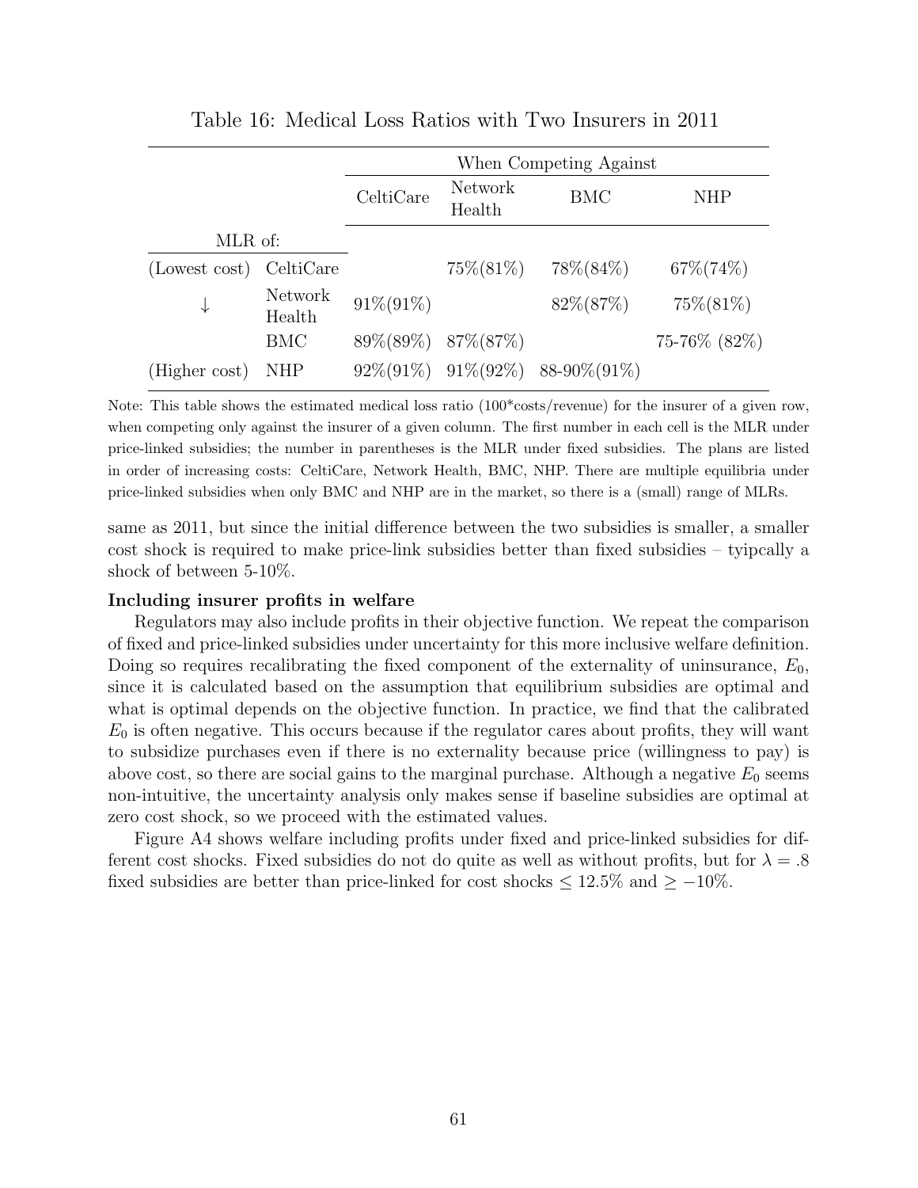Table 16: Medical Loss Ratios with Two Insurers in 2011

| | | When Competing Against | | | |
|---|---|---|---|---|---|
| | | CeltiCare | Network Health | BMC | NHP |
| MLR of: | | | | | |
| (Lowest cost) | CeltiCare | | 75%(81%) | 78%(84%) | 67%(74%) |
| ↓ | Network Health | 91%(91%) | | 82%(87%) | 75%(81%) |
| | BMC | 89%(89%) | 87%(87%) | | 75-76% (82%) |
| (Higher cost) | NHP | 92%(91%) | 91%(92%) | 88-90%(91%) | |

Note: This table shows the estimated medical loss ratio (100*costs/revenue) for the insurer of a given row, when competing only against the insurer of a given column. The first number in each cell is the MLR under price-linked subsidies; the number in parentheses is the MLR under fixed subsidies. The plans are listed in order of increasing costs: CeltiCare, Network Health, BMC, NHP. There are multiple equilibria under price-linked subsidies when only BMC and NHP are in the market, so there is a (small) range of MLRs.

same as 2011, but since the initial difference between the two subsidies is smaller, a smaller cost shock is required to make price-link subsidies better than fixed subsidies – tyipcally a shock of between 5-10%.

**Including insurer profits in welfare**

Regulators may also include profits in their objective function. We repeat the comparison of fixed and price-linked subsidies under uncertainty for this more inclusive welfare definition. Doing so requires recalibrating the fixed component of the externality of uninsurance, $E_0$, since it is calculated based on the assumption that equilibrium subsidies are optimal and what is optimal depends on the objective function. In practice, we find that the calibrated $E_0$ is often negative. This occurs because if the regulator cares about profits, they will want to subsidize purchases even if there is no externality because price (willingness to pay) is above cost, so there are social gains to the marginal purchase. Although a negative $E_0$ seems non-intuitive, the uncertainty analysis only makes sense if baseline subsidies are optimal at zero cost shock, so we proceed with the estimated values.

Figure A4 shows welfare including profits under fixed and price-linked subsidies for different cost shocks. Fixed subsidies do not do quite as well as without profits, but for $\lambda = .8$ fixed subsidies are better than price-linked for cost shocks $\leq 12.5\%$ and $\geq -10\%$.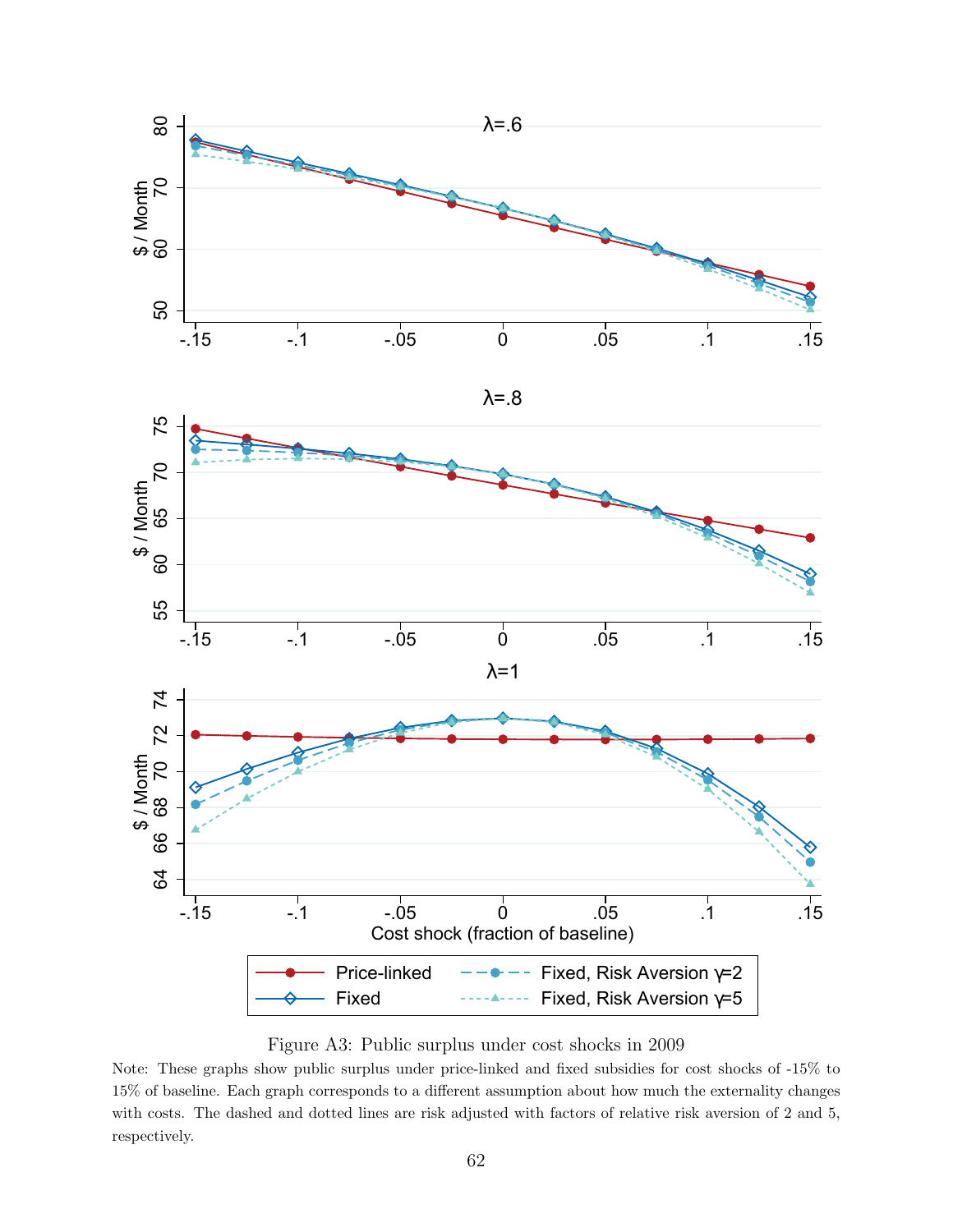Figure A3: Public surplus under cost shocks in 2009

Note: These graphs show public surplus under price-linked and fixed subsidies for cost shocks of -15% to 15% of baseline. Each graph corresponds to a different assumption about how much the externality changes with costs. The dashed and dotted lines are risk adjusted with factors of relative risk aversion of 2 and 5, respectively.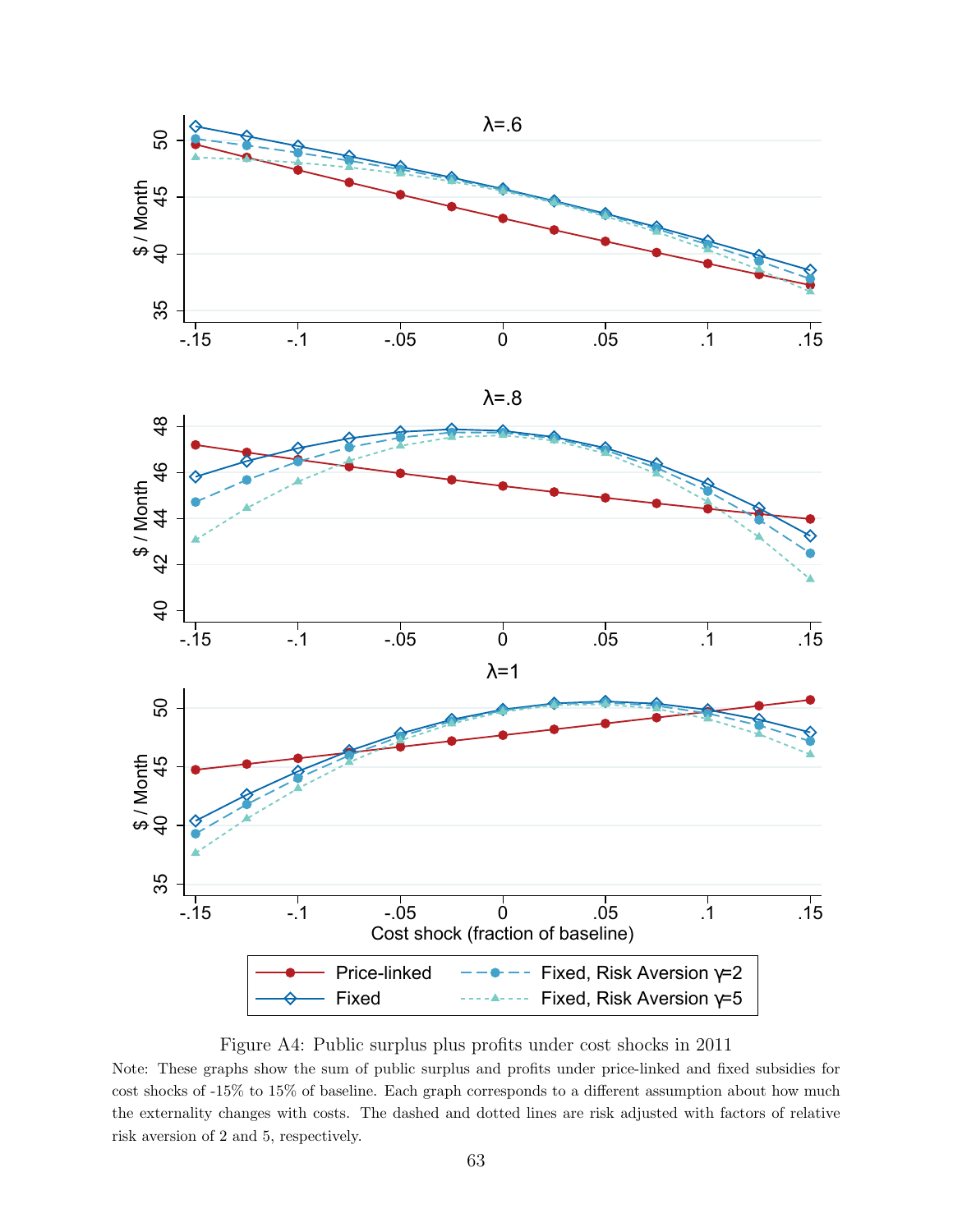λ=.6

$ / Month

50
45
40
35

-.15 -.1 -.05 0 .05 .1 .15

λ=.8

$ / Month

48
46
44
42
40

-.15 -.1 -.05 0 .05 .1 .15

λ=1

$ / Month

50
45
40
35

-.15 -.1 -.05 0 .05 .1 .15

Cost shock (fraction of baseline)

Price-linked
Fixed
Fixed, Risk Aversion γ=2
Fixed, Risk Aversion γ=5

Figure A4: Public surplus plus profits under cost shocks in 2011

Note: These graphs show the sum of public surplus and profits under price-linked and fixed subsidies for cost shocks of -15% to 15% of baseline. Each graph corresponds to a different assumption about how much the externality changes with costs. The dashed and dotted lines are risk adjusted with factors of relative risk aversion of 2 and 5, respectively.